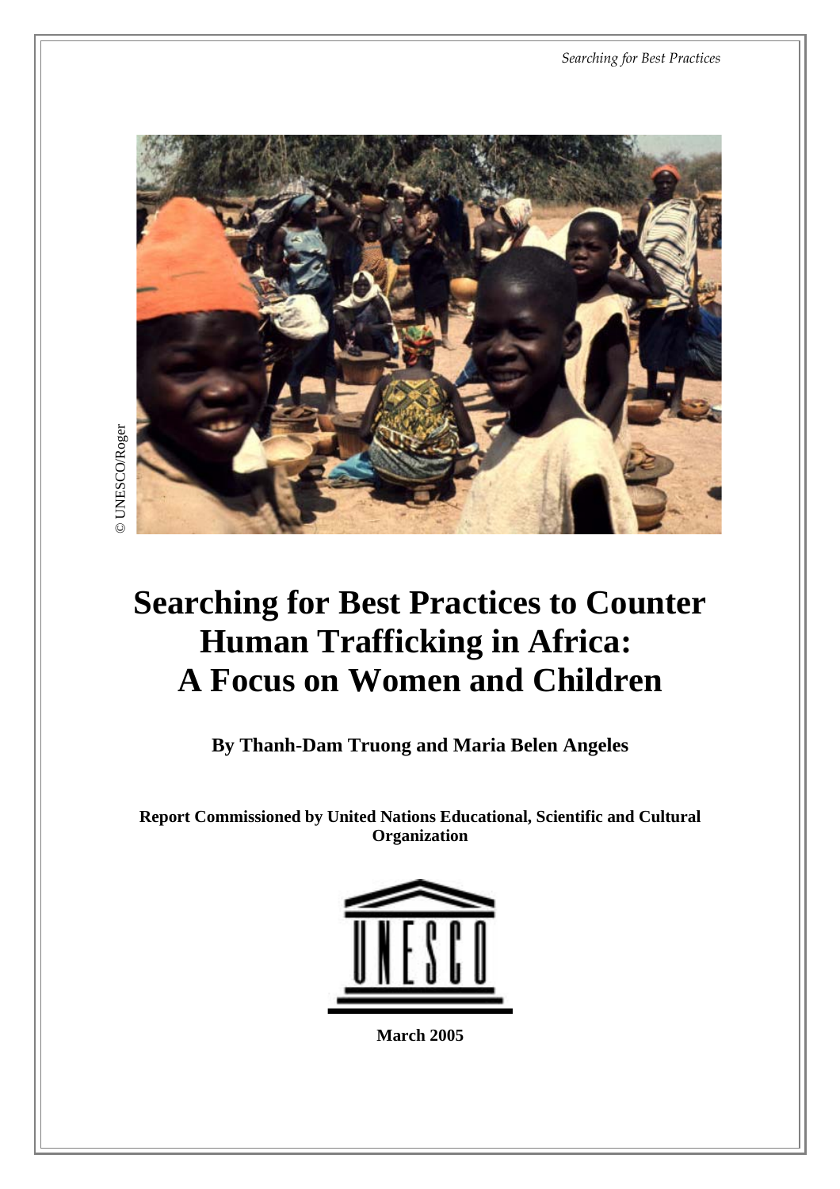© UNESCO/Roger

# Searching for Best Practices to Counter Human Trafficking in Africa: A Focus on Women and Children

**By Thanh-Dam Truong and Maria Belen Angeles**

**Report Commissioned by United Nations Educational, Scientific and Cultural Organization**

**March 2005**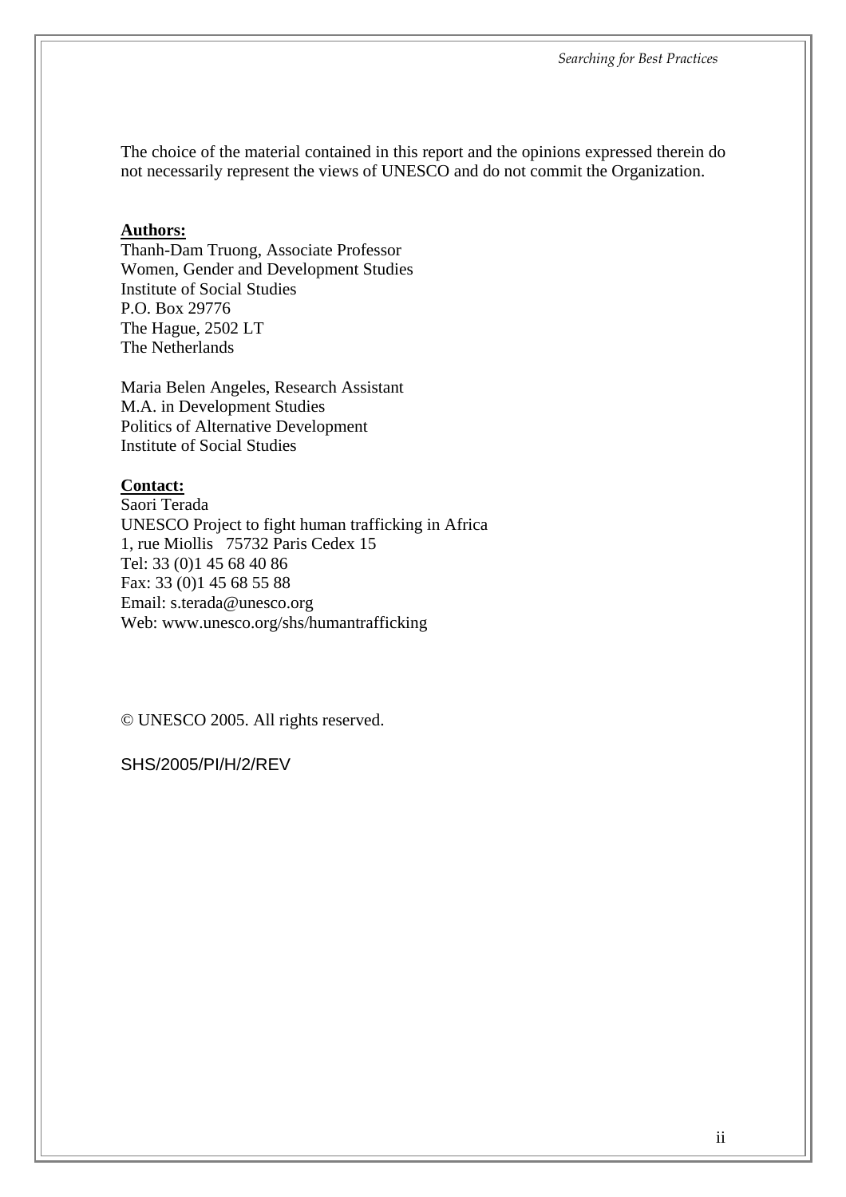The choice of the material contained in this report and the opinions expressed therein do not necessarily represent the views of UNESCO and do not commit the Organization.

**Authors:**

Thanh-Dam Truong, Associate Professor
Women, Gender and Development Studies
Institute of Social Studies
P.O. Box 29776
The Hague, 2502 LT
The Netherlands

Maria Belen Angeles, Research Assistant
M.A. in Development Studies
Politics of Alternative Development
Institute of Social Studies

**Contact:**

Saori Terada
UNESCO Project to fight human trafficking in Africa
1, rue Miollis 75732 Paris Cedex 15
Tel: 33 (0)1 45 68 40 86
Fax: 33 (0)1 45 68 55 88
Email: s.terada@unesco.org
Web: www.unesco.org/shs/humantrafficking

© UNESCO 2005. All rights reserved.

SHS/2005/PI/H/2/REV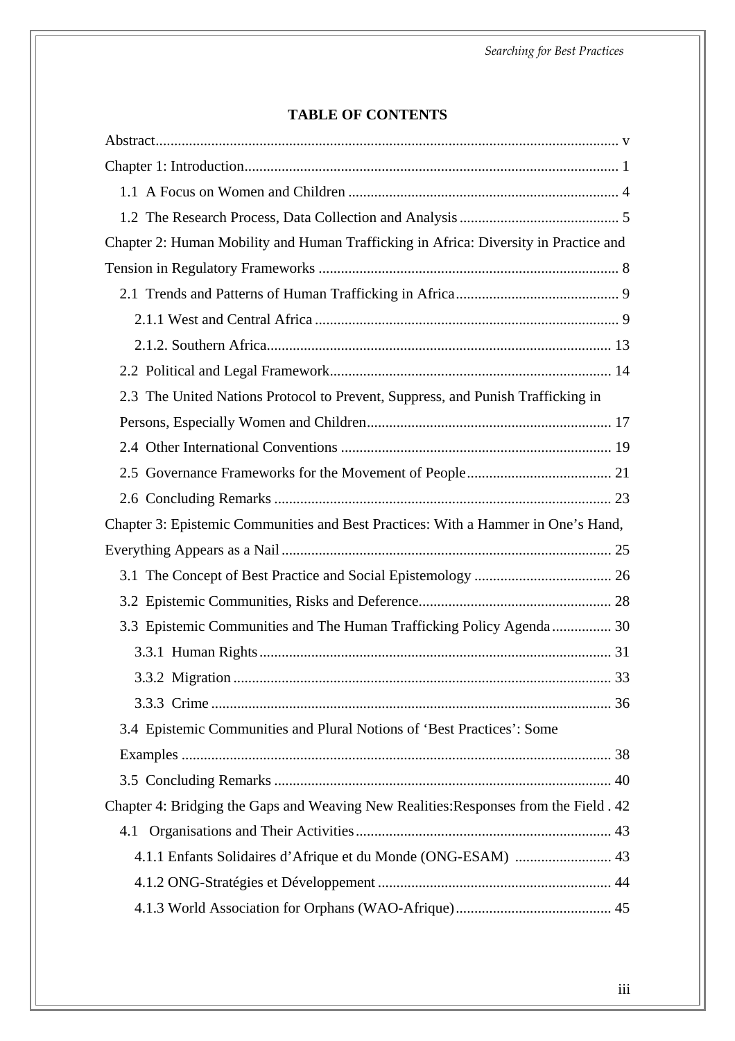## TABLE OF CONTENTS

Abstract ............ v

Chapter 1: Introduction ............ 1

- 1.1 A Focus on Women and Children ............ 4
- 1.2 The Research Process, Data Collection and Analysis ............ 5

Chapter 2: Human Mobility and Human Trafficking in Africa: Diversity in Practice and Tension in Regulatory Frameworks ............ 8

- 2.1 Trends and Patterns of Human Trafficking in Africa ............ 9
  - 2.1.1 West and Central Africa ............ 9
  - 2.1.2. Southern Africa ............ 13
- 2.2 Political and Legal Framework ............ 14
- 2.3 The United Nations Protocol to Prevent, Suppress, and Punish Trafficking in Persons, Especially Women and Children ............ 17
- 2.4 Other International Conventions ............ 19
- 2.5 Governance Frameworks for the Movement of People ............ 21
- 2.6 Concluding Remarks ............ 23

Chapter 3: Epistemic Communities and Best Practices: With a Hammer in One's Hand, Everything Appears as a Nail ............ 25

- 3.1 The Concept of Best Practice and Social Epistemology ............ 26
- 3.2 Epistemic Communities, Risks and Deference ............ 28
- 3.3 Epistemic Communities and The Human Trafficking Policy Agenda ............ 30
  - 3.3.1 Human Rights ............ 31
  - 3.3.2 Migration ............ 33
  - 3.3.3 Crime ............ 36
- 3.4 Epistemic Communities and Plural Notions of 'Best Practices': Some Examples ............ 38
- 3.5 Concluding Remarks ............ 40

Chapter 4: Bridging the Gaps and Weaving New Realities:Responses from the Field . 42

- 4.1 Organisations and Their Activities ............ 43
  - 4.1.1 Enfants Solidaires d'Afrique et du Monde (ONG-ESAM) ............ 43
  - 4.1.2 ONG-Stratégies et Développement ............ 44
  - 4.1.3 World Association for Orphans (WAO-Afrique) ............ 45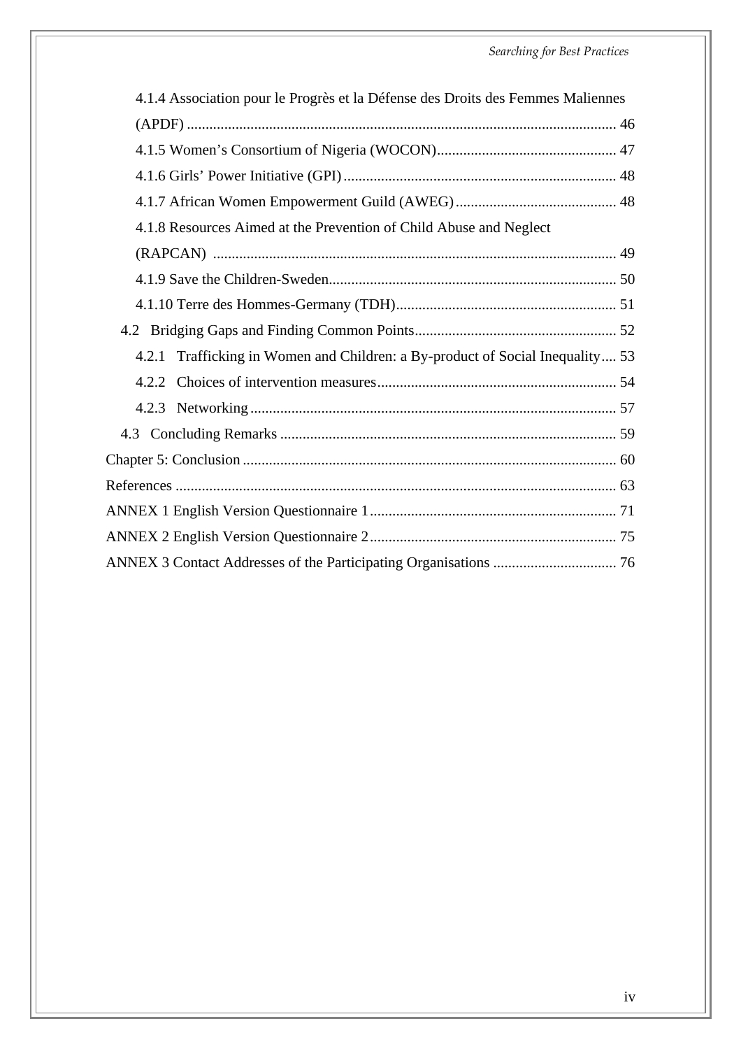4.1.4 Association pour le Progrès et la Défense des Droits des Femmes Maliennes (APDF) ... 46

4.1.5 Women's Consortium of Nigeria (WOCON) ... 47

4.1.6 Girls' Power Initiative (GPI) ... 48

4.1.7 African Women Empowerment Guild (AWEG) ... 48

4.1.8 Resources Aimed at the Prevention of Child Abuse and Neglect (RAPCAN) ... 49

4.1.9 Save the Children-Sweden ... 50

4.1.10 Terre des Hommes-Germany (TDH) ... 51

4.2 Bridging Gaps and Finding Common Points ... 52

4.2.1 Trafficking in Women and Children: a By-product of Social Inequality ... 53

4.2.2 Choices of intervention measures ... 54

4.2.3 Networking ... 57

4.3 Concluding Remarks ... 59

Chapter 5: Conclusion ... 60

References ... 63

ANNEX 1 English Version Questionnaire 1 ... 71

ANNEX 2 English Version Questionnaire 2 ... 75

ANNEX 3 Contact Addresses of the Participating Organisations ... 76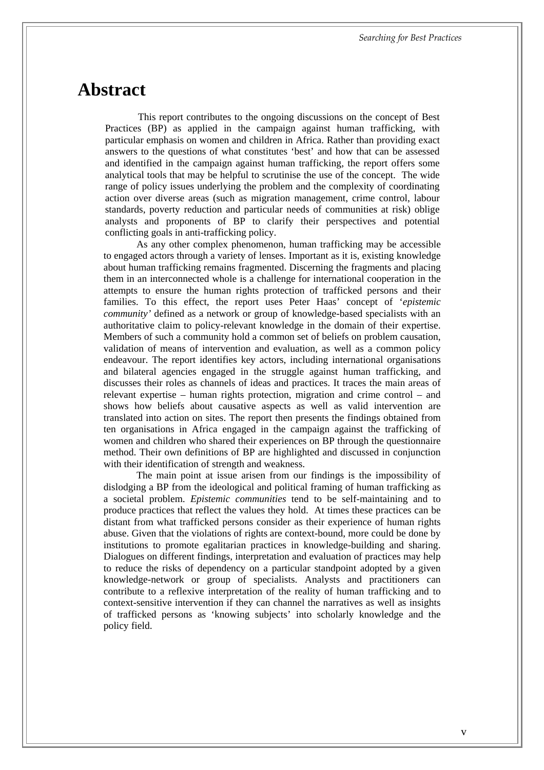# Abstract

This report contributes to the ongoing discussions on the concept of Best Practices (BP) as applied in the campaign against human trafficking, with particular emphasis on women and children in Africa. Rather than providing exact answers to the questions of what constitutes 'best' and how that can be assessed and identified in the campaign against human trafficking, the report offers some analytical tools that may be helpful to scrutinise the use of the concept. The wide range of policy issues underlying the problem and the complexity of coordinating action over diverse areas (such as migration management, crime control, labour standards, poverty reduction and particular needs of communities at risk) oblige analysts and proponents of BP to clarify their perspectives and potential conflicting goals in anti-trafficking policy.

As any other complex phenomenon, human trafficking may be accessible to engaged actors through a variety of lenses. Important as it is, existing knowledge about human trafficking remains fragmented. Discerning the fragments and placing them in an interconnected whole is a challenge for international cooperation in the attempts to ensure the human rights protection of trafficked persons and their families. To this effect, the report uses Peter Haas' concept of '*epistemic community'* defined as a network or group of knowledge-based specialists with an authoritative claim to policy-relevant knowledge in the domain of their expertise. Members of such a community hold a common set of beliefs on problem causation, validation of means of intervention and evaluation, as well as a common policy endeavour. The report identifies key actors, including international organisations and bilateral agencies engaged in the struggle against human trafficking, and discusses their roles as channels of ideas and practices. It traces the main areas of relevant expertise – human rights protection, migration and crime control – and shows how beliefs about causative aspects as well as valid intervention are translated into action on sites. The report then presents the findings obtained from ten organisations in Africa engaged in the campaign against the trafficking of women and children who shared their experiences on BP through the questionnaire method. Their own definitions of BP are highlighted and discussed in conjunction with their identification of strength and weakness.

The main point at issue arisen from our findings is the impossibility of dislodging a BP from the ideological and political framing of human trafficking as a societal problem. *Epistemic communities* tend to be self-maintaining and to produce practices that reflect the values they hold. At times these practices can be distant from what trafficked persons consider as their experience of human rights abuse. Given that the violations of rights are context-bound, more could be done by institutions to promote egalitarian practices in knowledge-building and sharing. Dialogues on different findings, interpretation and evaluation of practices may help to reduce the risks of dependency on a particular standpoint adopted by a given knowledge-network or group of specialists. Analysts and practitioners can contribute to a reflexive interpretation of the reality of human trafficking and to context-sensitive intervention if they can channel the narratives as well as insights of trafficked persons as 'knowing subjects' into scholarly knowledge and the policy field.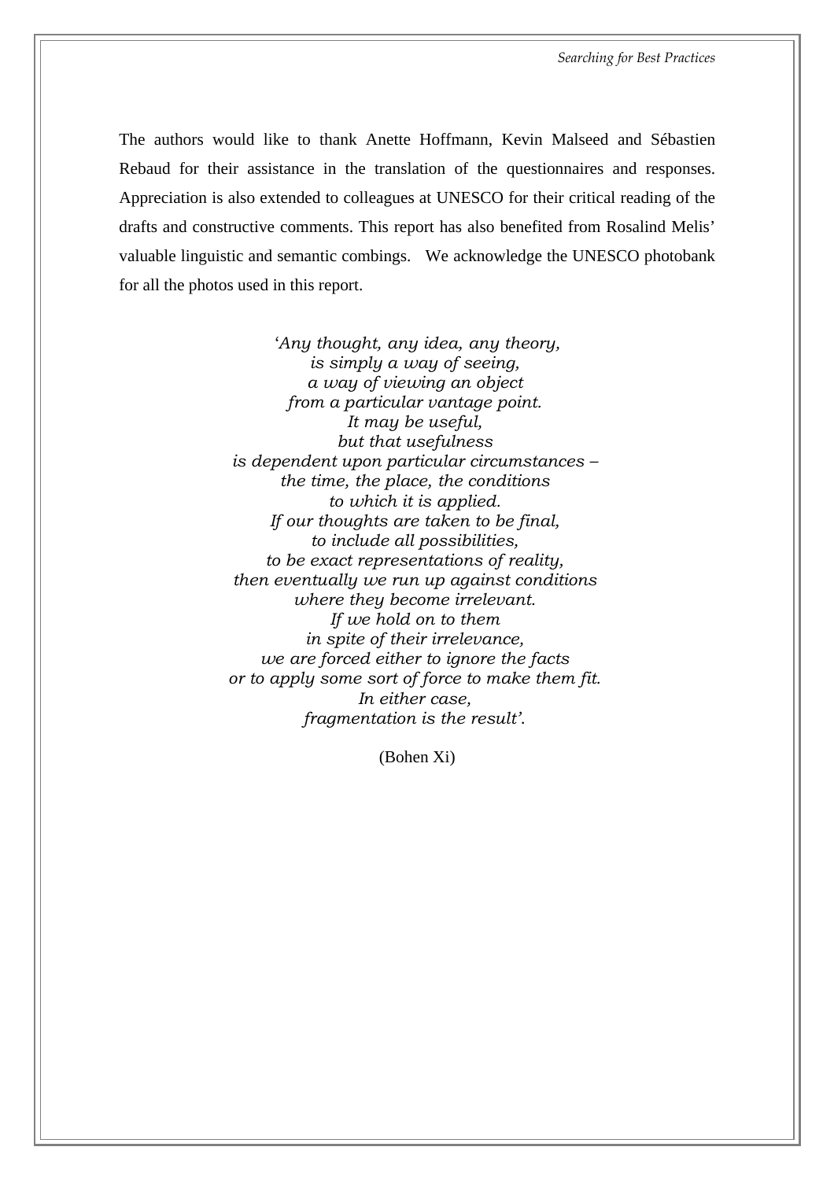The authors would like to thank Anette Hoffmann, Kevin Malseed and Sébastien Rebaud for their assistance in the translation of the questionnaires and responses. Appreciation is also extended to colleagues at UNESCO for their critical reading of the drafts and constructive comments. This report has also benefited from Rosalind Melis' valuable linguistic and semantic combings. We acknowledge the UNESCO photobank for all the photos used in this report.

*'Any thought, any idea, any theory,*
*is simply a way of seeing,*
*a way of viewing an object*
*from a particular vantage point.*
*It may be useful,*
*but that usefulness*
*is dependent upon particular circumstances –*
*the time, the place, the conditions*
*to which it is applied.*
*If our thoughts are taken to be final,*
*to include all possibilities,*
*to be exact representations of reality,*
*then eventually we run up against conditions*
*where they become irrelevant.*
*If we hold on to them*
*in spite of their irrelevance,*
*we are forced either to ignore the facts*
*or to apply some sort of force to make them fit.*
*In either case,*
*fragmentation is the result'.*

(Bohen Xi)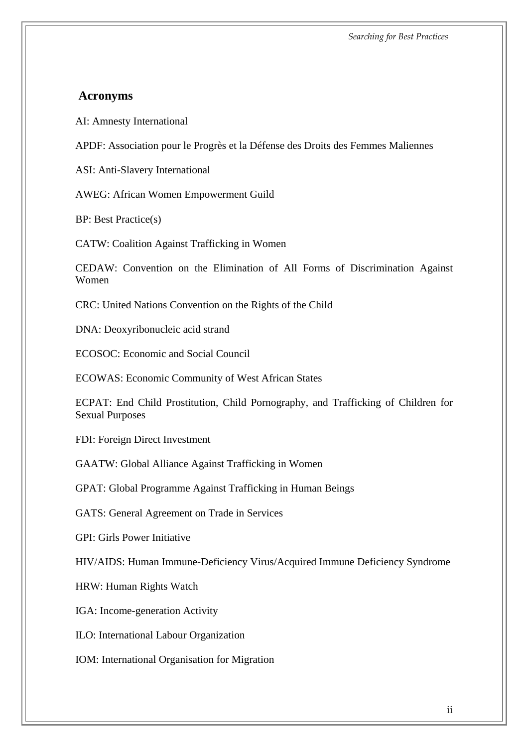## Acronyms

AI: Amnesty International

APDF: Association pour le Progrès et la Défense des Droits des Femmes Maliennes

ASI: Anti-Slavery International

AWEG: African Women Empowerment Guild

BP: Best Practice(s)

CATW: Coalition Against Trafficking in Women

CEDAW: Convention on the Elimination of All Forms of Discrimination Against Women

CRC: United Nations Convention on the Rights of the Child

DNA: Deoxyribonucleic acid strand

ECOSOC: Economic and Social Council

ECOWAS: Economic Community of West African States

ECPAT: End Child Prostitution, Child Pornography, and Trafficking of Children for Sexual Purposes

FDI: Foreign Direct Investment

GAATW: Global Alliance Against Trafficking in Women

GPAT: Global Programme Against Trafficking in Human Beings

GATS: General Agreement on Trade in Services

GPI: Girls Power Initiative

HIV/AIDS: Human Immune-Deficiency Virus/Acquired Immune Deficiency Syndrome

HRW: Human Rights Watch

IGA: Income-generation Activity

ILO: International Labour Organization

IOM: International Organisation for Migration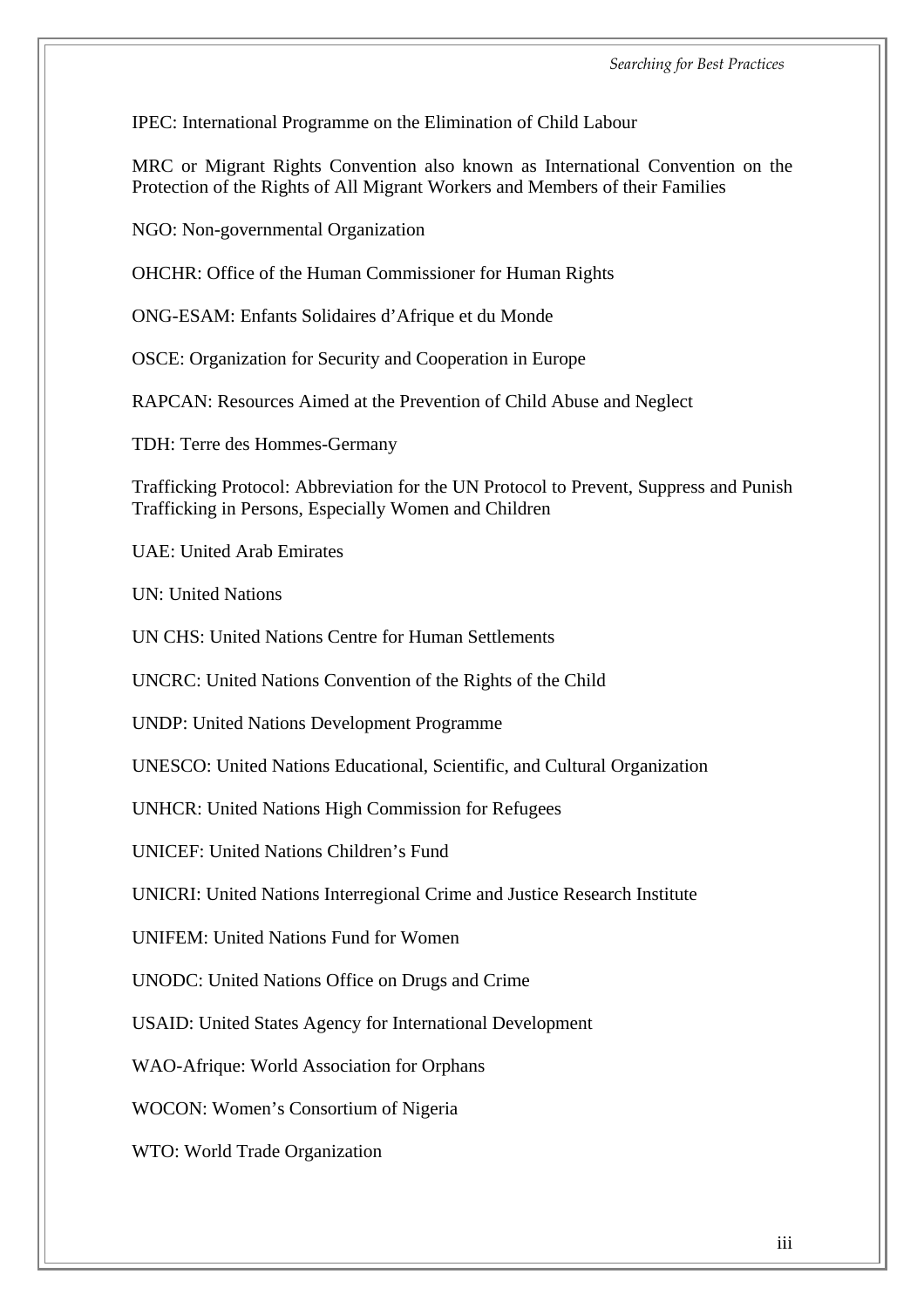IPEC: International Programme on the Elimination of Child Labour

MRC or Migrant Rights Convention also known as International Convention on the Protection of the Rights of All Migrant Workers and Members of their Families

NGO: Non-governmental Organization

OHCHR: Office of the Human Commissioner for Human Rights

ONG-ESAM: Enfants Solidaires d'Afrique et du Monde

OSCE: Organization for Security and Cooperation in Europe

RAPCAN: Resources Aimed at the Prevention of Child Abuse and Neglect

TDH: Terre des Hommes-Germany

Trafficking Protocol: Abbreviation for the UN Protocol to Prevent, Suppress and Punish Trafficking in Persons, Especially Women and Children

UAE: United Arab Emirates

UN: United Nations

UN CHS: United Nations Centre for Human Settlements

UNCRC: United Nations Convention of the Rights of the Child

UNDP: United Nations Development Programme

UNESCO: United Nations Educational, Scientific, and Cultural Organization

UNHCR: United Nations High Commission for Refugees

UNICEF: United Nations Children's Fund

UNICRI: United Nations Interregional Crime and Justice Research Institute

UNIFEM: United Nations Fund for Women

UNODC: United Nations Office on Drugs and Crime

USAID: United States Agency for International Development

WAO-Afrique: World Association for Orphans

WOCON: Women's Consortium of Nigeria

WTO: World Trade Organization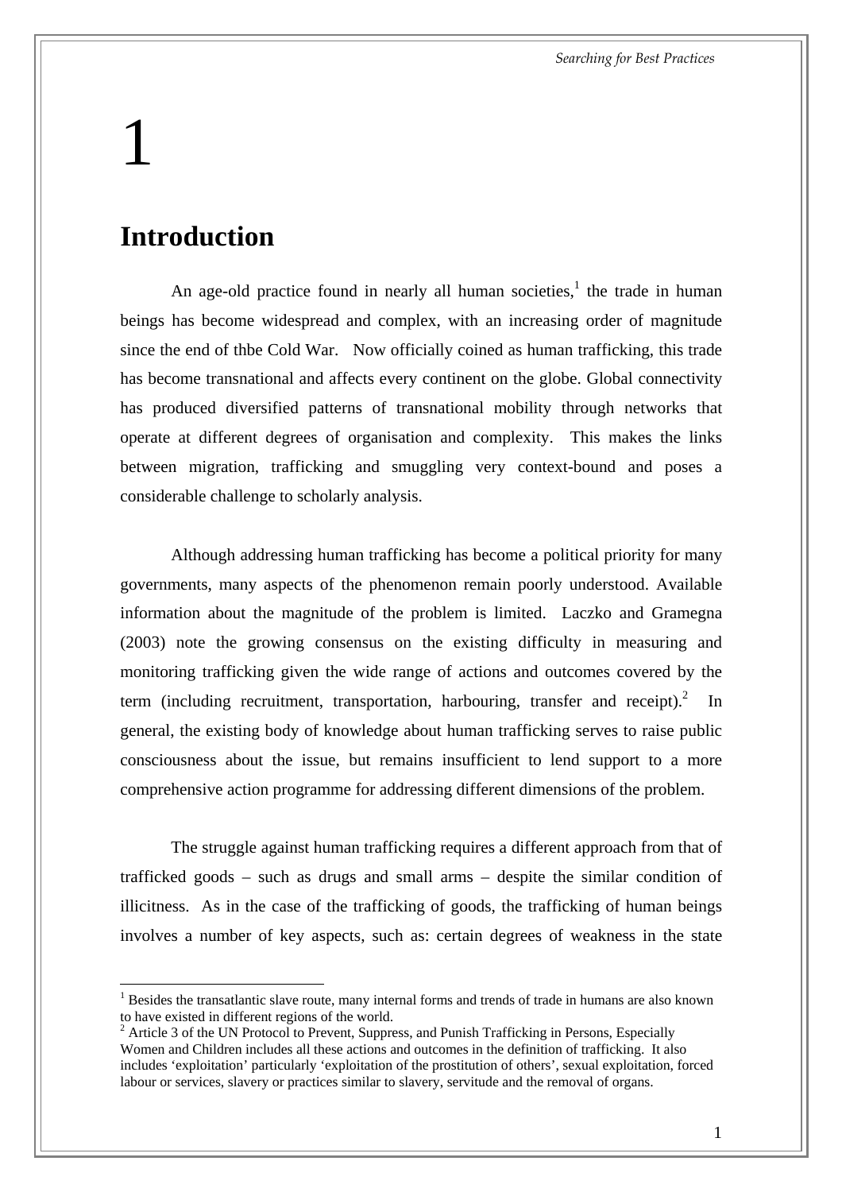1

# Introduction

An age-old practice found in nearly all human societies,[1] the trade in human beings has become widespread and complex, with an increasing order of magnitude since the end of thbe Cold War. Now officially coined as human trafficking, this trade has become transnational and affects every continent on the globe. Global connectivity has produced diversified patterns of transnational mobility through networks that operate at different degrees of organisation and complexity. This makes the links between migration, trafficking and smuggling very context-bound and poses a considerable challenge to scholarly analysis.

Although addressing human trafficking has become a political priority for many governments, many aspects of the phenomenon remain poorly understood. Available information about the magnitude of the problem is limited. Laczko and Gramegna (2003) note the growing consensus on the existing difficulty in measuring and monitoring trafficking given the wide range of actions and outcomes covered by the term (including recruitment, transportation, harbouring, transfer and receipt).[2] In general, the existing body of knowledge about human trafficking serves to raise public consciousness about the issue, but remains insufficient to lend support to a more comprehensive action programme for addressing different dimensions of the problem.

The struggle against human trafficking requires a different approach from that of trafficked goods – such as drugs and small arms – despite the similar condition of illicitness. As in the case of the trafficking of goods, the trafficking of human beings involves a number of key aspects, such as: certain degrees of weakness in the state

---

[1] Besides the transatlantic slave route, many internal forms and trends of trade in humans are also known to have existed in different regions of the world.

[2] Article 3 of the UN Protocol to Prevent, Suppress, and Punish Trafficking in Persons, Especially Women and Children includes all these actions and outcomes in the definition of trafficking. It also includes 'exploitation' particularly 'exploitation of the prostitution of others', sexual exploitation, forced labour or services, slavery or practices similar to slavery, servitude and the removal of organs.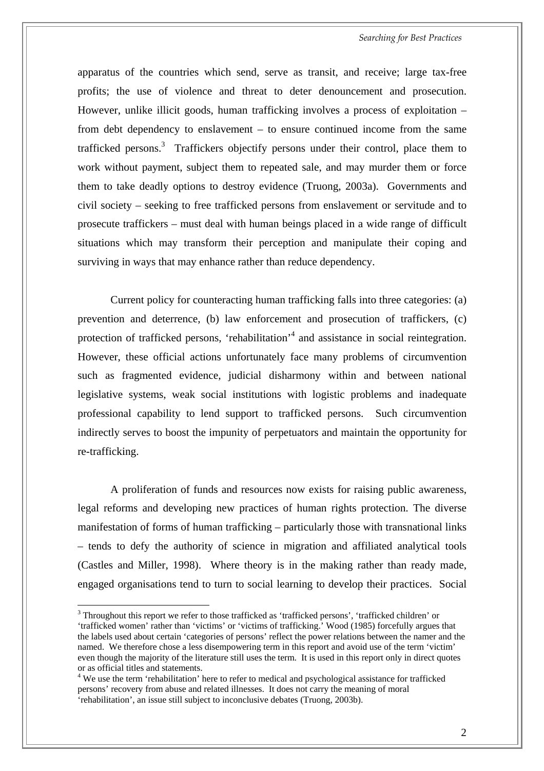apparatus of the countries which send, serve as transit, and receive; large tax-free profits; the use of violence and threat to deter denouncement and prosecution. However, unlike illicit goods, human trafficking involves a process of exploitation – from debt dependency to enslavement – to ensure continued income from the same trafficked persons.[3] Traffickers objectify persons under their control, place them to work without payment, subject them to repeated sale, and may murder them or force them to take deadly options to destroy evidence (Truong, 2003a). Governments and civil society – seeking to free trafficked persons from enslavement or servitude and to prosecute traffickers – must deal with human beings placed in a wide range of difficult situations which may transform their perception and manipulate their coping and surviving in ways that may enhance rather than reduce dependency.

Current policy for counteracting human trafficking falls into three categories: (a) prevention and deterrence, (b) law enforcement and prosecution of traffickers, (c) protection of trafficked persons, 'rehabilitation'[4] and assistance in social reintegration. However, these official actions unfortunately face many problems of circumvention such as fragmented evidence, judicial disharmony within and between national legislative systems, weak social institutions with logistic problems and inadequate professional capability to lend support to trafficked persons. Such circumvention indirectly serves to boost the impunity of perpetuators and maintain the opportunity for re-trafficking.

A proliferation of funds and resources now exists for raising public awareness, legal reforms and developing new practices of human rights protection. The diverse manifestation of forms of human trafficking – particularly those with transnational links – tends to defy the authority of science in migration and affiliated analytical tools (Castles and Miller, 1998). Where theory is in the making rather than ready made, engaged organisations tend to turn to social learning to develop their practices. Social

---

[3] Throughout this report we refer to those trafficked as 'trafficked persons', 'trafficked children' or 'trafficked women' rather than 'victims' or 'victims of trafficking.' Wood (1985) forcefully argues that the labels used about certain 'categories of persons' reflect the power relations between the namer and the named. We therefore chose a less disempowering term in this report and avoid use of the term 'victim' even though the majority of the literature still uses the term. It is used in this report only in direct quotes or as official titles and statements.

[4] We use the term 'rehabilitation' here to refer to medical and psychological assistance for trafficked persons' recovery from abuse and related illnesses. It does not carry the meaning of moral 'rehabilitation', an issue still subject to inconclusive debates (Truong, 2003b).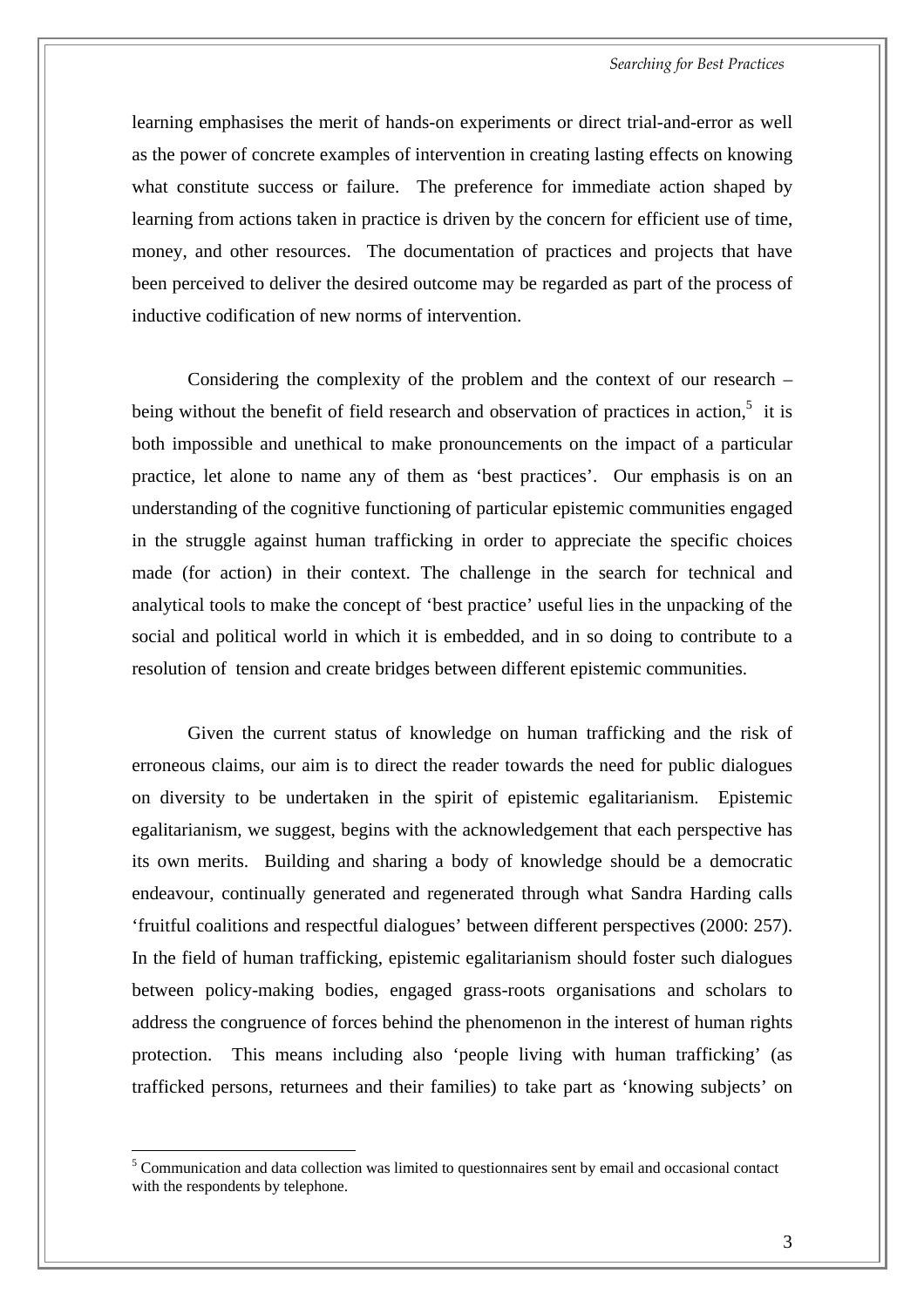learning emphasises the merit of hands-on experiments or direct trial-and-error as well as the power of concrete examples of intervention in creating lasting effects on knowing what constitute success or failure. The preference for immediate action shaped by learning from actions taken in practice is driven by the concern for efficient use of time, money, and other resources. The documentation of practices and projects that have been perceived to deliver the desired outcome may be regarded as part of the process of inductive codification of new norms of intervention.

Considering the complexity of the problem and the context of our research – being without the benefit of field research and observation of practices in action,[5] it is both impossible and unethical to make pronouncements on the impact of a particular practice, let alone to name any of them as 'best practices'. Our emphasis is on an understanding of the cognitive functioning of particular epistemic communities engaged in the struggle against human trafficking in order to appreciate the specific choices made (for action) in their context. The challenge in the search for technical and analytical tools to make the concept of 'best practice' useful lies in the unpacking of the social and political world in which it is embedded, and in so doing to contribute to a resolution of tension and create bridges between different epistemic communities.

Given the current status of knowledge on human trafficking and the risk of erroneous claims, our aim is to direct the reader towards the need for public dialogues on diversity to be undertaken in the spirit of epistemic egalitarianism. Epistemic egalitarianism, we suggest, begins with the acknowledgement that each perspective has its own merits. Building and sharing a body of knowledge should be a democratic endeavour, continually generated and regenerated through what Sandra Harding calls 'fruitful coalitions and respectful dialogues' between different perspectives (2000: 257). In the field of human trafficking, epistemic egalitarianism should foster such dialogues between policy-making bodies, engaged grass-roots organisations and scholars to address the congruence of forces behind the phenomenon in the interest of human rights protection. This means including also 'people living with human trafficking' (as trafficked persons, returnees and their families) to take part as 'knowing subjects' on

[5] Communication and data collection was limited to questionnaires sent by email and occasional contact with the respondents by telephone.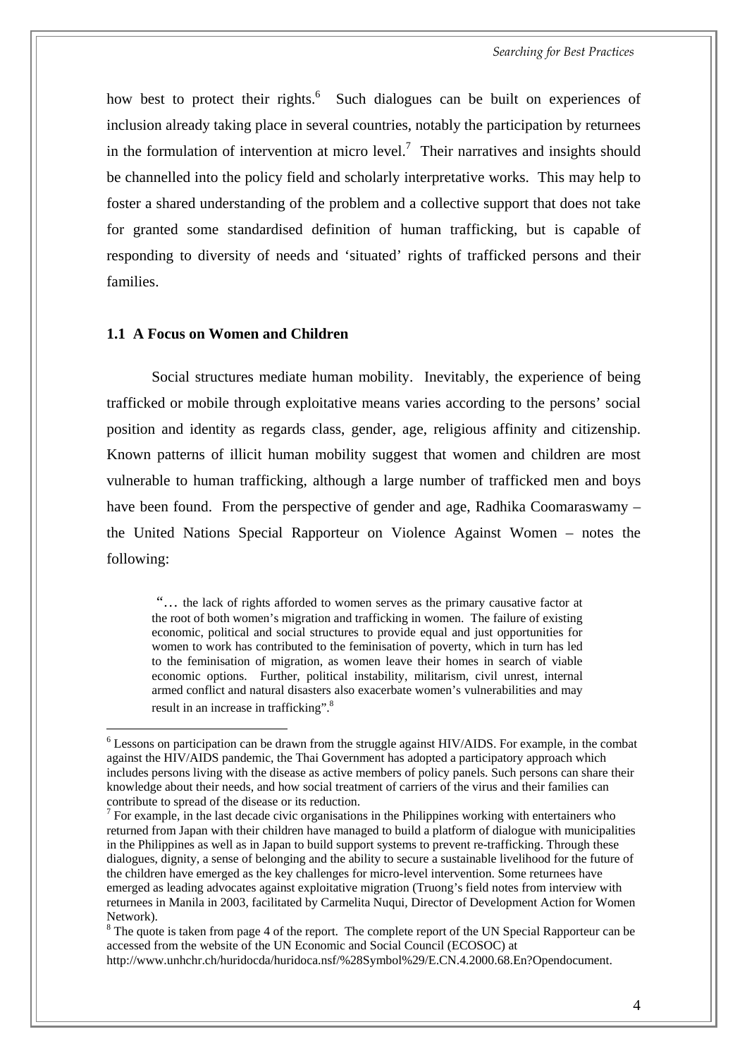how best to protect their rights.[6] Such dialogues can be built on experiences of inclusion already taking place in several countries, notably the participation by returnees in the formulation of intervention at micro level.[7] Their narratives and insights should be channelled into the policy field and scholarly interpretative works. This may help to foster a shared understanding of the problem and a collective support that does not take for granted some standardised definition of human trafficking, but is capable of responding to diversity of needs and 'situated' rights of trafficked persons and their families.

### 1.1 A Focus on Women and Children

Social structures mediate human mobility. Inevitably, the experience of being trafficked or mobile through exploitative means varies according to the persons' social position and identity as regards class, gender, age, religious affinity and citizenship. Known patterns of illicit human mobility suggest that women and children are most vulnerable to human trafficking, although a large number of trafficked men and boys have been found. From the perspective of gender and age, Radhika Coomaraswamy – the United Nations Special Rapporteur on Violence Against Women – notes the following:

> "… the lack of rights afforded to women serves as the primary causative factor at the root of both women's migration and trafficking in women. The failure of existing economic, political and social structures to provide equal and just opportunities for women to work has contributed to the feminisation of poverty, which in turn has led to the feminisation of migration, as women leave their homes in search of viable economic options. Further, political instability, militarism, civil unrest, internal armed conflict and natural disasters also exacerbate women's vulnerabilities and may result in an increase in trafficking".[8]

---

[6] Lessons on participation can be drawn from the struggle against HIV/AIDS. For example, in the combat against the HIV/AIDS pandemic, the Thai Government has adopted a participatory approach which includes persons living with the disease as active members of policy panels. Such persons can share their knowledge about their needs, and how social treatment of carriers of the virus and their families can contribute to spread of the disease or its reduction.

[7] For example, in the last decade civic organisations in the Philippines working with entertainers who returned from Japan with their children have managed to build a platform of dialogue with municipalities in the Philippines as well as in Japan to build support systems to prevent re-trafficking. Through these dialogues, dignity, a sense of belonging and the ability to secure a sustainable livelihood for the future of the children have emerged as the key challenges for micro-level intervention. Some returnees have emerged as leading advocates against exploitative migration (Truong's field notes from interview with returnees in Manila in 2003, facilitated by Carmelita Nuqui, Director of Development Action for Women Network).

[8] The quote is taken from page 4 of the report. The complete report of the UN Special Rapporteur can be accessed from the website of the UN Economic and Social Council (ECOSOC) at http://www.unhchr.ch/huridocda/huridoca.nsf/%28Symbol%29/E.CN.4.2000.68.En?Opendocument.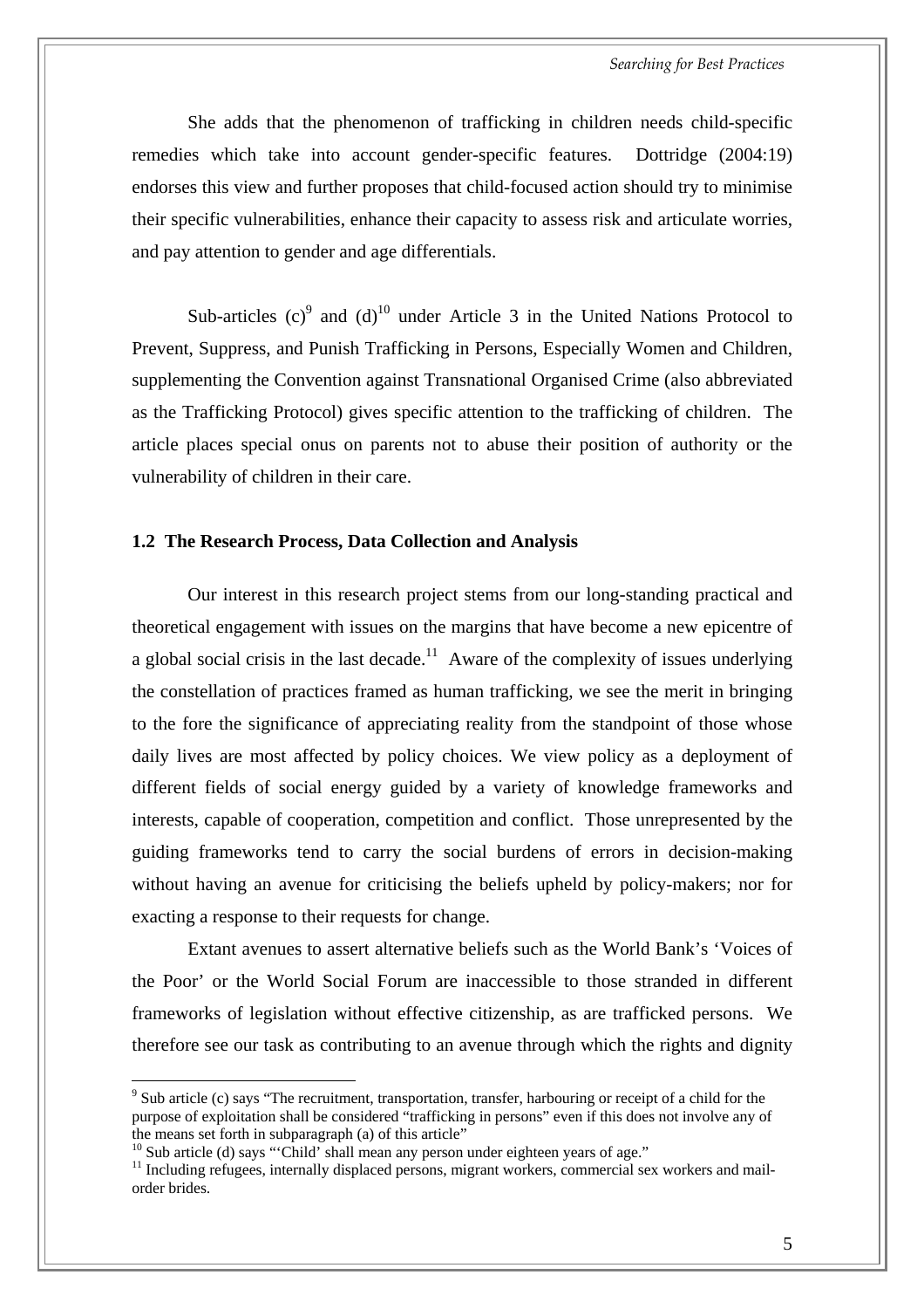She adds that the phenomenon of trafficking in children needs child-specific remedies which take into account gender-specific features. Dottridge (2004:19) endorses this view and further proposes that child-focused action should try to minimise their specific vulnerabilities, enhance their capacity to assess risk and articulate worries, and pay attention to gender and age differentials.

Sub-articles (c)[9] and (d)[10] under Article 3 in the United Nations Protocol to Prevent, Suppress, and Punish Trafficking in Persons, Especially Women and Children, supplementing the Convention against Transnational Organised Crime (also abbreviated as the Trafficking Protocol) gives specific attention to the trafficking of children. The article places special onus on parents not to abuse their position of authority or the vulnerability of children in their care.

### 1.2 The Research Process, Data Collection and Analysis

Our interest in this research project stems from our long-standing practical and theoretical engagement with issues on the margins that have become a new epicentre of a global social crisis in the last decade.[11] Aware of the complexity of issues underlying the constellation of practices framed as human trafficking, we see the merit in bringing to the fore the significance of appreciating reality from the standpoint of those whose daily lives are most affected by policy choices. We view policy as a deployment of different fields of social energy guided by a variety of knowledge frameworks and interests, capable of cooperation, competition and conflict. Those unrepresented by the guiding frameworks tend to carry the social burdens of errors in decision-making without having an avenue for criticising the beliefs upheld by policy-makers; nor for exacting a response to their requests for change.

Extant avenues to assert alternative beliefs such as the World Bank's 'Voices of the Poor' or the World Social Forum are inaccessible to those stranded in different frameworks of legislation without effective citizenship, as are trafficked persons. We therefore see our task as contributing to an avenue through which the rights and dignity

---

[9] Sub article (c) says "The recruitment, transportation, transfer, harbouring or receipt of a child for the purpose of exploitation shall be considered "trafficking in persons" even if this does not involve any of the means set forth in subparagraph (a) of this article"

[10] Sub article (d) says "'Child' shall mean any person under eighteen years of age."

[11] Including refugees, internally displaced persons, migrant workers, commercial sex workers and mail-order brides.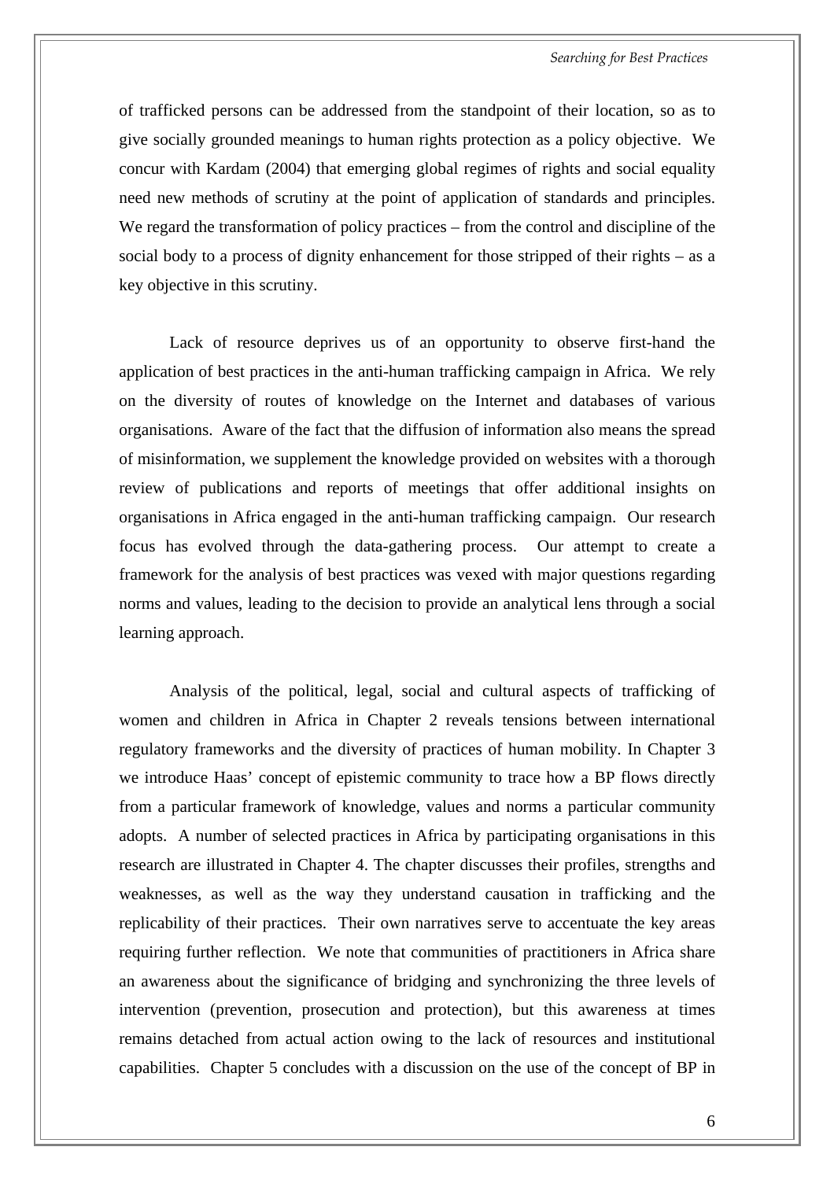of trafficked persons can be addressed from the standpoint of their location, so as to give socially grounded meanings to human rights protection as a policy objective. We concur with Kardam (2004) that emerging global regimes of rights and social equality need new methods of scrutiny at the point of application of standards and principles. We regard the transformation of policy practices – from the control and discipline of the social body to a process of dignity enhancement for those stripped of their rights – as a key objective in this scrutiny.

Lack of resource deprives us of an opportunity to observe first-hand the application of best practices in the anti-human trafficking campaign in Africa. We rely on the diversity of routes of knowledge on the Internet and databases of various organisations. Aware of the fact that the diffusion of information also means the spread of misinformation, we supplement the knowledge provided on websites with a thorough review of publications and reports of meetings that offer additional insights on organisations in Africa engaged in the anti-human trafficking campaign. Our research focus has evolved through the data-gathering process. Our attempt to create a framework for the analysis of best practices was vexed with major questions regarding norms and values, leading to the decision to provide an analytical lens through a social learning approach.

Analysis of the political, legal, social and cultural aspects of trafficking of women and children in Africa in Chapter 2 reveals tensions between international regulatory frameworks and the diversity of practices of human mobility. In Chapter 3 we introduce Haas' concept of epistemic community to trace how a BP flows directly from a particular framework of knowledge, values and norms a particular community adopts. A number of selected practices in Africa by participating organisations in this research are illustrated in Chapter 4. The chapter discusses their profiles, strengths and weaknesses, as well as the way they understand causation in trafficking and the replicability of their practices. Their own narratives serve to accentuate the key areas requiring further reflection. We note that communities of practitioners in Africa share an awareness about the significance of bridging and synchronizing the three levels of intervention (prevention, prosecution and protection), but this awareness at times remains detached from actual action owing to the lack of resources and institutional capabilities. Chapter 5 concludes with a discussion on the use of the concept of BP in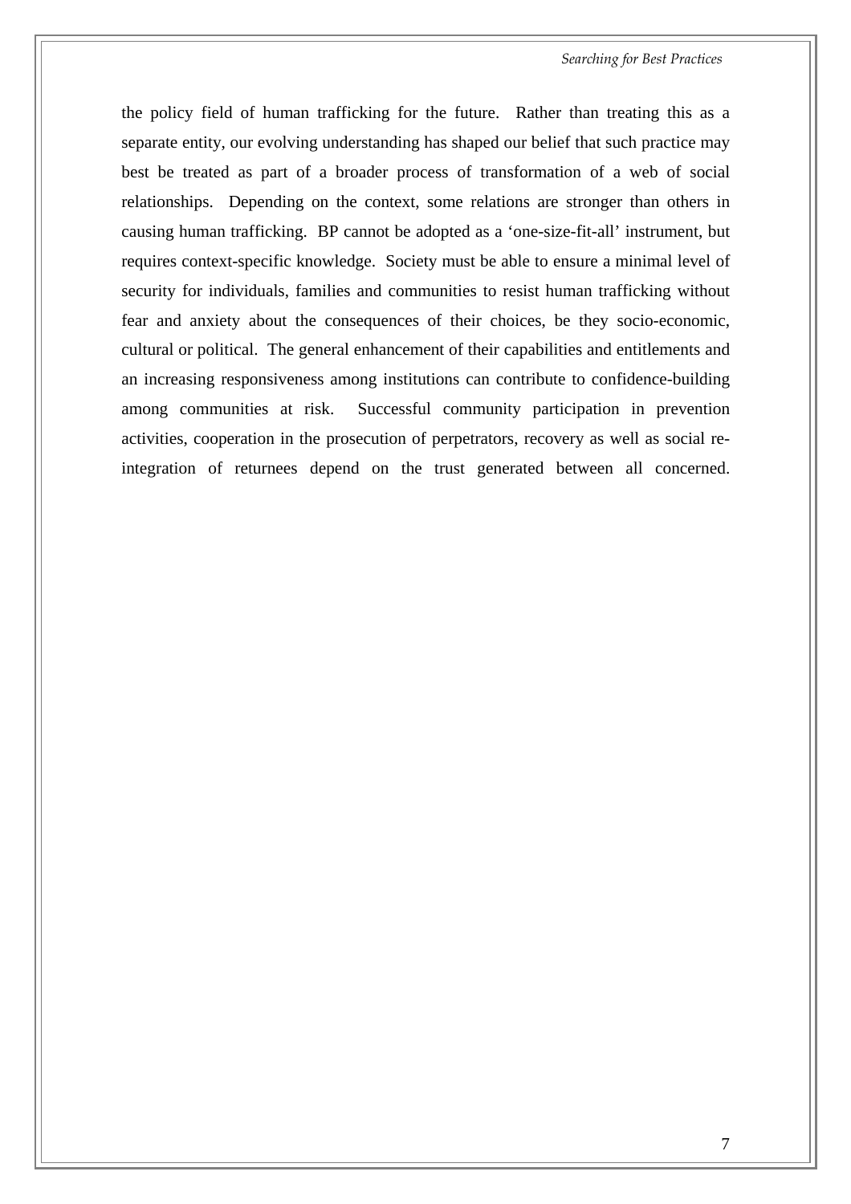the policy field of human trafficking for the future. Rather than treating this as a separate entity, our evolving understanding has shaped our belief that such practice may best be treated as part of a broader process of transformation of a web of social relationships. Depending on the context, some relations are stronger than others in causing human trafficking. BP cannot be adopted as a 'one-size-fit-all' instrument, but requires context-specific knowledge. Society must be able to ensure a minimal level of security for individuals, families and communities to resist human trafficking without fear and anxiety about the consequences of their choices, be they socio-economic, cultural or political. The general enhancement of their capabilities and entitlements and an increasing responsiveness among institutions can contribute to confidence-building among communities at risk. Successful community participation in prevention activities, cooperation in the prosecution of perpetrators, recovery as well as social re-integration of returnees depend on the trust generated between all concerned.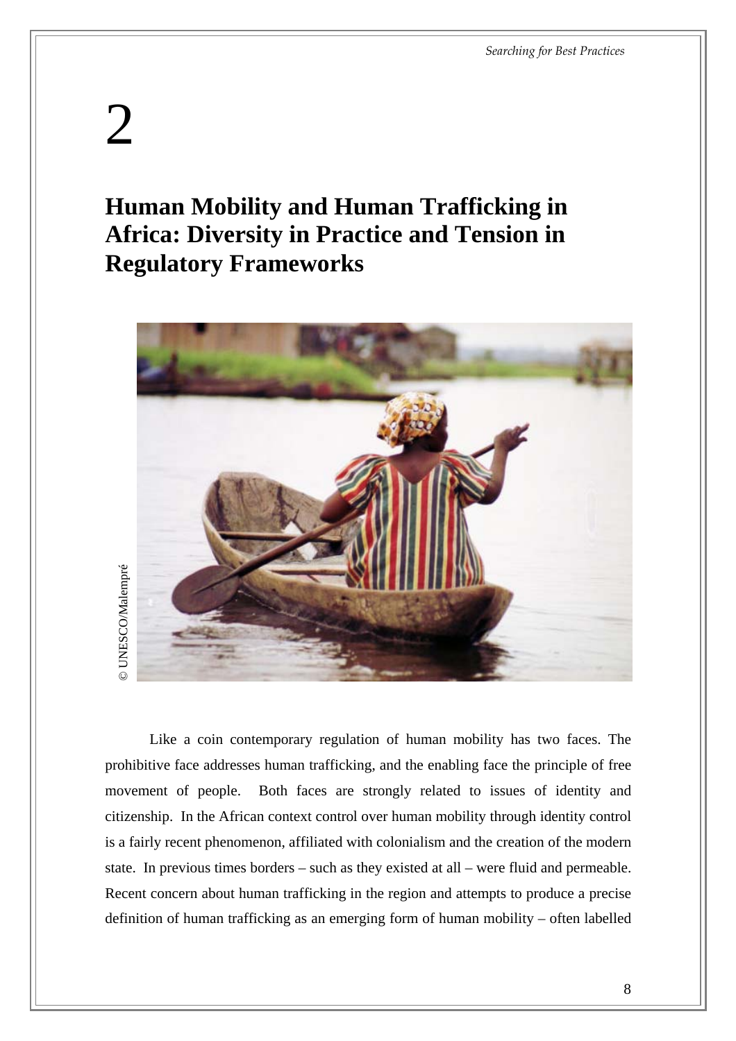# 2

## Human Mobility and Human Trafficking in Africa: Diversity in Practice and Tension in Regulatory Frameworks

© UNESCO/Malempré

Like a coin contemporary regulation of human mobility has two faces. The prohibitive face addresses human trafficking, and the enabling face the principle of free movement of people. Both faces are strongly related to issues of identity and citizenship. In the African context control over human mobility through identity control is a fairly recent phenomenon, affiliated with colonialism and the creation of the modern state. In previous times borders – such as they existed at all – were fluid and permeable. Recent concern about human trafficking in the region and attempts to produce a precise definition of human trafficking as an emerging form of human mobility – often labelled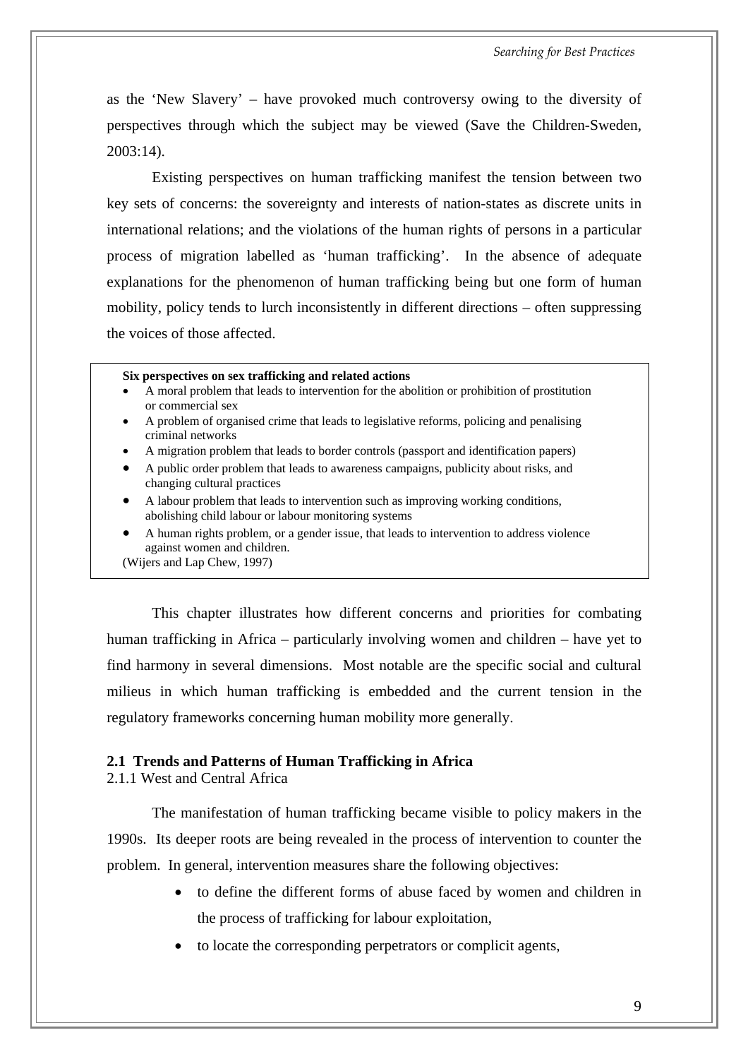as the 'New Slavery' – have provoked much controversy owing to the diversity of perspectives through which the subject may be viewed (Save the Children-Sweden, 2003:14).

Existing perspectives on human trafficking manifest the tension between two key sets of concerns: the sovereignty and interests of nation-states as discrete units in international relations; and the violations of the human rights of persons in a particular process of migration labelled as 'human trafficking'. In the absence of adequate explanations for the phenomenon of human trafficking being but one form of human mobility, policy tends to lurch inconsistently in different directions – often suppressing the voices of those affected.

**Six perspectives on sex trafficking and related actions**

- A moral problem that leads to intervention for the abolition or prohibition of prostitution or commercial sex
- A problem of organised crime that leads to legislative reforms, policing and penalising criminal networks
- A migration problem that leads to border controls (passport and identification papers)
- A public order problem that leads to awareness campaigns, publicity about risks, and changing cultural practices
- A labour problem that leads to intervention such as improving working conditions, abolishing child labour or labour monitoring systems
- A human rights problem, or a gender issue, that leads to intervention to address violence against women and children.

(Wijers and Lap Chew, 1997)

This chapter illustrates how different concerns and priorities for combating human trafficking in Africa – particularly involving women and children – have yet to find harmony in several dimensions. Most notable are the specific social and cultural milieus in which human trafficking is embedded and the current tension in the regulatory frameworks concerning human mobility more generally.

## 2.1 Trends and Patterns of Human Trafficking in Africa

### 2.1.1 West and Central Africa

The manifestation of human trafficking became visible to policy makers in the 1990s. Its deeper roots are being revealed in the process of intervention to counter the problem. In general, intervention measures share the following objectives:

- to define the different forms of abuse faced by women and children in the process of trafficking for labour exploitation,
- to locate the corresponding perpetrators or complicit agents,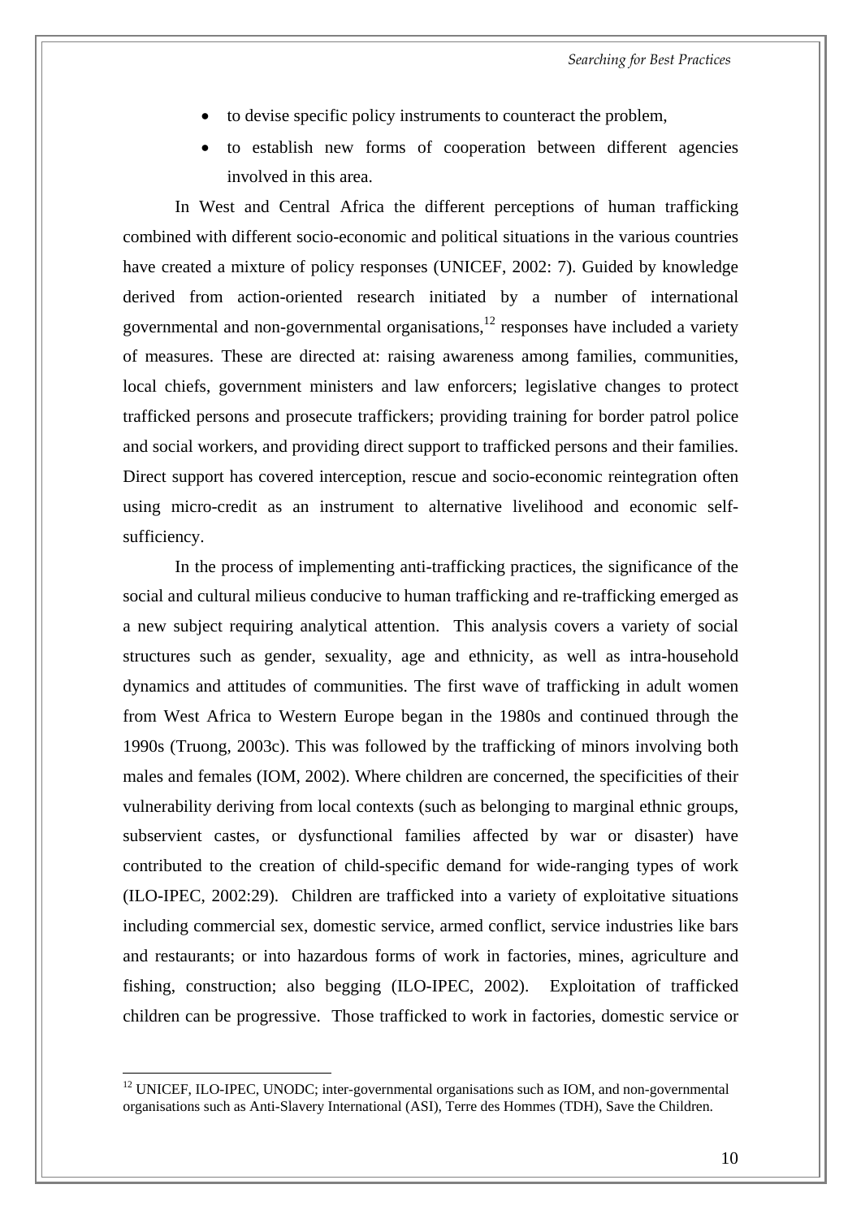- to devise specific policy instruments to counteract the problem,
- to establish new forms of cooperation between different agencies involved in this area.

In West and Central Africa the different perceptions of human trafficking combined with different socio-economic and political situations in the various countries have created a mixture of policy responses (UNICEF, 2002: 7). Guided by knowledge derived from action-oriented research initiated by a number of international governmental and non-governmental organisations,[12] responses have included a variety of measures. These are directed at: raising awareness among families, communities, local chiefs, government ministers and law enforcers; legislative changes to protect trafficked persons and prosecute traffickers; providing training for border patrol police and social workers, and providing direct support to trafficked persons and their families. Direct support has covered interception, rescue and socio-economic reintegration often using micro-credit as an instrument to alternative livelihood and economic self-sufficiency.

In the process of implementing anti-trafficking practices, the significance of the social and cultural milieus conducive to human trafficking and re-trafficking emerged as a new subject requiring analytical attention. This analysis covers a variety of social structures such as gender, sexuality, age and ethnicity, as well as intra-household dynamics and attitudes of communities. The first wave of trafficking in adult women from West Africa to Western Europe began in the 1980s and continued through the 1990s (Truong, 2003c). This was followed by the trafficking of minors involving both males and females (IOM, 2002). Where children are concerned, the specificities of their vulnerability deriving from local contexts (such as belonging to marginal ethnic groups, subservient castes, or dysfunctional families affected by war or disaster) have contributed to the creation of child-specific demand for wide-ranging types of work (ILO-IPEC, 2002:29). Children are trafficked into a variety of exploitative situations including commercial sex, domestic service, armed conflict, service industries like bars and restaurants; or into hazardous forms of work in factories, mines, agriculture and fishing, construction; also begging (ILO-IPEC, 2002). Exploitation of trafficked children can be progressive. Those trafficked to work in factories, domestic service or

[12] UNICEF, ILO-IPEC, UNODC; inter-governmental organisations such as IOM, and non-governmental organisations such as Anti-Slavery International (ASI), Terre des Hommes (TDH), Save the Children.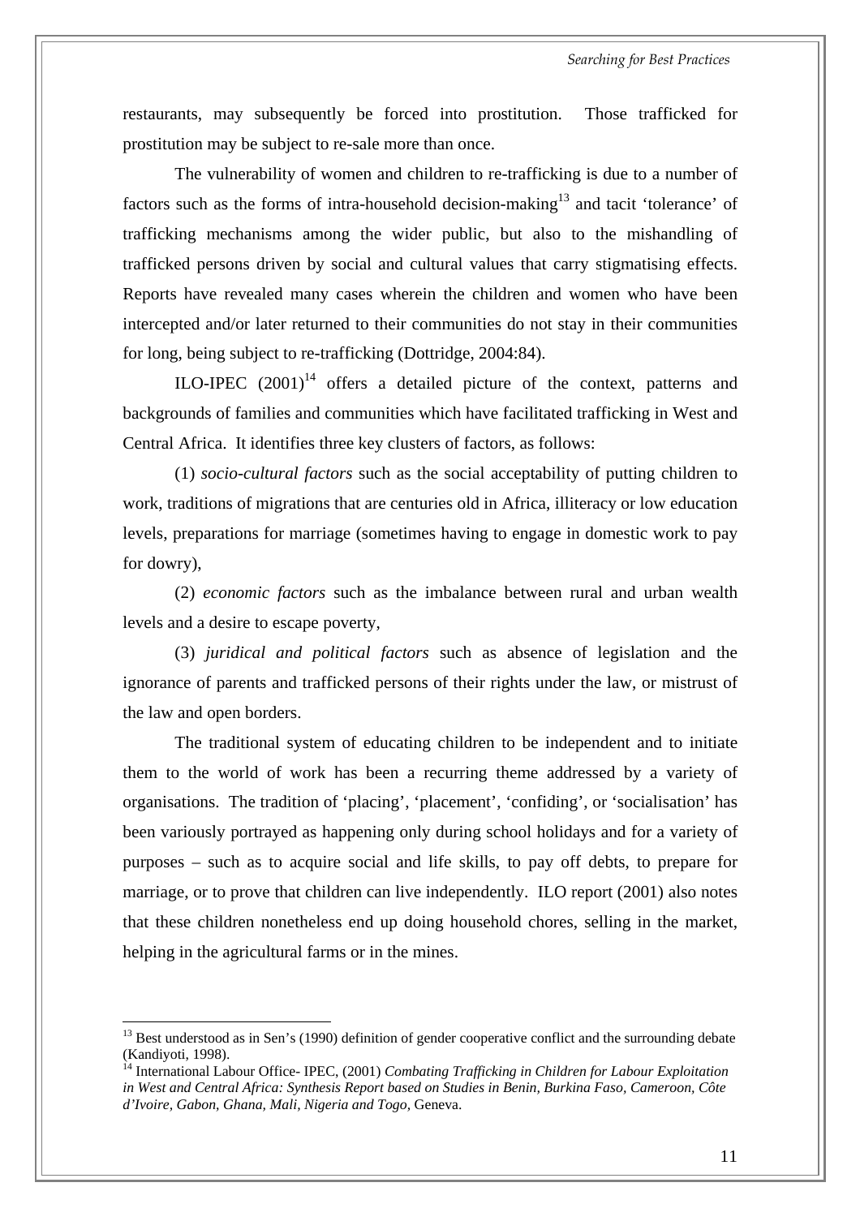restaurants, may subsequently be forced into prostitution. Those trafficked for prostitution may be subject to re-sale more than once.

The vulnerability of women and children to re-trafficking is due to a number of factors such as the forms of intra-household decision-making[13] and tacit 'tolerance' of trafficking mechanisms among the wider public, but also to the mishandling of trafficked persons driven by social and cultural values that carry stigmatising effects. Reports have revealed many cases wherein the children and women who have been intercepted and/or later returned to their communities do not stay in their communities for long, being subject to re-trafficking (Dottridge, 2004:84).

ILO-IPEC (2001)[14] offers a detailed picture of the context, patterns and backgrounds of families and communities which have facilitated trafficking in West and Central Africa. It identifies three key clusters of factors, as follows:

(1) *socio-cultural factors* such as the social acceptability of putting children to work, traditions of migrations that are centuries old in Africa, illiteracy or low education levels, preparations for marriage (sometimes having to engage in domestic work to pay for dowry),

(2) *economic factors* such as the imbalance between rural and urban wealth levels and a desire to escape poverty,

(3) *juridical and political factors* such as absence of legislation and the ignorance of parents and trafficked persons of their rights under the law, or mistrust of the law and open borders.

The traditional system of educating children to be independent and to initiate them to the world of work has been a recurring theme addressed by a variety of organisations. The tradition of 'placing', 'placement', 'confiding', or 'socialisation' has been variously portrayed as happening only during school holidays and for a variety of purposes – such as to acquire social and life skills, to pay off debts, to prepare for marriage, or to prove that children can live independently. ILO report (2001) also notes that these children nonetheless end up doing household chores, selling in the market, helping in the agricultural farms or in the mines.

---

[13] Best understood as in Sen's (1990) definition of gender cooperative conflict and the surrounding debate (Kandiyoti, 1998).

[14] International Labour Office- IPEC, (2001) *Combating Trafficking in Children for Labour Exploitation in West and Central Africa: Synthesis Report based on Studies in Benin, Burkina Faso, Cameroon, Côte d'Ivoire, Gabon, Ghana, Mali, Nigeria and Togo,* Geneva.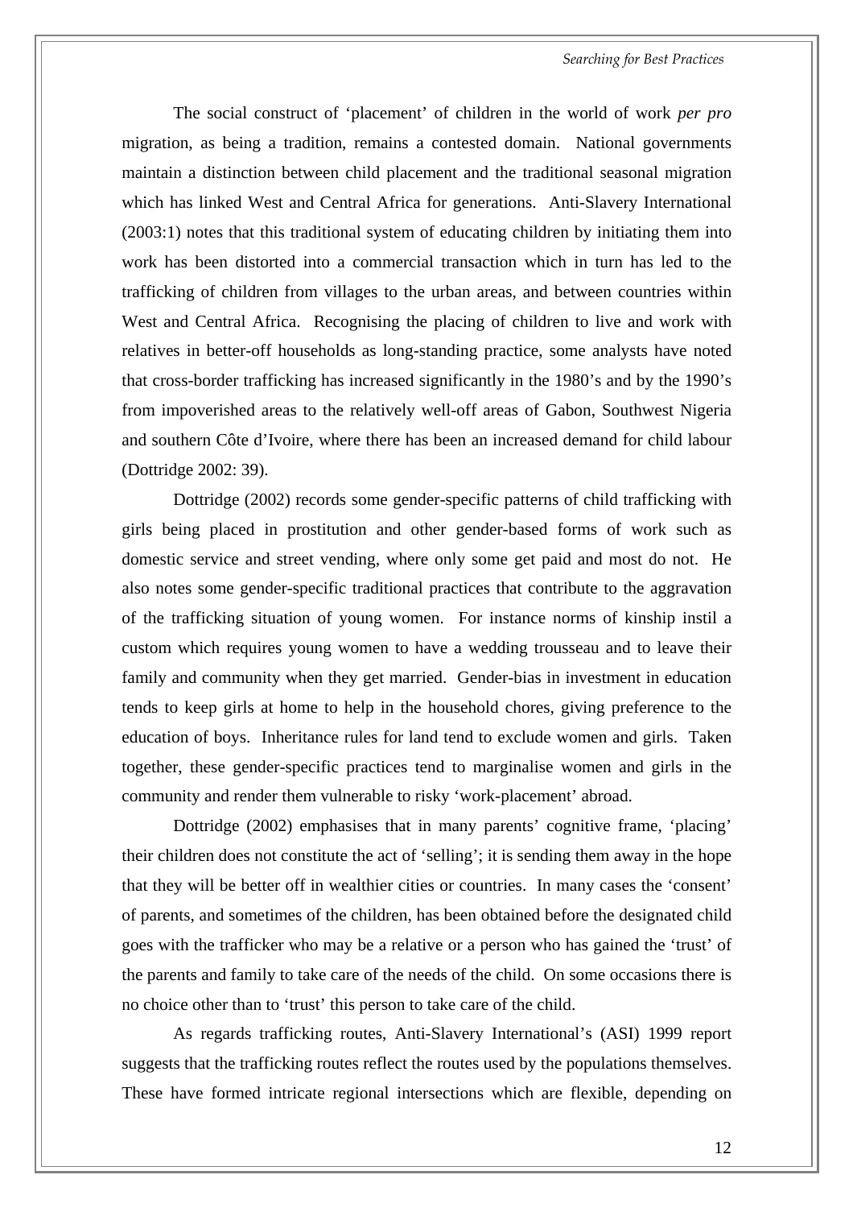The social construct of 'placement' of children in the world of work *per pro* migration, as being a tradition, remains a contested domain. National governments maintain a distinction between child placement and the traditional seasonal migration which has linked West and Central Africa for generations. Anti-Slavery International (2003:1) notes that this traditional system of educating children by initiating them into work has been distorted into a commercial transaction which in turn has led to the trafficking of children from villages to the urban areas, and between countries within West and Central Africa. Recognising the placing of children to live and work with relatives in better-off households as long-standing practice, some analysts have noted that cross-border trafficking has increased significantly in the 1980's and by the 1990's from impoverished areas to the relatively well-off areas of Gabon, Southwest Nigeria and southern Côte d'Ivoire, where there has been an increased demand for child labour (Dottridge 2002: 39).

Dottridge (2002) records some gender-specific patterns of child trafficking with girls being placed in prostitution and other gender-based forms of work such as domestic service and street vending, where only some get paid and most do not. He also notes some gender-specific traditional practices that contribute to the aggravation of the trafficking situation of young women. For instance norms of kinship instil a custom which requires young women to have a wedding trousseau and to leave their family and community when they get married. Gender-bias in investment in education tends to keep girls at home to help in the household chores, giving preference to the education of boys. Inheritance rules for land tend to exclude women and girls. Taken together, these gender-specific practices tend to marginalise women and girls in the community and render them vulnerable to risky 'work-placement' abroad.

Dottridge (2002) emphasises that in many parents' cognitive frame, 'placing' their children does not constitute the act of 'selling'; it is sending them away in the hope that they will be better off in wealthier cities or countries. In many cases the 'consent' of parents, and sometimes of the children, has been obtained before the designated child goes with the trafficker who may be a relative or a person who has gained the 'trust' of the parents and family to take care of the needs of the child. On some occasions there is no choice other than to 'trust' this person to take care of the child.

As regards trafficking routes, Anti-Slavery International's (ASI) 1999 report suggests that the trafficking routes reflect the routes used by the populations themselves. These have formed intricate regional intersections which are flexible, depending on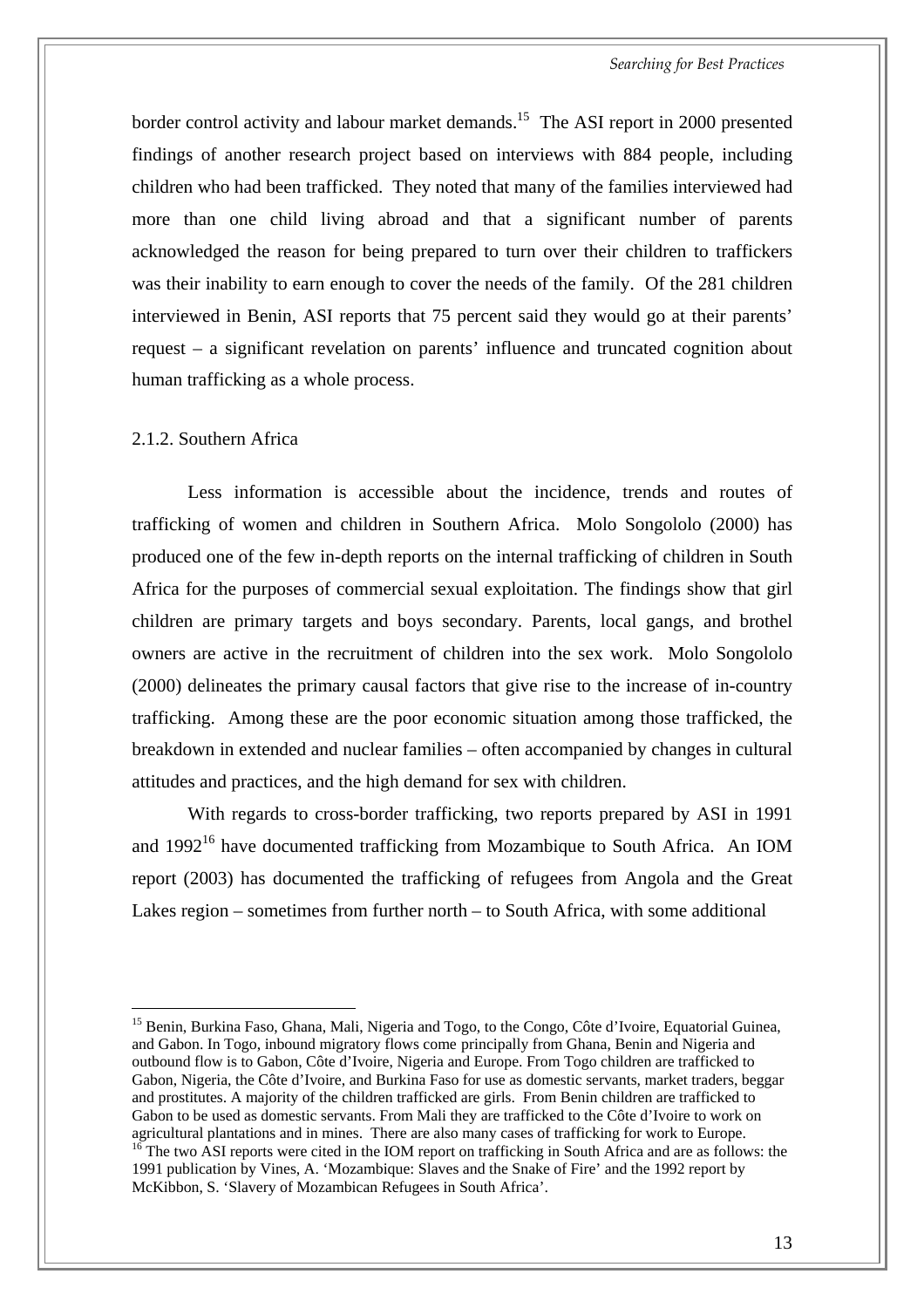border control activity and labour market demands.[15] The ASI report in 2000 presented findings of another research project based on interviews with 884 people, including children who had been trafficked. They noted that many of the families interviewed had more than one child living abroad and that a significant number of parents acknowledged the reason for being prepared to turn over their children to traffickers was their inability to earn enough to cover the needs of the family. Of the 281 children interviewed in Benin, ASI reports that 75 percent said they would go at their parents' request – a significant revelation on parents' influence and truncated cognition about human trafficking as a whole process.

### 2.1.2. Southern Africa

Less information is accessible about the incidence, trends and routes of trafficking of women and children in Southern Africa. Molo Songololo (2000) has produced one of the few in-depth reports on the internal trafficking of children in South Africa for the purposes of commercial sexual exploitation. The findings show that girl children are primary targets and boys secondary. Parents, local gangs, and brothel owners are active in the recruitment of children into the sex work. Molo Songololo (2000) delineates the primary causal factors that give rise to the increase of in-country trafficking. Among these are the poor economic situation among those trafficked, the breakdown in extended and nuclear families – often accompanied by changes in cultural attitudes and practices, and the high demand for sex with children.

With regards to cross-border trafficking, two reports prepared by ASI in 1991 and 1992[16] have documented trafficking from Mozambique to South Africa. An IOM report (2003) has documented the trafficking of refugees from Angola and the Great Lakes region – sometimes from further north – to South Africa, with some additional

---

[15] Benin, Burkina Faso, Ghana, Mali, Nigeria and Togo, to the Congo, Côte d'Ivoire, Equatorial Guinea, and Gabon. In Togo, inbound migratory flows come principally from Ghana, Benin and Nigeria and outbound flow is to Gabon, Côte d'Ivoire, Nigeria and Europe. From Togo children are trafficked to Gabon, Nigeria, the Côte d'Ivoire, and Burkina Faso for use as domestic servants, market traders, beggar and prostitutes. A majority of the children trafficked are girls. From Benin children are trafficked to Gabon to be used as domestic servants. From Mali they are trafficked to the Côte d'Ivoire to work on agricultural plantations and in mines. There are also many cases of trafficking for work to Europe.

[16] The two ASI reports were cited in the IOM report on trafficking in South Africa and are as follows: the 1991 publication by Vines, A. 'Mozambique: Slaves and the Snake of Fire' and the 1992 report by McKibbon, S. 'Slavery of Mozambican Refugees in South Africa'.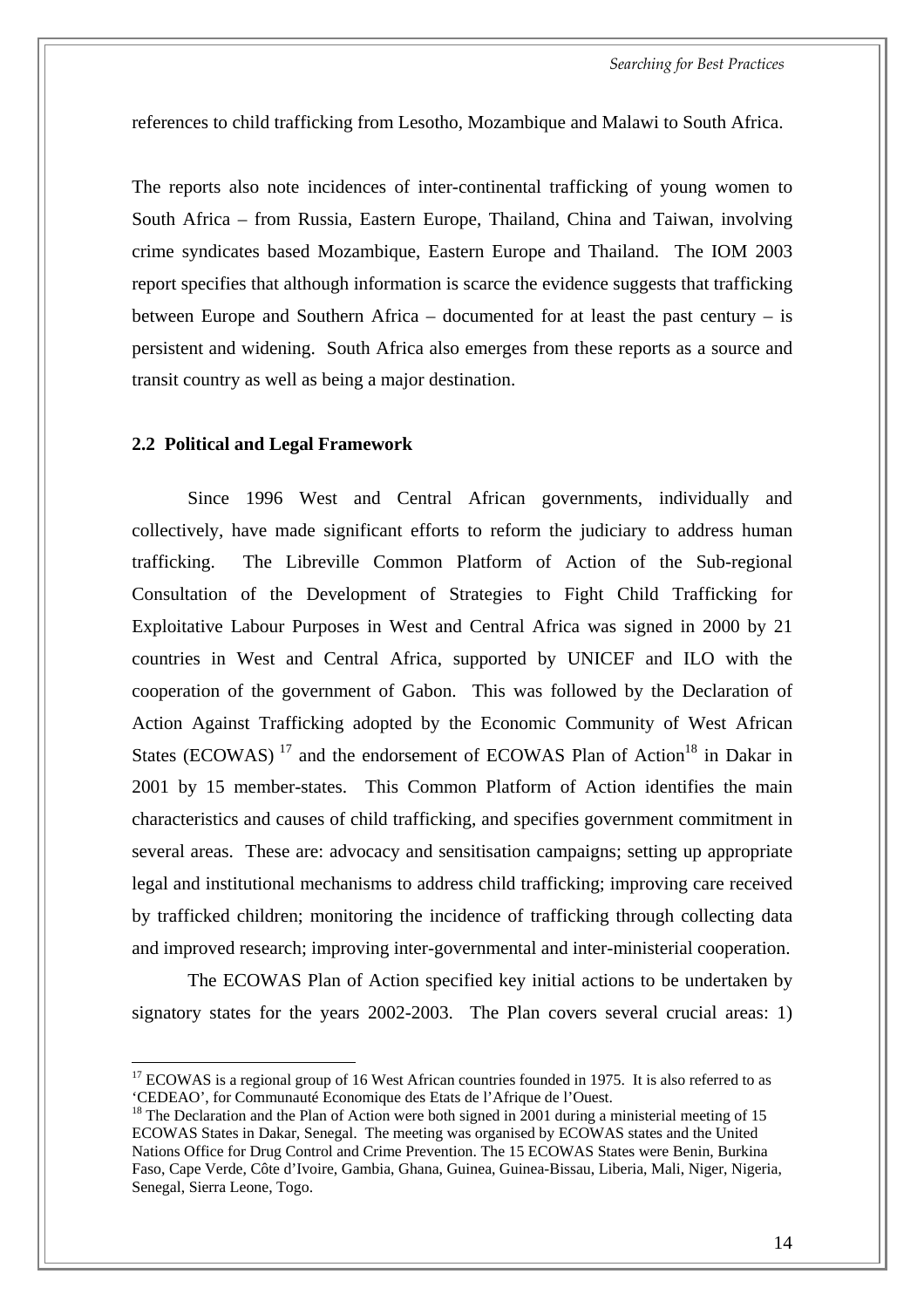references to child trafficking from Lesotho, Mozambique and Malawi to South Africa.

The reports also note incidences of inter-continental trafficking of young women to South Africa – from Russia, Eastern Europe, Thailand, China and Taiwan, involving crime syndicates based Mozambique, Eastern Europe and Thailand. The IOM 2003 report specifies that although information is scarce the evidence suggests that trafficking between Europe and Southern Africa – documented for at least the past century – is persistent and widening. South Africa also emerges from these reports as a source and transit country as well as being a major destination.

### 2.2 Political and Legal Framework

Since 1996 West and Central African governments, individually and collectively, have made significant efforts to reform the judiciary to address human trafficking. The Libreville Common Platform of Action of the Sub-regional Consultation of the Development of Strategies to Fight Child Trafficking for Exploitative Labour Purposes in West and Central Africa was signed in 2000 by 21 countries in West and Central Africa, supported by UNICEF and ILO with the cooperation of the government of Gabon. This was followed by the Declaration of Action Against Trafficking adopted by the Economic Community of West African States (ECOWAS) [17] and the endorsement of ECOWAS Plan of Action[18] in Dakar in 2001 by 15 member-states. This Common Platform of Action identifies the main characteristics and causes of child trafficking, and specifies government commitment in several areas. These are: advocacy and sensitisation campaigns; setting up appropriate legal and institutional mechanisms to address child trafficking; improving care received by trafficked children; monitoring the incidence of trafficking through collecting data and improved research; improving inter-governmental and inter-ministerial cooperation.

The ECOWAS Plan of Action specified key initial actions to be undertaken by signatory states for the years 2002-2003. The Plan covers several crucial areas: 1)

---

[17] ECOWAS is a regional group of 16 West African countries founded in 1975. It is also referred to as 'CEDEAO', for Communauté Economique des Etats de l'Afrique de l'Ouest.

[18] The Declaration and the Plan of Action were both signed in 2001 during a ministerial meeting of 15 ECOWAS States in Dakar, Senegal. The meeting was organised by ECOWAS states and the United Nations Office for Drug Control and Crime Prevention. The 15 ECOWAS States were Benin, Burkina Faso, Cape Verde, Côte d'Ivoire, Gambia, Ghana, Guinea, Guinea-Bissau, Liberia, Mali, Niger, Nigeria, Senegal, Sierra Leone, Togo.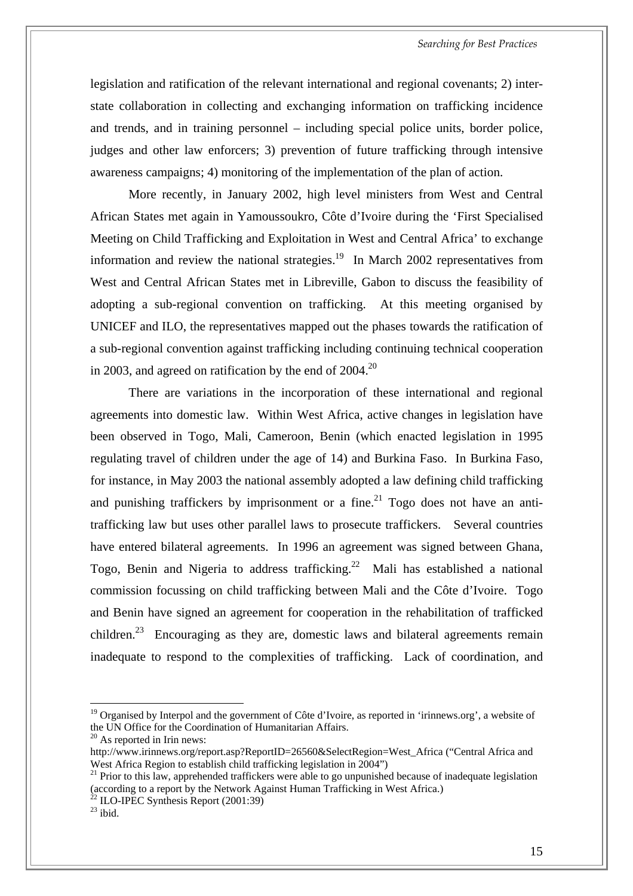legislation and ratification of the relevant international and regional covenants; 2) inter-state collaboration in collecting and exchanging information on trafficking incidence and trends, and in training personnel – including special police units, border police, judges and other law enforcers; 3) prevention of future trafficking through intensive awareness campaigns; 4) monitoring of the implementation of the plan of action.

More recently, in January 2002, high level ministers from West and Central African States met again in Yamoussoukro, Côte d'Ivoire during the 'First Specialised Meeting on Child Trafficking and Exploitation in West and Central Africa' to exchange information and review the national strategies.[19] In March 2002 representatives from West and Central African States met in Libreville, Gabon to discuss the feasibility of adopting a sub-regional convention on trafficking. At this meeting organised by UNICEF and ILO, the representatives mapped out the phases towards the ratification of a sub-regional convention against trafficking including continuing technical cooperation in 2003, and agreed on ratification by the end of 2004.[20]

There are variations in the incorporation of these international and regional agreements into domestic law. Within West Africa, active changes in legislation have been observed in Togo, Mali, Cameroon, Benin (which enacted legislation in 1995 regulating travel of children under the age of 14) and Burkina Faso. In Burkina Faso, for instance, in May 2003 the national assembly adopted a law defining child trafficking and punishing traffickers by imprisonment or a fine.[21] Togo does not have an anti-trafficking law but uses other parallel laws to prosecute traffickers. Several countries have entered bilateral agreements. In 1996 an agreement was signed between Ghana, Togo, Benin and Nigeria to address trafficking.[22] Mali has established a national commission focussing on child trafficking between Mali and the Côte d'Ivoire. Togo and Benin have signed an agreement for cooperation in the rehabilitation of trafficked children.[23] Encouraging as they are, domestic laws and bilateral agreements remain inadequate to respond to the complexities of trafficking. Lack of coordination, and

---

[19] Organised by Interpol and the government of Côte d'Ivoire, as reported in 'irinnews.org', a website of the UN Office for the Coordination of Humanitarian Affairs.

[20] As reported in Irin news: http://www.irinnews.org/report.asp?ReportID=26560&SelectRegion=West_Africa ("Central Africa and West Africa Region to establish child trafficking legislation in 2004")

[21] Prior to this law, apprehended traffickers were able to go unpunished because of inadequate legislation (according to a report by the Network Against Human Trafficking in West Africa.)

[22] ILO-IPEC Synthesis Report (2001:39)

[23] ibid.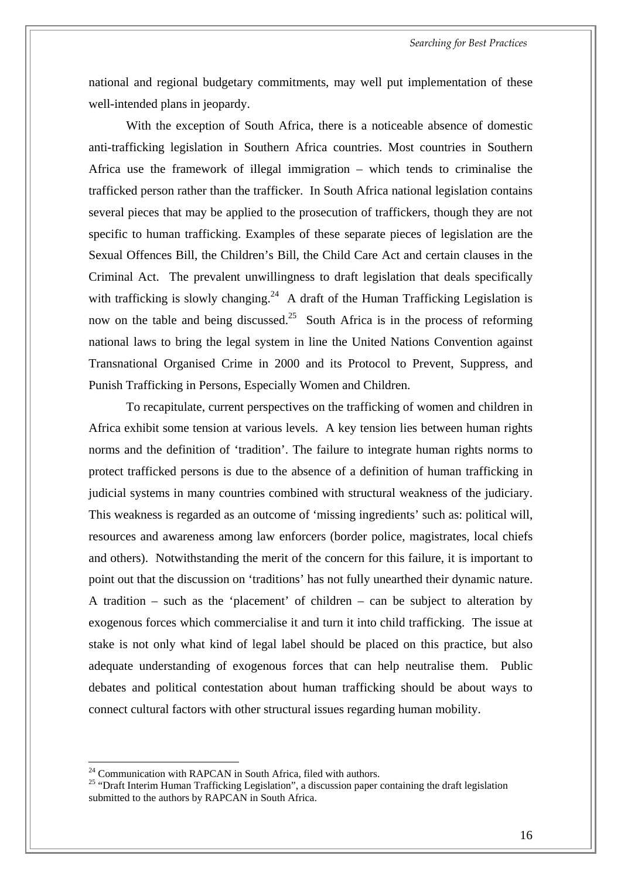national and regional budgetary commitments, may well put implementation of these well-intended plans in jeopardy.

With the exception of South Africa, there is a noticeable absence of domestic anti-trafficking legislation in Southern Africa countries. Most countries in Southern Africa use the framework of illegal immigration – which tends to criminalise the trafficked person rather than the trafficker. In South Africa national legislation contains several pieces that may be applied to the prosecution of traffickers, though they are not specific to human trafficking. Examples of these separate pieces of legislation are the Sexual Offences Bill, the Children's Bill, the Child Care Act and certain clauses in the Criminal Act. The prevalent unwillingness to draft legislation that deals specifically with trafficking is slowly changing.[24] A draft of the Human Trafficking Legislation is now on the table and being discussed.[25] South Africa is in the process of reforming national laws to bring the legal system in line the United Nations Convention against Transnational Organised Crime in 2000 and its Protocol to Prevent, Suppress, and Punish Trafficking in Persons, Especially Women and Children.

To recapitulate, current perspectives on the trafficking of women and children in Africa exhibit some tension at various levels. A key tension lies between human rights norms and the definition of 'tradition'. The failure to integrate human rights norms to protect trafficked persons is due to the absence of a definition of human trafficking in judicial systems in many countries combined with structural weakness of the judiciary. This weakness is regarded as an outcome of 'missing ingredients' such as: political will, resources and awareness among law enforcers (border police, magistrates, local chiefs and others). Notwithstanding the merit of the concern for this failure, it is important to point out that the discussion on 'traditions' has not fully unearthed their dynamic nature. A tradition – such as the 'placement' of children – can be subject to alteration by exogenous forces which commercialise it and turn it into child trafficking. The issue at stake is not only what kind of legal label should be placed on this practice, but also adequate understanding of exogenous forces that can help neutralise them. Public debates and political contestation about human trafficking should be about ways to connect cultural factors with other structural issues regarding human mobility.

---

[24] Communication with RAPCAN in South Africa, filed with authors.

[25] "Draft Interim Human Trafficking Legislation", a discussion paper containing the draft legislation submitted to the authors by RAPCAN in South Africa.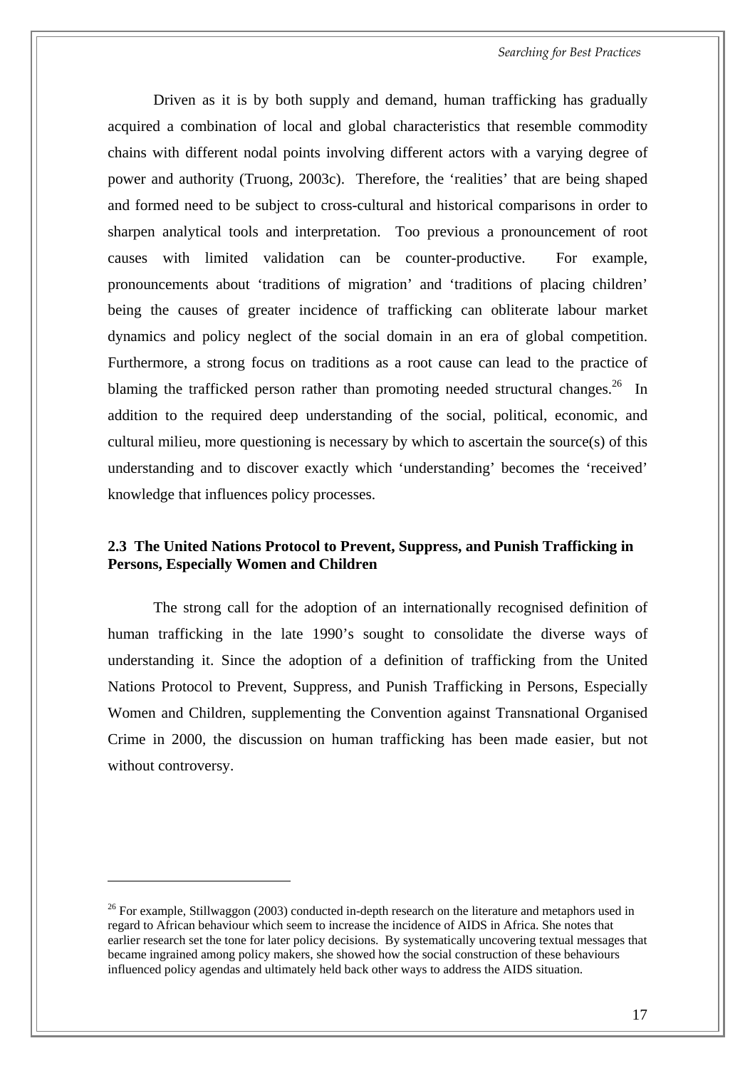Driven as it is by both supply and demand, human trafficking has gradually acquired a combination of local and global characteristics that resemble commodity chains with different nodal points involving different actors with a varying degree of power and authority (Truong, 2003c). Therefore, the 'realities' that are being shaped and formed need to be subject to cross-cultural and historical comparisons in order to sharpen analytical tools and interpretation. Too previous a pronouncement of root causes with limited validation can be counter-productive. For example, pronouncements about 'traditions of migration' and 'traditions of placing children' being the causes of greater incidence of trafficking can obliterate labour market dynamics and policy neglect of the social domain in an era of global competition. Furthermore, a strong focus on traditions as a root cause can lead to the practice of blaming the trafficked person rather than promoting needed structural changes.[26] In addition to the required deep understanding of the social, political, economic, and cultural milieu, more questioning is necessary by which to ascertain the source(s) of this understanding and to discover exactly which 'understanding' becomes the 'received' knowledge that influences policy processes.

### 2.3 The United Nations Protocol to Prevent, Suppress, and Punish Trafficking in Persons, Especially Women and Children

The strong call for the adoption of an internationally recognised definition of human trafficking in the late 1990's sought to consolidate the diverse ways of understanding it. Since the adoption of a definition of trafficking from the United Nations Protocol to Prevent, Suppress, and Punish Trafficking in Persons, Especially Women and Children, supplementing the Convention against Transnational Organised Crime in 2000, the discussion on human trafficking has been made easier, but not without controversy.

---

[26] For example, Stillwaggon (2003) conducted in-depth research on the literature and metaphors used in regard to African behaviour which seem to increase the incidence of AIDS in Africa. She notes that earlier research set the tone for later policy decisions. By systematically uncovering textual messages that became ingrained among policy makers, she showed how the social construction of these behaviours influenced policy agendas and ultimately held back other ways to address the AIDS situation.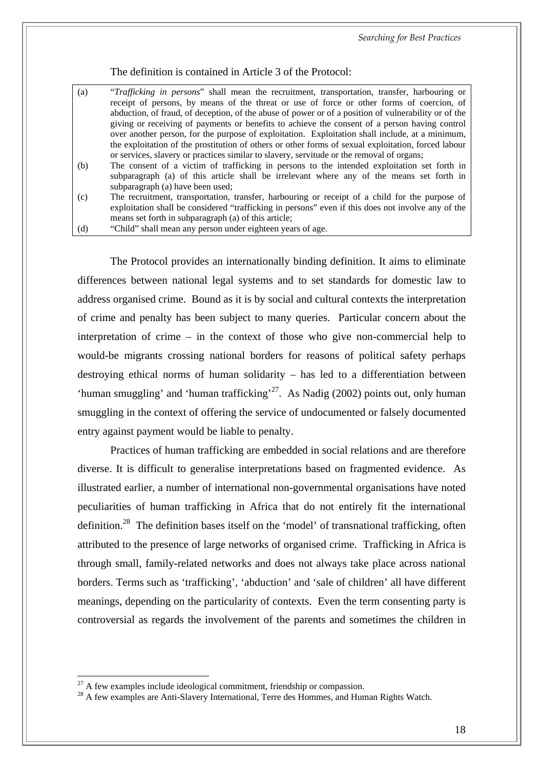The definition is contained in Article 3 of the Protocol:

| | |
|---|---|
| (a) | "*Trafficking in persons*" shall mean the recruitment, transportation, transfer, harbouring or receipt of persons, by means of the threat or use of force or other forms of coercion, of abduction, of fraud, of deception, of the abuse of power or of a position of vulnerability or of the giving or receiving of payments or benefits to achieve the consent of a person having control over another person, for the purpose of exploitation. Exploitation shall include, at a minimum, the exploitation of the prostitution of others or other forms of sexual exploitation, forced labour or services, slavery or practices similar to slavery, servitude or the removal of organs; |
| (b) | The consent of a victim of trafficking in persons to the intended exploitation set forth in subparagraph (a) of this article shall be irrelevant where any of the means set forth in subparagraph (a) have been used; |
| (c) | The recruitment, transportation, transfer, harbouring or receipt of a child for the purpose of exploitation shall be considered "trafficking in persons" even if this does not involve any of the means set forth in subparagraph (a) of this article; |
| (d) | "Child" shall mean any person under eighteen years of age. |

The Protocol provides an internationally binding definition. It aims to eliminate differences between national legal systems and to set standards for domestic law to address organised crime. Bound as it is by social and cultural contexts the interpretation of crime and penalty has been subject to many queries. Particular concern about the interpretation of crime – in the context of those who give non-commercial help to would-be migrants crossing national borders for reasons of political safety perhaps destroying ethical norms of human solidarity – has led to a differentiation between 'human smuggling' and 'human trafficking'[27]. As Nadig (2002) points out, only human smuggling in the context of offering the service of undocumented or falsely documented entry against payment would be liable to penalty.

Practices of human trafficking are embedded in social relations and are therefore diverse. It is difficult to generalise interpretations based on fragmented evidence. As illustrated earlier, a number of international non-governmental organisations have noted peculiarities of human trafficking in Africa that do not entirely fit the international definition.[28] The definition bases itself on the 'model' of transnational trafficking, often attributed to the presence of large networks of organised crime. Trafficking in Africa is through small, family-related networks and does not always take place across national borders. Terms such as 'trafficking', 'abduction' and 'sale of children' all have different meanings, depending on the particularity of contexts. Even the term consenting party is controversial as regards the involvement of the parents and sometimes the children in

[27] A few examples include ideological commitment, friendship or compassion.

[28] A few examples are Anti-Slavery International, Terre des Hommes, and Human Rights Watch.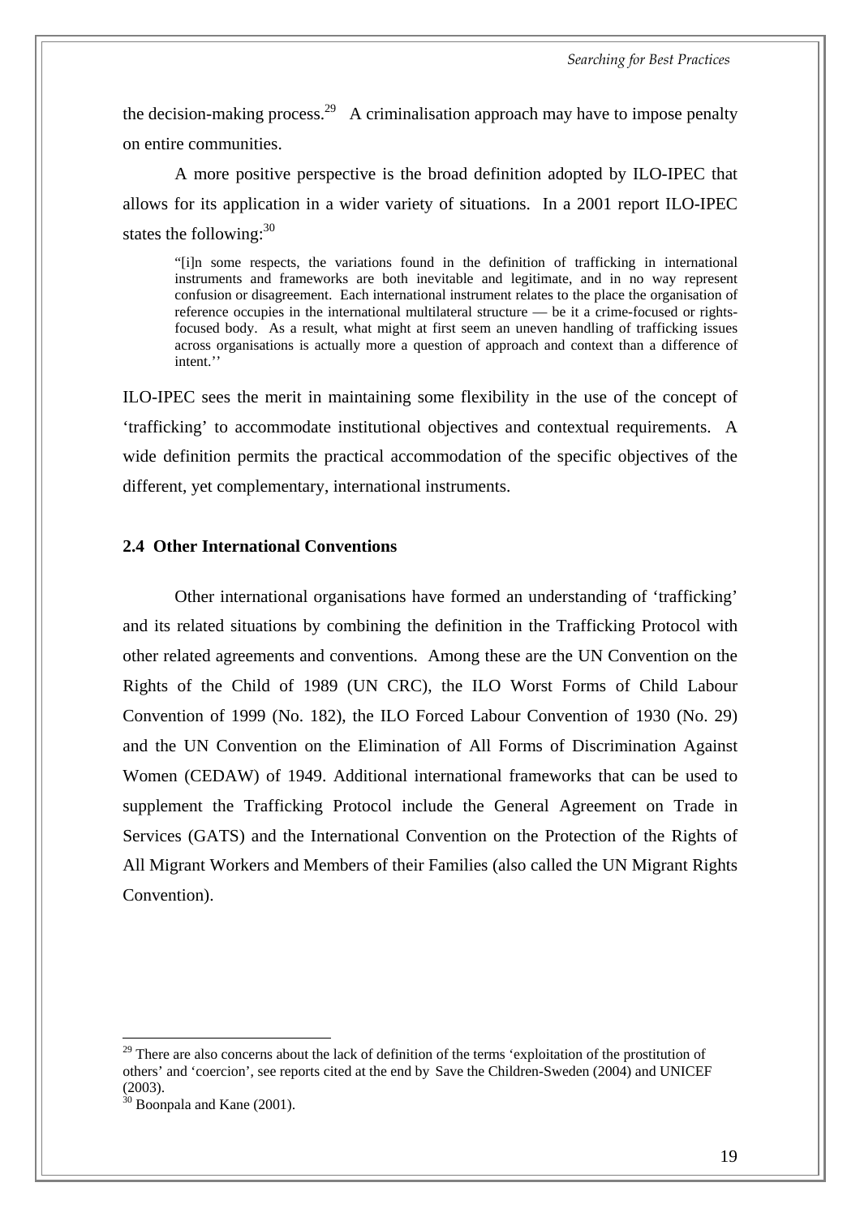the decision-making process.[29] A criminalisation approach may have to impose penalty on entire communities.

A more positive perspective is the broad definition adopted by ILO-IPEC that allows for its application in a wider variety of situations. In a 2001 report ILO-IPEC states the following:[30]

> "[i]n some respects, the variations found in the definition of trafficking in international instruments and frameworks are both inevitable and legitimate, and in no way represent confusion or disagreement. Each international instrument relates to the place the organisation of reference occupies in the international multilateral structure — be it a crime-focused or rights-focused body. As a result, what might at first seem an uneven handling of trafficking issues across organisations is actually more a question of approach and context than a difference of intent.''

ILO-IPEC sees the merit in maintaining some flexibility in the use of the concept of 'trafficking' to accommodate institutional objectives and contextual requirements. A wide definition permits the practical accommodation of the specific objectives of the different, yet complementary, international instruments.

### 2.4 Other International Conventions

Other international organisations have formed an understanding of 'trafficking' and its related situations by combining the definition in the Trafficking Protocol with other related agreements and conventions. Among these are the UN Convention on the Rights of the Child of 1989 (UN CRC), the ILO Worst Forms of Child Labour Convention of 1999 (No. 182), the ILO Forced Labour Convention of 1930 (No. 29) and the UN Convention on the Elimination of All Forms of Discrimination Against Women (CEDAW) of 1949. Additional international frameworks that can be used to supplement the Trafficking Protocol include the General Agreement on Trade in Services (GATS) and the International Convention on the Protection of the Rights of All Migrant Workers and Members of their Families (also called the UN Migrant Rights Convention).

---

[29] There are also concerns about the lack of definition of the terms 'exploitation of the prostitution of others' and 'coercion', see reports cited at the end by Save the Children-Sweden (2004) and UNICEF (2003).

[30] Boonpala and Kane (2001).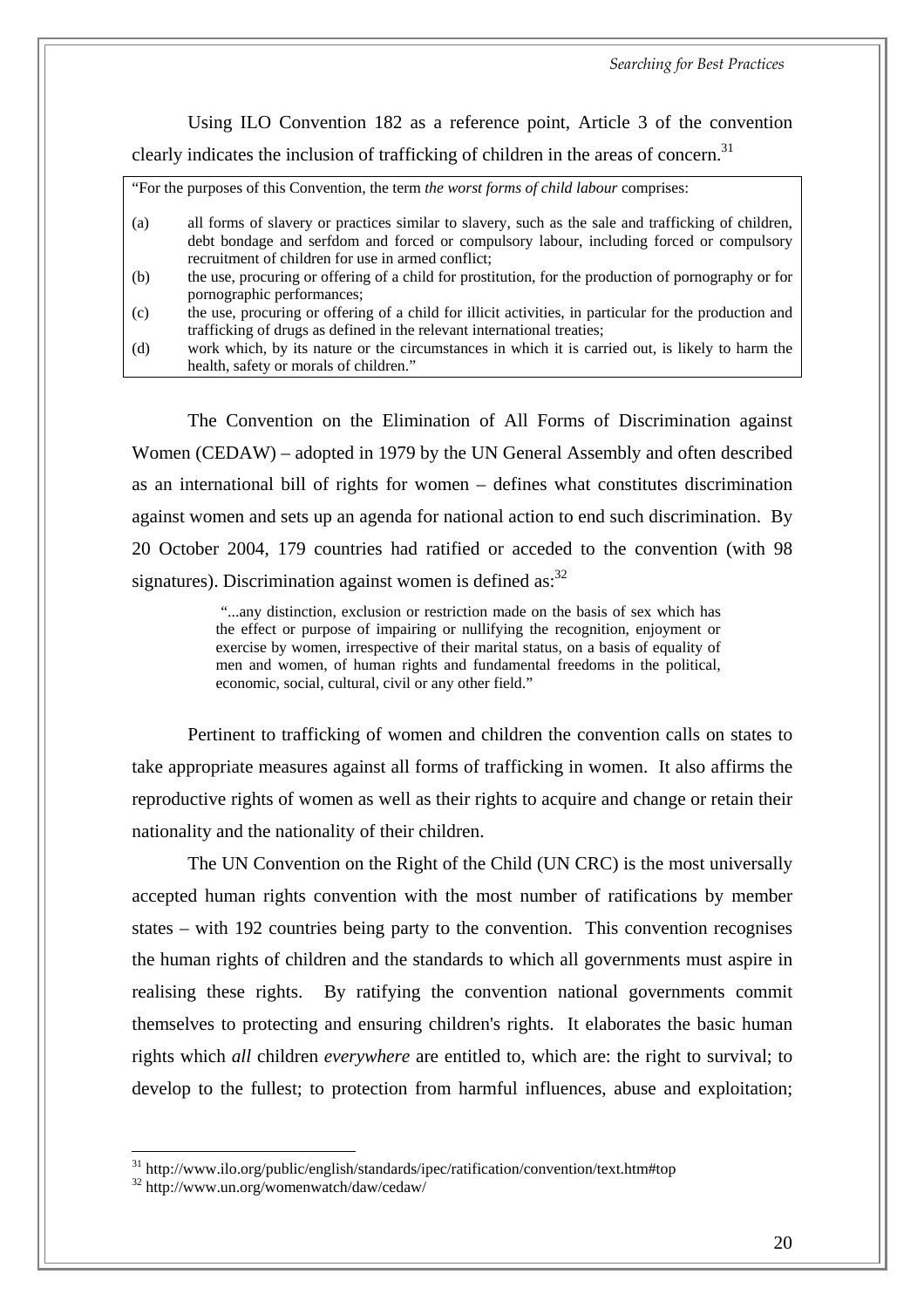Using ILO Convention 182 as a reference point, Article 3 of the convention clearly indicates the inclusion of trafficking of children in the areas of concern.[31]

> "For the purposes of this Convention, the term *the worst forms of child labour* comprises:
>
> (a) all forms of slavery or practices similar to slavery, such as the sale and trafficking of children, debt bondage and serfdom and forced or compulsory labour, including forced or compulsory recruitment of children for use in armed conflict;
>
> (b) the use, procuring or offering of a child for prostitution, for the production of pornography or for pornographic performances;
>
> (c) the use, procuring or offering of a child for illicit activities, in particular for the production and trafficking of drugs as defined in the relevant international treaties;
>
> (d) work which, by its nature or the circumstances in which it is carried out, is likely to harm the health, safety or morals of children."

The Convention on the Elimination of All Forms of Discrimination against Women (CEDAW) – adopted in 1979 by the UN General Assembly and often described as an international bill of rights for women – defines what constitutes discrimination against women and sets up an agenda for national action to end such discrimination. By 20 October 2004, 179 countries had ratified or acceded to the convention (with 98 signatures). Discrimination against women is defined as:[32]

> "...any distinction, exclusion or restriction made on the basis of sex which has the effect or purpose of impairing or nullifying the recognition, enjoyment or exercise by women, irrespective of their marital status, on a basis of equality of men and women, of human rights and fundamental freedoms in the political, economic, social, cultural, civil or any other field."

Pertinent to trafficking of women and children the convention calls on states to take appropriate measures against all forms of trafficking in women. It also affirms the reproductive rights of women as well as their rights to acquire and change or retain their nationality and the nationality of their children.

The UN Convention on the Right of the Child (UN CRC) is the most universally accepted human rights convention with the most number of ratifications by member states – with 192 countries being party to the convention. This convention recognises the human rights of children and the standards to which all governments must aspire in realising these rights. By ratifying the convention national governments commit themselves to protecting and ensuring children's rights. It elaborates the basic human rights which *all* children *everywhere* are entitled to, which are: the right to survival; to develop to the fullest; to protection from harmful influences, abuse and exploitation;

---

[31] http://www.ilo.org/public/english/standards/ipec/ratification/convention/text.htm#top

[32] http://www.un.org/womenwatch/daw/cedaw/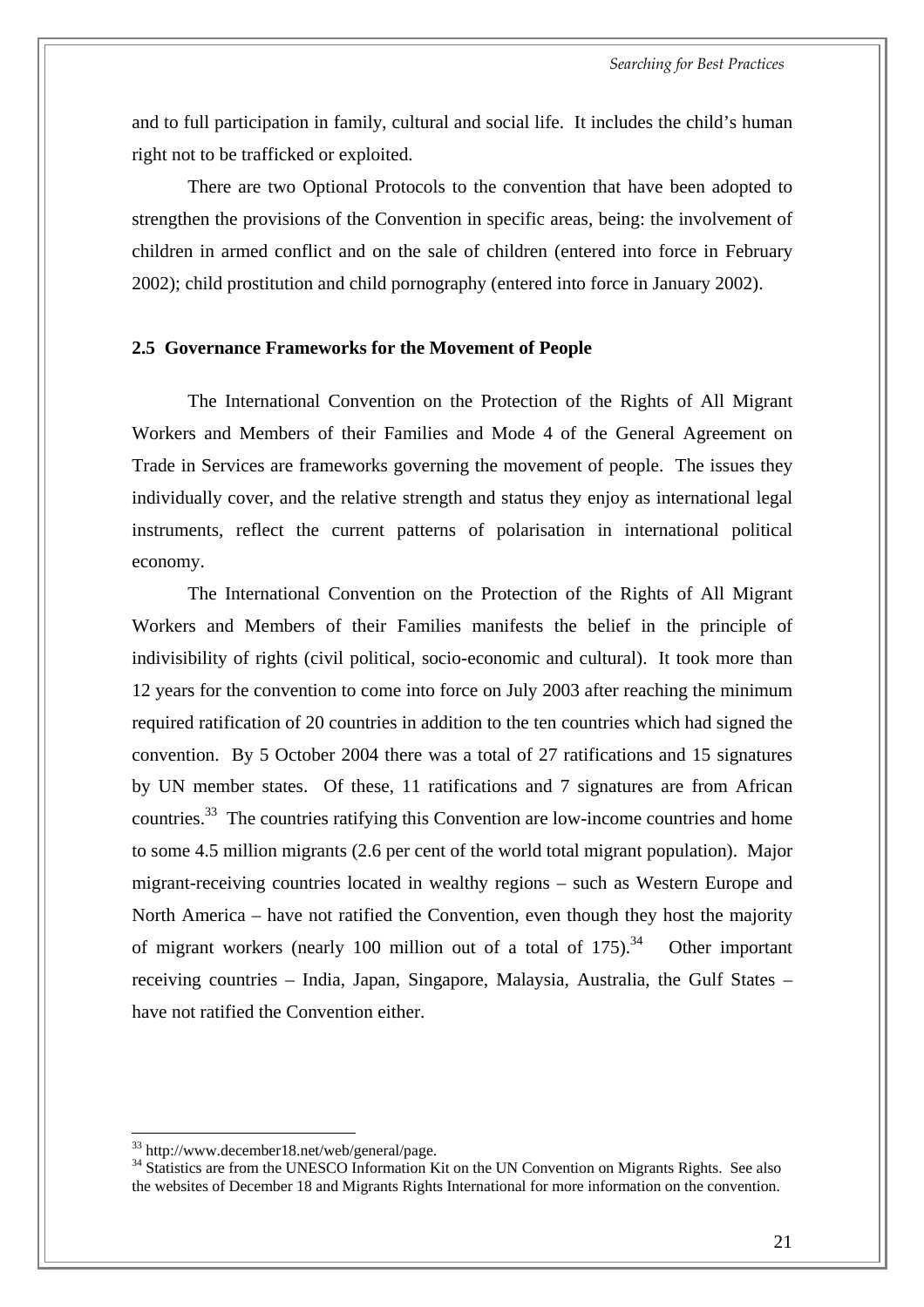and to full participation in family, cultural and social life. It includes the child's human right not to be trafficked or exploited.

There are two Optional Protocols to the convention that have been adopted to strengthen the provisions of the Convention in specific areas, being: the involvement of children in armed conflict and on the sale of children (entered into force in February 2002); child prostitution and child pornography (entered into force in January 2002).

### 2.5 Governance Frameworks for the Movement of People

The International Convention on the Protection of the Rights of All Migrant Workers and Members of their Families and Mode 4 of the General Agreement on Trade in Services are frameworks governing the movement of people. The issues they individually cover, and the relative strength and status they enjoy as international legal instruments, reflect the current patterns of polarisation in international political economy.

The International Convention on the Protection of the Rights of All Migrant Workers and Members of their Families manifests the belief in the principle of indivisibility of rights (civil political, socio-economic and cultural). It took more than 12 years for the convention to come into force on July 2003 after reaching the minimum required ratification of 20 countries in addition to the ten countries which had signed the convention. By 5 October 2004 there was a total of 27 ratifications and 15 signatures by UN member states. Of these, 11 ratifications and 7 signatures are from African countries.[33] The countries ratifying this Convention are low-income countries and home to some 4.5 million migrants (2.6 per cent of the world total migrant population). Major migrant-receiving countries located in wealthy regions – such as Western Europe and North America – have not ratified the Convention, even though they host the majority of migrant workers (nearly 100 million out of a total of 175).[34] Other important receiving countries – India, Japan, Singapore, Malaysia, Australia, the Gulf States – have not ratified the Convention either.

---

[33] http://www.december18.net/web/general/page.

[34] Statistics are from the UNESCO Information Kit on the UN Convention on Migrants Rights. See also the websites of December 18 and Migrants Rights International for more information on the convention.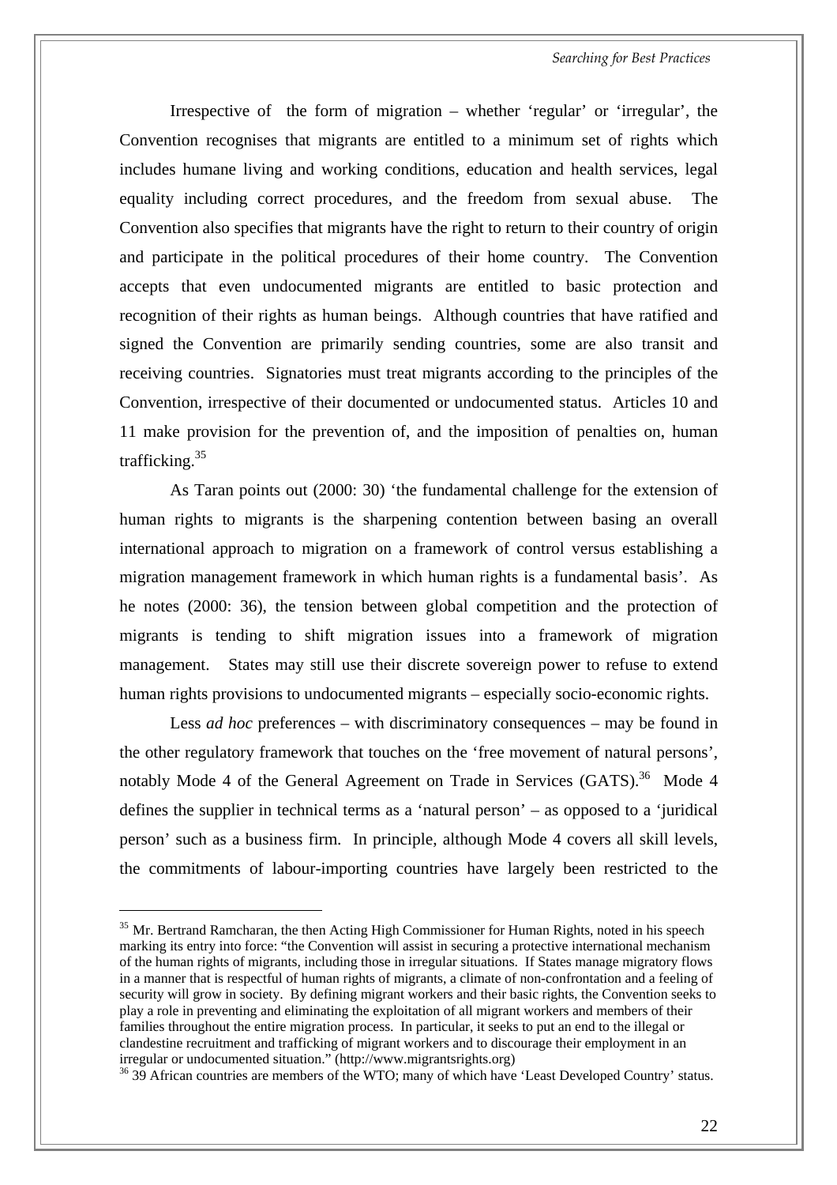Irrespective of the form of migration – whether 'regular' or 'irregular', the Convention recognises that migrants are entitled to a minimum set of rights which includes humane living and working conditions, education and health services, legal equality including correct procedures, and the freedom from sexual abuse. The Convention also specifies that migrants have the right to return to their country of origin and participate in the political procedures of their home country. The Convention accepts that even undocumented migrants are entitled to basic protection and recognition of their rights as human beings. Although countries that have ratified and signed the Convention are primarily sending countries, some are also transit and receiving countries. Signatories must treat migrants according to the principles of the Convention, irrespective of their documented or undocumented status. Articles 10 and 11 make provision for the prevention of, and the imposition of penalties on, human trafficking.[35]

As Taran points out (2000: 30) 'the fundamental challenge for the extension of human rights to migrants is the sharpening contention between basing an overall international approach to migration on a framework of control versus establishing a migration management framework in which human rights is a fundamental basis'. As he notes (2000: 36), the tension between global competition and the protection of migrants is tending to shift migration issues into a framework of migration management. States may still use their discrete sovereign power to refuse to extend human rights provisions to undocumented migrants – especially socio-economic rights.

Less *ad hoc* preferences – with discriminatory consequences – may be found in the other regulatory framework that touches on the 'free movement of natural persons', notably Mode 4 of the General Agreement on Trade in Services (GATS).[36] Mode 4 defines the supplier in technical terms as a 'natural person' – as opposed to a 'juridical person' such as a business firm. In principle, although Mode 4 covers all skill levels, the commitments of labour-importing countries have largely been restricted to the

---

[35] Mr. Bertrand Ramcharan, the then Acting High Commissioner for Human Rights, noted in his speech marking its entry into force: "the Convention will assist in securing a protective international mechanism of the human rights of migrants, including those in irregular situations. If States manage migratory flows in a manner that is respectful of human rights of migrants, a climate of non-confrontation and a feeling of security will grow in society. By defining migrant workers and their basic rights, the Convention seeks to play a role in preventing and eliminating the exploitation of all migrant workers and members of their families throughout the entire migration process. In particular, it seeks to put an end to the illegal or clandestine recruitment and trafficking of migrant workers and to discourage their employment in an irregular or undocumented situation." (http://www.migrantsrights.org)

[36] 39 African countries are members of the WTO; many of which have 'Least Developed Country' status.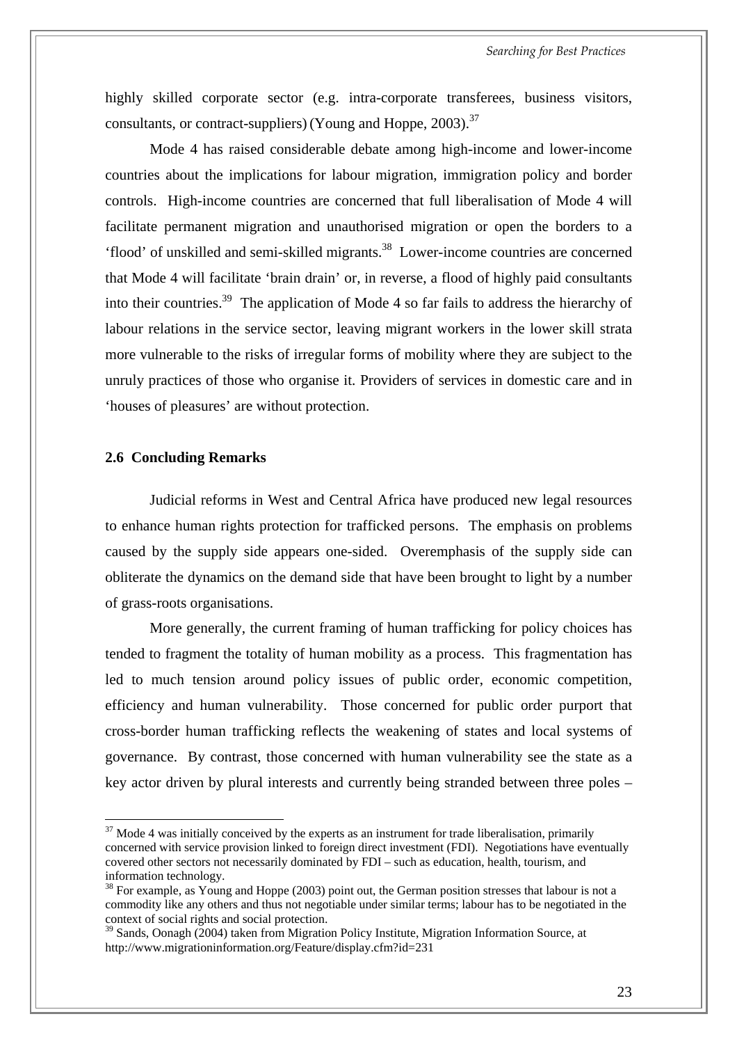highly skilled corporate sector (e.g. intra-corporate transferees, business visitors, consultants, or contract-suppliers) (Young and Hoppe, 2003).[37]

Mode 4 has raised considerable debate among high-income and lower-income countries about the implications for labour migration, immigration policy and border controls. High-income countries are concerned that full liberalisation of Mode 4 will facilitate permanent migration and unauthorised migration or open the borders to a 'flood' of unskilled and semi-skilled migrants.[38] Lower-income countries are concerned that Mode 4 will facilitate 'brain drain' or, in reverse, a flood of highly paid consultants into their countries.[39] The application of Mode 4 so far fails to address the hierarchy of labour relations in the service sector, leaving migrant workers in the lower skill strata more vulnerable to the risks of irregular forms of mobility where they are subject to the unruly practices of those who organise it. Providers of services in domestic care and in 'houses of pleasures' are without protection.

### 2.6 Concluding Remarks

Judicial reforms in West and Central Africa have produced new legal resources to enhance human rights protection for trafficked persons. The emphasis on problems caused by the supply side appears one-sided. Overemphasis of the supply side can obliterate the dynamics on the demand side that have been brought to light by a number of grass-roots organisations.

More generally, the current framing of human trafficking for policy choices has tended to fragment the totality of human mobility as a process. This fragmentation has led to much tension around policy issues of public order, economic competition, efficiency and human vulnerability. Those concerned for public order purport that cross-border human trafficking reflects the weakening of states and local systems of governance. By contrast, those concerned with human vulnerability see the state as a key actor driven by plural interests and currently being stranded between three poles –

---

[37] Mode 4 was initially conceived by the experts as an instrument for trade liberalisation, primarily concerned with service provision linked to foreign direct investment (FDI). Negotiations have eventually covered other sectors not necessarily dominated by FDI – such as education, health, tourism, and information technology.

[38] For example, as Young and Hoppe (2003) point out, the German position stresses that labour is not a commodity like any others and thus not negotiable under similar terms; labour has to be negotiated in the context of social rights and social protection.

[39] Sands, Oonagh (2004) taken from Migration Policy Institute, Migration Information Source, at http://www.migrationinformation.org/Feature/display.cfm?id=231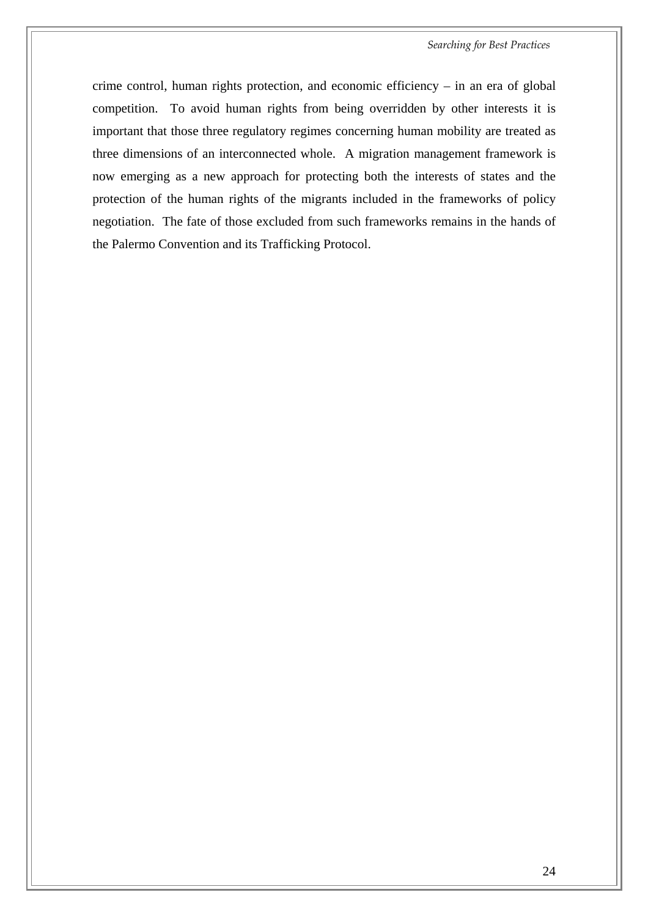crime control, human rights protection, and economic efficiency – in an era of global competition. To avoid human rights from being overridden by other interests it is important that those three regulatory regimes concerning human mobility are treated as three dimensions of an interconnected whole. A migration management framework is now emerging as a new approach for protecting both the interests of states and the protection of the human rights of the migrants included in the frameworks of policy negotiation. The fate of those excluded from such frameworks remains in the hands of the Palermo Convention and its Trafficking Protocol.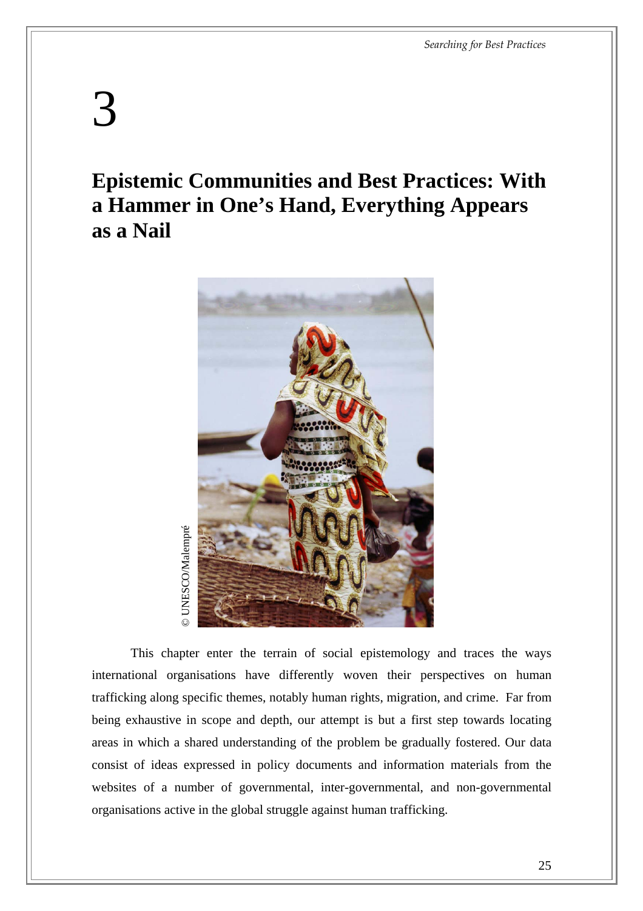# 3

## Epistemic Communities and Best Practices: With a Hammer in One's Hand, Everything Appears as a Nail

© UNESCO/Malempré

This chapter enter the terrain of social epistemology and traces the ways international organisations have differently woven their perspectives on human trafficking along specific themes, notably human rights, migration, and crime. Far from being exhaustive in scope and depth, our attempt is but a first step towards locating areas in which a shared understanding of the problem be gradually fostered. Our data consist of ideas expressed in policy documents and information materials from the websites of a number of governmental, inter-governmental, and non-governmental organisations active in the global struggle against human trafficking.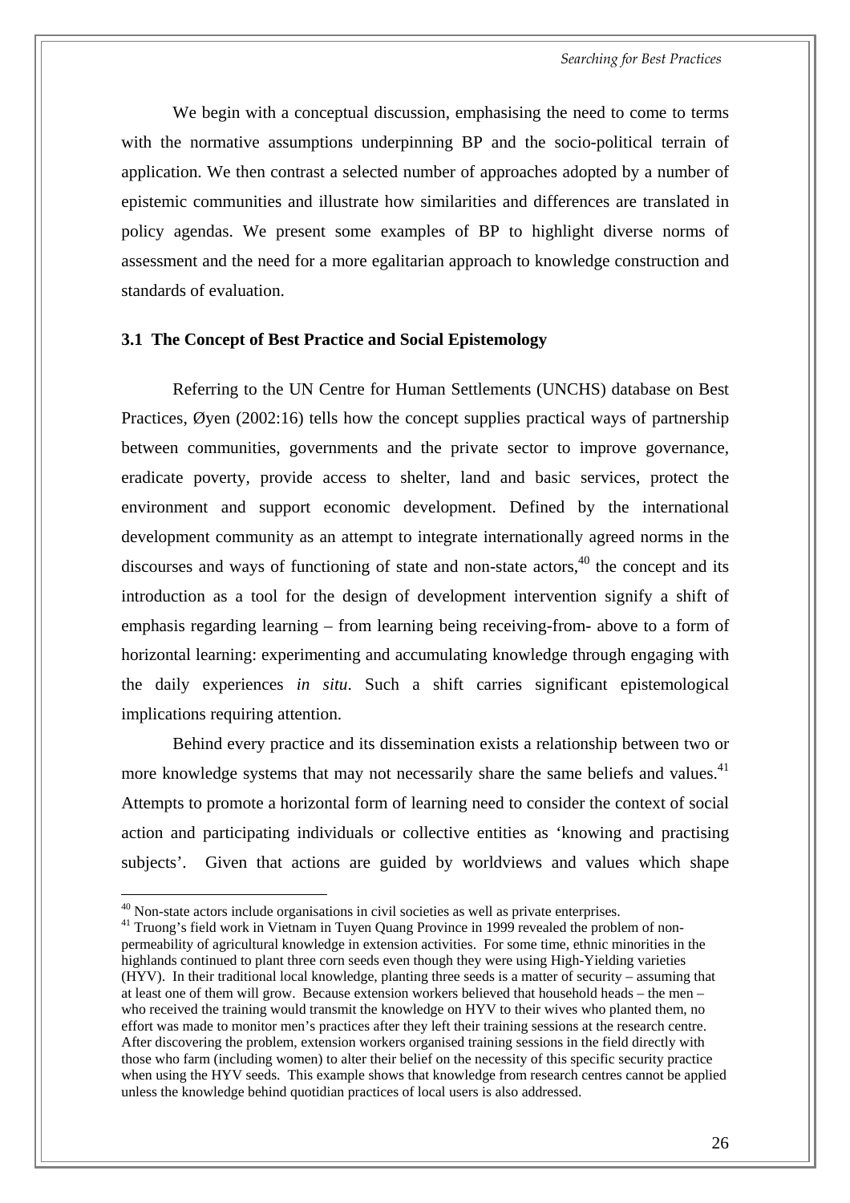We begin with a conceptual discussion, emphasising the need to come to terms with the normative assumptions underpinning BP and the socio-political terrain of application. We then contrast a selected number of approaches adopted by a number of epistemic communities and illustrate how similarities and differences are translated in policy agendas. We present some examples of BP to highlight diverse norms of assessment and the need for a more egalitarian approach to knowledge construction and standards of evaluation.

### 3.1 The Concept of Best Practice and Social Epistemology

Referring to the UN Centre for Human Settlements (UNCHS) database on Best Practices, Øyen (2002:16) tells how the concept supplies practical ways of partnership between communities, governments and the private sector to improve governance, eradicate poverty, provide access to shelter, land and basic services, protect the environment and support economic development. Defined by the international development community as an attempt to integrate internationally agreed norms in the discourses and ways of functioning of state and non-state actors,[40] the concept and its introduction as a tool for the design of development intervention signify a shift of emphasis regarding learning – from learning being receiving-from- above to a form of horizontal learning: experimenting and accumulating knowledge through engaging with the daily experiences *in situ*. Such a shift carries significant epistemological implications requiring attention.

Behind every practice and its dissemination exists a relationship between two or more knowledge systems that may not necessarily share the same beliefs and values.[41] Attempts to promote a horizontal form of learning need to consider the context of social action and participating individuals or collective entities as 'knowing and practising subjects'. Given that actions are guided by worldviews and values which shape

---

[40] Non-state actors include organisations in civil societies as well as private enterprises.

[41] Truong's field work in Vietnam in Tuyen Quang Province in 1999 revealed the problem of non-permeability of agricultural knowledge in extension activities. For some time, ethnic minorities in the highlands continued to plant three corn seeds even though they were using High-Yielding varieties (HYV). In their traditional local knowledge, planting three seeds is a matter of security – assuming that at least one of them will grow. Because extension workers believed that household heads – the men – who received the training would transmit the knowledge on HYV to their wives who planted them, no effort was made to monitor men's practices after they left their training sessions at the research centre. After discovering the problem, extension workers organised training sessions in the field directly with those who farm (including women) to alter their belief on the necessity of this specific security practice when using the HYV seeds. This example shows that knowledge from research centres cannot be applied unless the knowledge behind quotidian practices of local users is also addressed.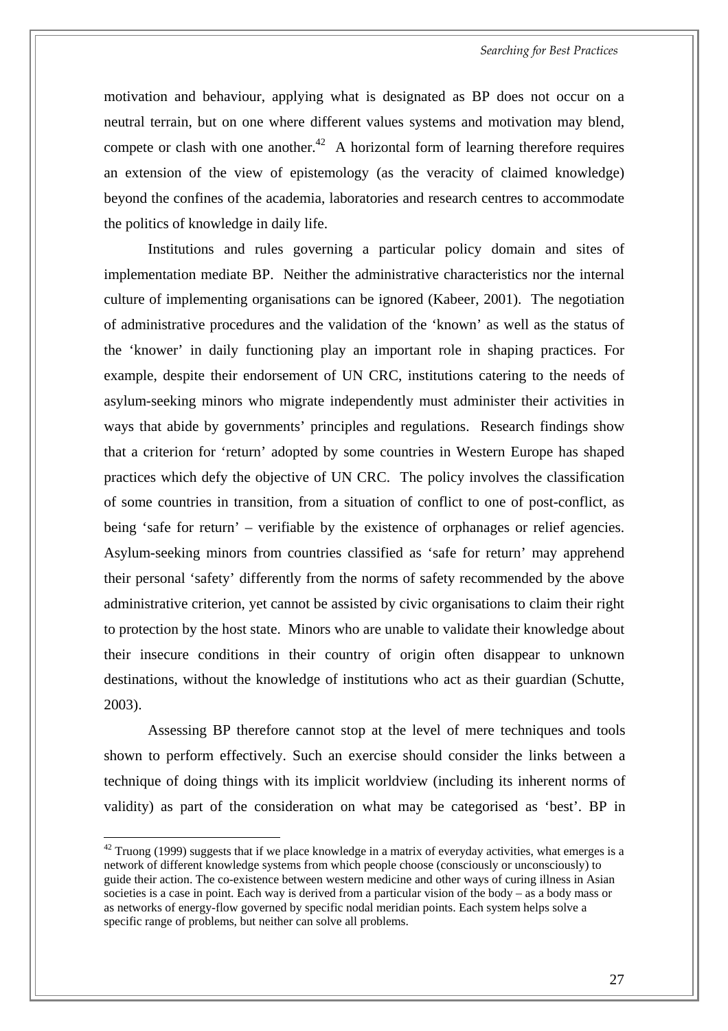motivation and behaviour, applying what is designated as BP does not occur on a neutral terrain, but on one where different values systems and motivation may blend, compete or clash with one another.[42] A horizontal form of learning therefore requires an extension of the view of epistemology (as the veracity of claimed knowledge) beyond the confines of the academia, laboratories and research centres to accommodate the politics of knowledge in daily life.

Institutions and rules governing a particular policy domain and sites of implementation mediate BP. Neither the administrative characteristics nor the internal culture of implementing organisations can be ignored (Kabeer, 2001). The negotiation of administrative procedures and the validation of the 'known' as well as the status of the 'knower' in daily functioning play an important role in shaping practices. For example, despite their endorsement of UN CRC, institutions catering to the needs of asylum-seeking minors who migrate independently must administer their activities in ways that abide by governments' principles and regulations. Research findings show that a criterion for 'return' adopted by some countries in Western Europe has shaped practices which defy the objective of UN CRC. The policy involves the classification of some countries in transition, from a situation of conflict to one of post-conflict, as being 'safe for return' – verifiable by the existence of orphanages or relief agencies. Asylum-seeking minors from countries classified as 'safe for return' may apprehend their personal 'safety' differently from the norms of safety recommended by the above administrative criterion, yet cannot be assisted by civic organisations to claim their right to protection by the host state. Minors who are unable to validate their knowledge about their insecure conditions in their country of origin often disappear to unknown destinations, without the knowledge of institutions who act as their guardian (Schutte, 2003).

Assessing BP therefore cannot stop at the level of mere techniques and tools shown to perform effectively. Such an exercise should consider the links between a technique of doing things with its implicit worldview (including its inherent norms of validity) as part of the consideration on what may be categorised as 'best'. BP in

---

[42] Truong (1999) suggests that if we place knowledge in a matrix of everyday activities, what emerges is a network of different knowledge systems from which people choose (consciously or unconsciously) to guide their action. The co-existence between western medicine and other ways of curing illness in Asian societies is a case in point. Each way is derived from a particular vision of the body – as a body mass or as networks of energy-flow governed by specific nodal meridian points. Each system helps solve a specific range of problems, but neither can solve all problems.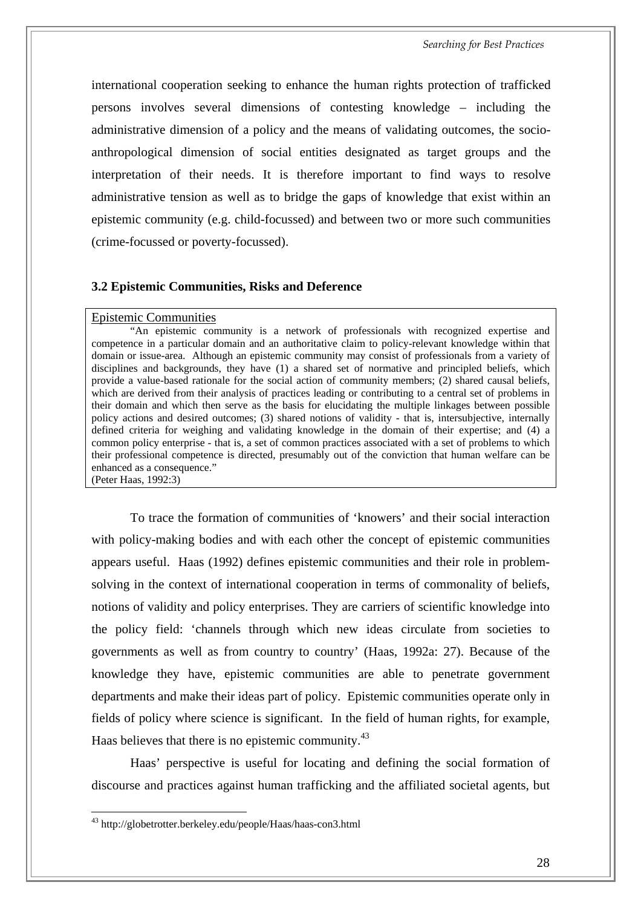international cooperation seeking to enhance the human rights protection of trafficked persons involves several dimensions of contesting knowledge – including the administrative dimension of a policy and the means of validating outcomes, the socio-anthropological dimension of social entities designated as target groups and the interpretation of their needs. It is therefore important to find ways to resolve administrative tension as well as to bridge the gaps of knowledge that exist within an epistemic community (e.g. child-focussed) and between two or more such communities (crime-focussed or poverty-focussed).

### 3.2 Epistemic Communities, Risks and Deference

> Epistemic Communities
>
> "An epistemic community is a network of professionals with recognized expertise and competence in a particular domain and an authoritative claim to policy-relevant knowledge within that domain or issue-area. Although an epistemic community may consist of professionals from a variety of disciplines and backgrounds, they have (1) a shared set of normative and principled beliefs, which provide a value-based rationale for the social action of community members; (2) shared causal beliefs, which are derived from their analysis of practices leading or contributing to a central set of problems in their domain and which then serve as the basis for elucidating the multiple linkages between possible policy actions and desired outcomes; (3) shared notions of validity - that is, intersubjective, internally defined criteria for weighing and validating knowledge in the domain of their expertise; and (4) a common policy enterprise - that is, a set of common practices associated with a set of problems to which their professional competence is directed, presumably out of the conviction that human welfare can be enhanced as a consequence."
>
> (Peter Haas, 1992:3)

To trace the formation of communities of 'knowers' and their social interaction with policy-making bodies and with each other the concept of epistemic communities appears useful. Haas (1992) defines epistemic communities and their role in problem-solving in the context of international cooperation in terms of commonality of beliefs, notions of validity and policy enterprises. They are carriers of scientific knowledge into the policy field: 'channels through which new ideas circulate from societies to governments as well as from country to country' (Haas, 1992a: 27). Because of the knowledge they have, epistemic communities are able to penetrate government departments and make their ideas part of policy. Epistemic communities operate only in fields of policy where science is significant. In the field of human rights, for example, Haas believes that there is no epistemic community.[43]

Haas' perspective is useful for locating and defining the social formation of discourse and practices against human trafficking and the affiliated societal agents, but

[43] http://globetrotter.berkeley.edu/people/Haas/haas-con3.html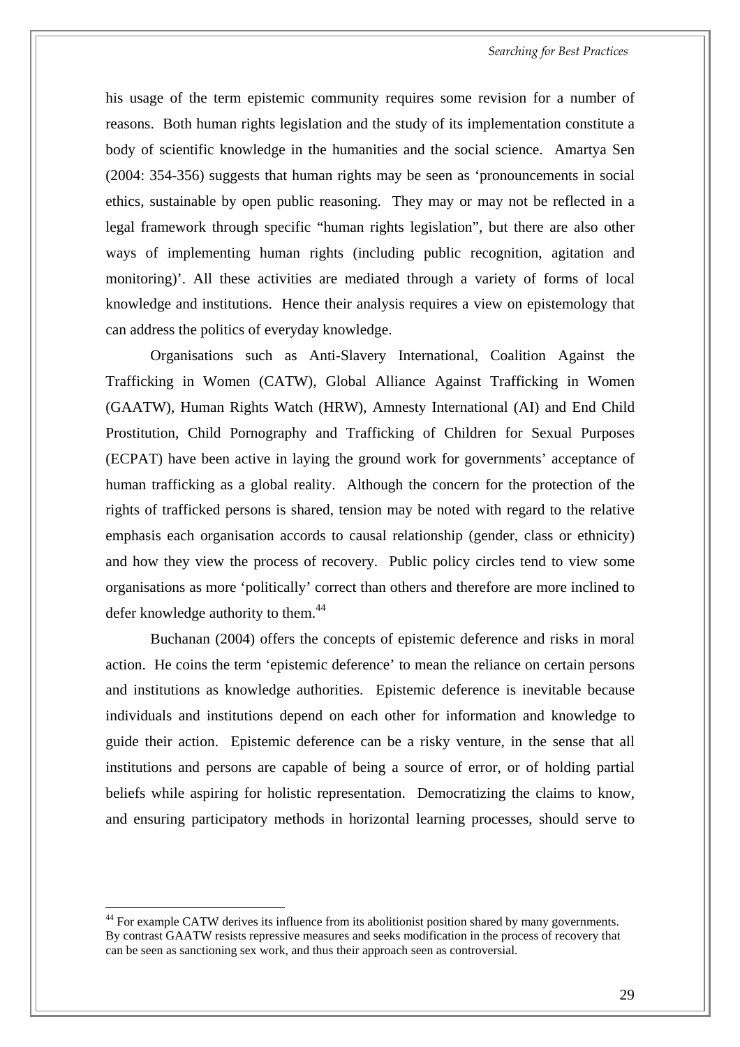his usage of the term epistemic community requires some revision for a number of reasons. Both human rights legislation and the study of its implementation constitute a body of scientific knowledge in the humanities and the social science. Amartya Sen (2004: 354-356) suggests that human rights may be seen as 'pronouncements in social ethics, sustainable by open public reasoning. They may or may not be reflected in a legal framework through specific "human rights legislation", but there are also other ways of implementing human rights (including public recognition, agitation and monitoring)'. All these activities are mediated through a variety of forms of local knowledge and institutions. Hence their analysis requires a view on epistemology that can address the politics of everyday knowledge.

Organisations such as Anti-Slavery International, Coalition Against the Trafficking in Women (CATW), Global Alliance Against Trafficking in Women (GAATW), Human Rights Watch (HRW), Amnesty International (AI) and End Child Prostitution, Child Pornography and Trafficking of Children for Sexual Purposes (ECPAT) have been active in laying the ground work for governments' acceptance of human trafficking as a global reality. Although the concern for the protection of the rights of trafficked persons is shared, tension may be noted with regard to the relative emphasis each organisation accords to causal relationship (gender, class or ethnicity) and how they view the process of recovery. Public policy circles tend to view some organisations as more 'politically' correct than others and therefore are more inclined to defer knowledge authority to them.[44]

Buchanan (2004) offers the concepts of epistemic deference and risks in moral action. He coins the term 'epistemic deference' to mean the reliance on certain persons and institutions as knowledge authorities. Epistemic deference is inevitable because individuals and institutions depend on each other for information and knowledge to guide their action. Epistemic deference can be a risky venture, in the sense that all institutions and persons are capable of being a source of error, or of holding partial beliefs while aspiring for holistic representation. Democratizing the claims to know, and ensuring participatory methods in horizontal learning processes, should serve to

[44] For example CATW derives its influence from its abolitionist position shared by many governments. By contrast GAATW resists repressive measures and seeks modification in the process of recovery that can be seen as sanctioning sex work, and thus their approach seen as controversial.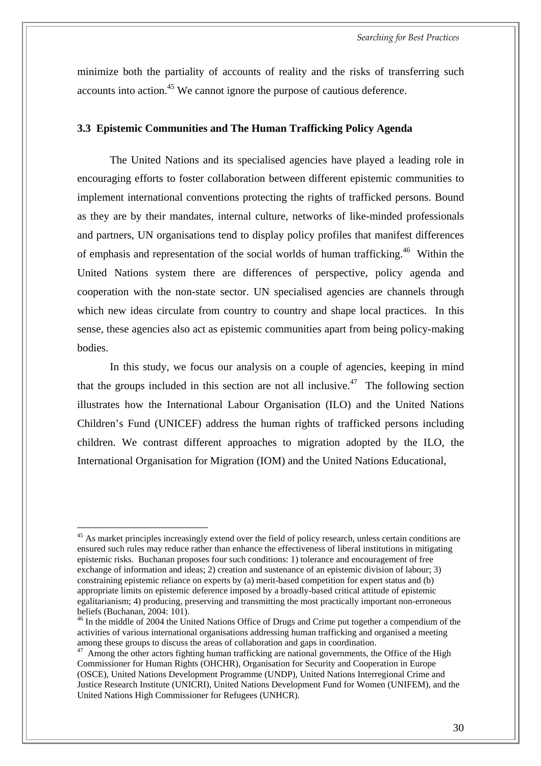minimize both the partiality of accounts of reality and the risks of transferring such accounts into action.[45] We cannot ignore the purpose of cautious deference.

### 3.3 Epistemic Communities and The Human Trafficking Policy Agenda

The United Nations and its specialised agencies have played a leading role in encouraging efforts to foster collaboration between different epistemic communities to implement international conventions protecting the rights of trafficked persons. Bound as they are by their mandates, internal culture, networks of like-minded professionals and partners, UN organisations tend to display policy profiles that manifest differences of emphasis and representation of the social worlds of human trafficking.[46] Within the United Nations system there are differences of perspective, policy agenda and cooperation with the non-state sector. UN specialised agencies are channels through which new ideas circulate from country to country and shape local practices. In this sense, these agencies also act as epistemic communities apart from being policy-making bodies.

In this study, we focus our analysis on a couple of agencies, keeping in mind that the groups included in this section are not all inclusive.[47] The following section illustrates how the International Labour Organisation (ILO) and the United Nations Children's Fund (UNICEF) address the human rights of trafficked persons including children. We contrast different approaches to migration adopted by the ILO, the International Organisation for Migration (IOM) and the United Nations Educational,

---

[45] As market principles increasingly extend over the field of policy research, unless certain conditions are ensured such rules may reduce rather than enhance the effectiveness of liberal institutions in mitigating epistemic risks. Buchanan proposes four such conditions: 1) tolerance and encouragement of free exchange of information and ideas; 2) creation and sustenance of an epistemic division of labour; 3) constraining epistemic reliance on experts by (a) merit-based competition for expert status and (b) appropriate limits on epistemic deference imposed by a broadly-based critical attitude of epistemic egalitarianism; 4) producing, preserving and transmitting the most practically important non-erroneous beliefs (Buchanan, 2004: 101).

[46] In the middle of 2004 the United Nations Office of Drugs and Crime put together a compendium of the activities of various international organisations addressing human trafficking and organised a meeting among these groups to discuss the areas of collaboration and gaps in coordination.

[47] Among the other actors fighting human trafficking are national governments, the Office of the High Commissioner for Human Rights (OHCHR), Organisation for Security and Cooperation in Europe (OSCE), United Nations Development Programme (UNDP), United Nations Interregional Crime and Justice Research Institute (UNICRI), United Nations Development Fund for Women (UNIFEM), and the United Nations High Commissioner for Refugees (UNHCR).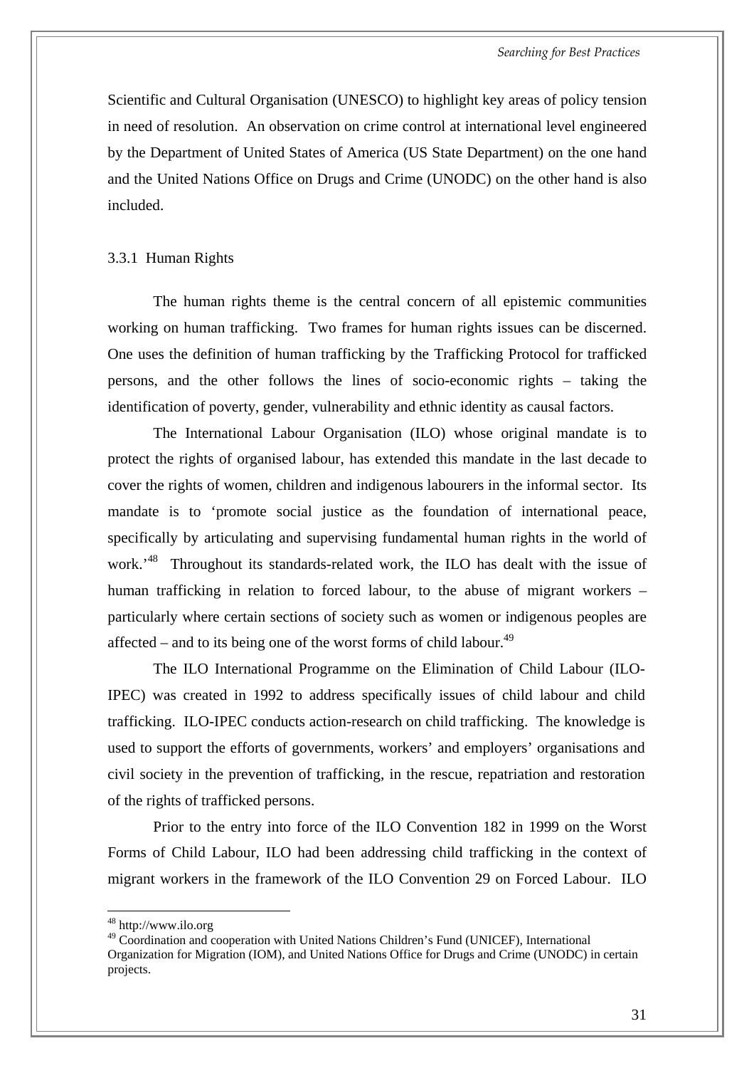Scientific and Cultural Organisation (UNESCO) to highlight key areas of policy tension in need of resolution. An observation on crime control at international level engineered by the Department of United States of America (US State Department) on the one hand and the United Nations Office on Drugs and Crime (UNODC) on the other hand is also included.

### 3.3.1 Human Rights

The human rights theme is the central concern of all epistemic communities working on human trafficking. Two frames for human rights issues can be discerned. One uses the definition of human trafficking by the Trafficking Protocol for trafficked persons, and the other follows the lines of socio-economic rights – taking the identification of poverty, gender, vulnerability and ethnic identity as causal factors.

The International Labour Organisation (ILO) whose original mandate is to protect the rights of organised labour, has extended this mandate in the last decade to cover the rights of women, children and indigenous labourers in the informal sector. Its mandate is to 'promote social justice as the foundation of international peace, specifically by articulating and supervising fundamental human rights in the world of work.'[48] Throughout its standards-related work, the ILO has dealt with the issue of human trafficking in relation to forced labour, to the abuse of migrant workers – particularly where certain sections of society such as women or indigenous peoples are affected – and to its being one of the worst forms of child labour.[49]

The ILO International Programme on the Elimination of Child Labour (ILO-IPEC) was created in 1992 to address specifically issues of child labour and child trafficking. ILO-IPEC conducts action-research on child trafficking. The knowledge is used to support the efforts of governments, workers' and employers' organisations and civil society in the prevention of trafficking, in the rescue, repatriation and restoration of the rights of trafficked persons.

Prior to the entry into force of the ILO Convention 182 in 1999 on the Worst Forms of Child Labour, ILO had been addressing child trafficking in the context of migrant workers in the framework of the ILO Convention 29 on Forced Labour. ILO

---

[48] http://www.ilo.org

[49] Coordination and cooperation with United Nations Children's Fund (UNICEF), International Organization for Migration (IOM), and United Nations Office for Drugs and Crime (UNODC) in certain projects.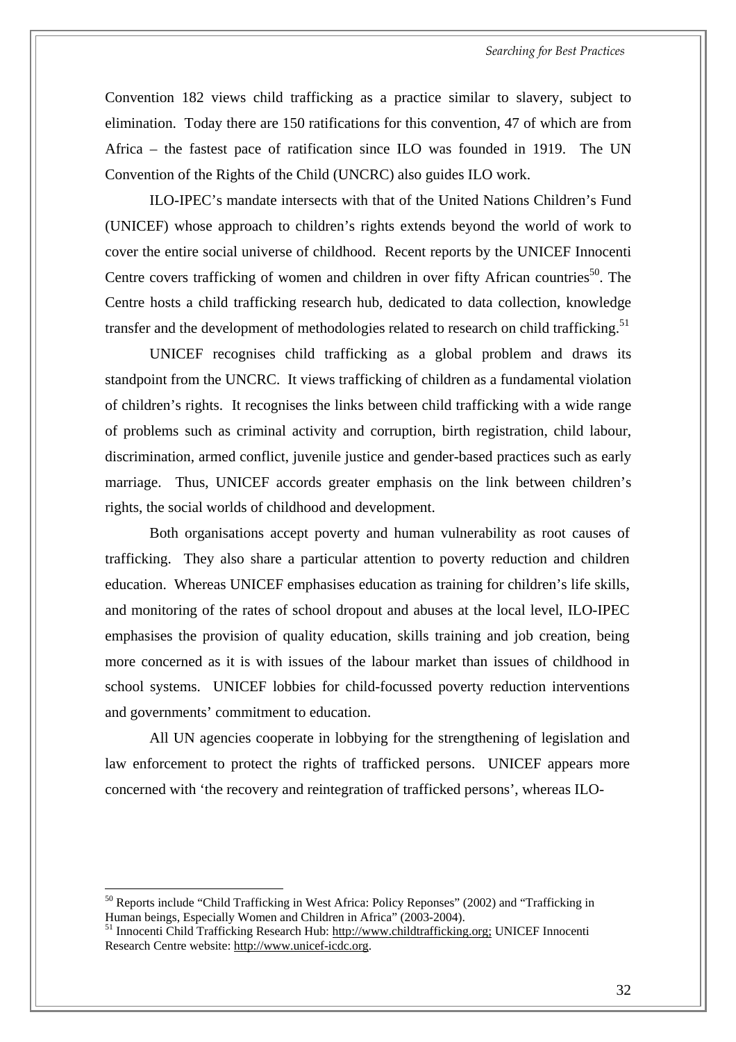Convention 182 views child trafficking as a practice similar to slavery, subject to elimination. Today there are 150 ratifications for this convention, 47 of which are from Africa – the fastest pace of ratification since ILO was founded in 1919. The UN Convention of the Rights of the Child (UNCRC) also guides ILO work.

ILO-IPEC's mandate intersects with that of the United Nations Children's Fund (UNICEF) whose approach to children's rights extends beyond the world of work to cover the entire social universe of childhood. Recent reports by the UNICEF Innocenti Centre covers trafficking of women and children in over fifty African countries[50]. The Centre hosts a child trafficking research hub, dedicated to data collection, knowledge transfer and the development of methodologies related to research on child trafficking.[51]

UNICEF recognises child trafficking as a global problem and draws its standpoint from the UNCRC. It views trafficking of children as a fundamental violation of children's rights. It recognises the links between child trafficking with a wide range of problems such as criminal activity and corruption, birth registration, child labour, discrimination, armed conflict, juvenile justice and gender-based practices such as early marriage. Thus, UNICEF accords greater emphasis on the link between children's rights, the social worlds of childhood and development.

Both organisations accept poverty and human vulnerability as root causes of trafficking. They also share a particular attention to poverty reduction and children education. Whereas UNICEF emphasises education as training for children's life skills, and monitoring of the rates of school dropout and abuses at the local level, ILO-IPEC emphasises the provision of quality education, skills training and job creation, being more concerned as it is with issues of the labour market than issues of childhood in school systems. UNICEF lobbies for child-focussed poverty reduction interventions and governments' commitment to education.

All UN agencies cooperate in lobbying for the strengthening of legislation and law enforcement to protect the rights of trafficked persons. UNICEF appears more concerned with 'the recovery and reintegration of trafficked persons', whereas ILO-

---

[50] Reports include "Child Trafficking in West Africa: Policy Reponses" (2002) and "Trafficking in Human beings, Especially Women and Children in Africa" (2003-2004).

[51] Innocenti Child Trafficking Research Hub: http://www.childtrafficking.org; UNICEF Innocenti Research Centre website: http://www.unicef-icdc.org.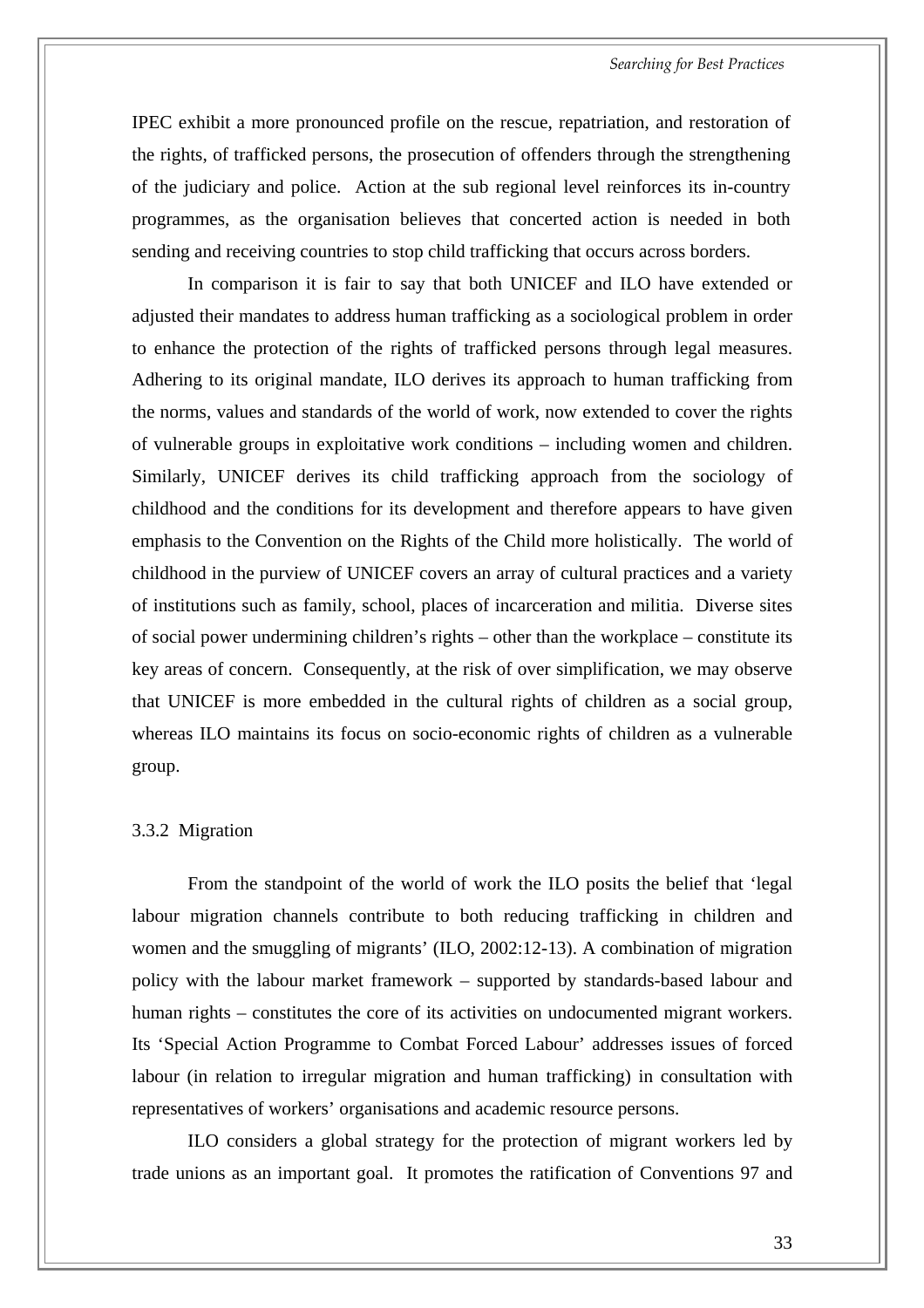IPEC exhibit a more pronounced profile on the rescue, repatriation, and restoration of the rights, of trafficked persons, the prosecution of offenders through the strengthening of the judiciary and police. Action at the sub regional level reinforces its in-country programmes, as the organisation believes that concerted action is needed in both sending and receiving countries to stop child trafficking that occurs across borders.

In comparison it is fair to say that both UNICEF and ILO have extended or adjusted their mandates to address human trafficking as a sociological problem in order to enhance the protection of the rights of trafficked persons through legal measures. Adhering to its original mandate, ILO derives its approach to human trafficking from the norms, values and standards of the world of work, now extended to cover the rights of vulnerable groups in exploitative work conditions – including women and children. Similarly, UNICEF derives its child trafficking approach from the sociology of childhood and the conditions for its development and therefore appears to have given emphasis to the Convention on the Rights of the Child more holistically. The world of childhood in the purview of UNICEF covers an array of cultural practices and a variety of institutions such as family, school, places of incarceration and militia. Diverse sites of social power undermining children's rights – other than the workplace – constitute its key areas of concern. Consequently, at the risk of over simplification, we may observe that UNICEF is more embedded in the cultural rights of children as a social group, whereas ILO maintains its focus on socio-economic rights of children as a vulnerable group.

### 3.3.2 Migration

From the standpoint of the world of work the ILO posits the belief that 'legal labour migration channels contribute to both reducing trafficking in children and women and the smuggling of migrants' (ILO, 2002:12-13). A combination of migration policy with the labour market framework – supported by standards-based labour and human rights – constitutes the core of its activities on undocumented migrant workers. Its 'Special Action Programme to Combat Forced Labour' addresses issues of forced labour (in relation to irregular migration and human trafficking) in consultation with representatives of workers' organisations and academic resource persons.

ILO considers a global strategy for the protection of migrant workers led by trade unions as an important goal. It promotes the ratification of Conventions 97 and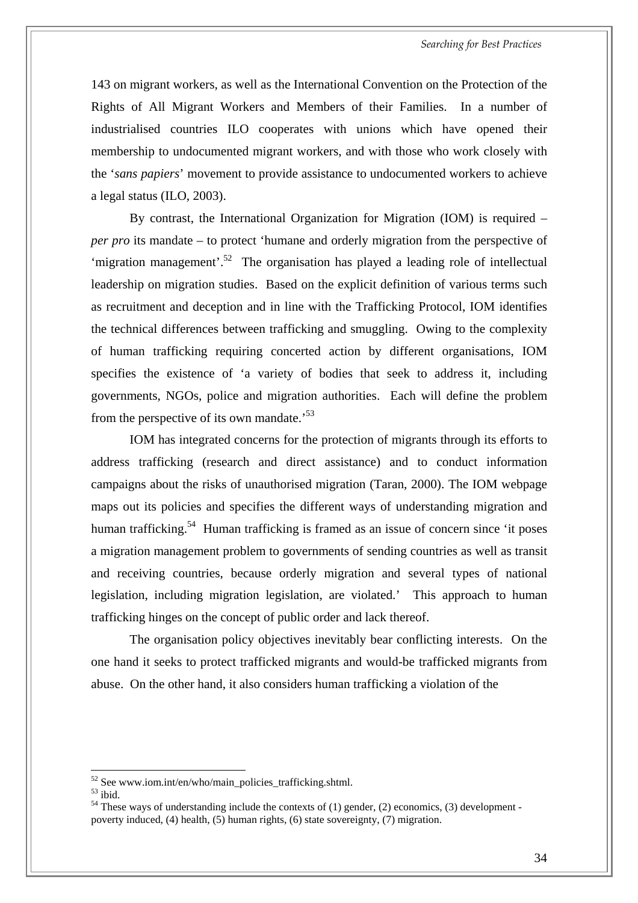143 on migrant workers, as well as the International Convention on the Protection of the Rights of All Migrant Workers and Members of their Families. In a number of industrialised countries ILO cooperates with unions which have opened their membership to undocumented migrant workers, and with those who work closely with the '*sans papiers*' movement to provide assistance to undocumented workers to achieve a legal status (ILO, 2003).

By contrast, the International Organization for Migration (IOM) is required – *per pro* its mandate – to protect 'humane and orderly migration from the perspective of 'migration management'.[52] The organisation has played a leading role of intellectual leadership on migration studies. Based on the explicit definition of various terms such as recruitment and deception and in line with the Trafficking Protocol, IOM identifies the technical differences between trafficking and smuggling. Owing to the complexity of human trafficking requiring concerted action by different organisations, IOM specifies the existence of 'a variety of bodies that seek to address it, including governments, NGOs, police and migration authorities. Each will define the problem from the perspective of its own mandate.'[53]

IOM has integrated concerns for the protection of migrants through its efforts to address trafficking (research and direct assistance) and to conduct information campaigns about the risks of unauthorised migration (Taran, 2000). The IOM webpage maps out its policies and specifies the different ways of understanding migration and human trafficking.[54] Human trafficking is framed as an issue of concern since 'it poses a migration management problem to governments of sending countries as well as transit and receiving countries, because orderly migration and several types of national legislation, including migration legislation, are violated.' This approach to human trafficking hinges on the concept of public order and lack thereof.

The organisation policy objectives inevitably bear conflicting interests. On the one hand it seeks to protect trafficked migrants and would-be trafficked migrants from abuse. On the other hand, it also considers human trafficking a violation of the

---

[52] See www.iom.int/en/who/main_policies_trafficking.shtml.

[53] ibid.

[54] These ways of understanding include the contexts of (1) gender, (2) economics, (3) development - poverty induced, (4) health, (5) human rights, (6) state sovereignty, (7) migration.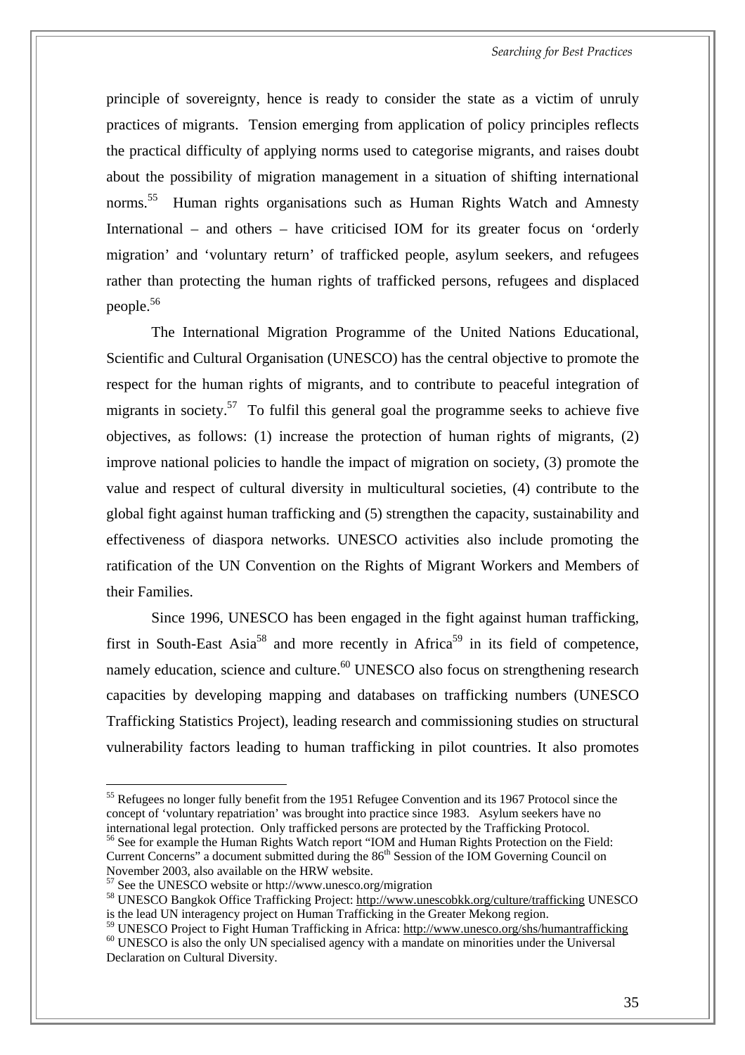principle of sovereignty, hence is ready to consider the state as a victim of unruly practices of migrants. Tension emerging from application of policy principles reflects the practical difficulty of applying norms used to categorise migrants, and raises doubt about the possibility of migration management in a situation of shifting international norms.[55] Human rights organisations such as Human Rights Watch and Amnesty International – and others – have criticised IOM for its greater focus on 'orderly migration' and 'voluntary return' of trafficked people, asylum seekers, and refugees rather than protecting the human rights of trafficked persons, refugees and displaced people.[56]

The International Migration Programme of the United Nations Educational, Scientific and Cultural Organisation (UNESCO) has the central objective to promote the respect for the human rights of migrants, and to contribute to peaceful integration of migrants in society.[57] To fulfil this general goal the programme seeks to achieve five objectives, as follows: (1) increase the protection of human rights of migrants, (2) improve national policies to handle the impact of migration on society, (3) promote the value and respect of cultural diversity in multicultural societies, (4) contribute to the global fight against human trafficking and (5) strengthen the capacity, sustainability and effectiveness of diaspora networks. UNESCO activities also include promoting the ratification of the UN Convention on the Rights of Migrant Workers and Members of their Families.

Since 1996, UNESCO has been engaged in the fight against human trafficking, first in South-East Asia[58] and more recently in Africa[59] in its field of competence, namely education, science and culture.[60] UNESCO also focus on strengthening research capacities by developing mapping and databases on trafficking numbers (UNESCO Trafficking Statistics Project), leading research and commissioning studies on structural vulnerability factors leading to human trafficking in pilot countries. It also promotes

---

[55] Refugees no longer fully benefit from the 1951 Refugee Convention and its 1967 Protocol since the concept of 'voluntary repatriation' was brought into practice since 1983. Asylum seekers have no international legal protection. Only trafficked persons are protected by the Trafficking Protocol.

[56] See for example the Human Rights Watch report "IOM and Human Rights Protection on the Field: Current Concerns" a document submitted during the 86th Session of the IOM Governing Council on November 2003, also available on the HRW website.

[57] See the UNESCO website or http://www.unesco.org/migration

[58] UNESCO Bangkok Office Trafficking Project: http://www.unescobkk.org/culture/trafficking UNESCO is the lead UN interagency project on Human Trafficking in the Greater Mekong region.

[59] UNESCO Project to Fight Human Trafficking in Africa: http://www.unesco.org/shs/humantrafficking

[60] UNESCO is also the only UN specialised agency with a mandate on minorities under the Universal Declaration on Cultural Diversity.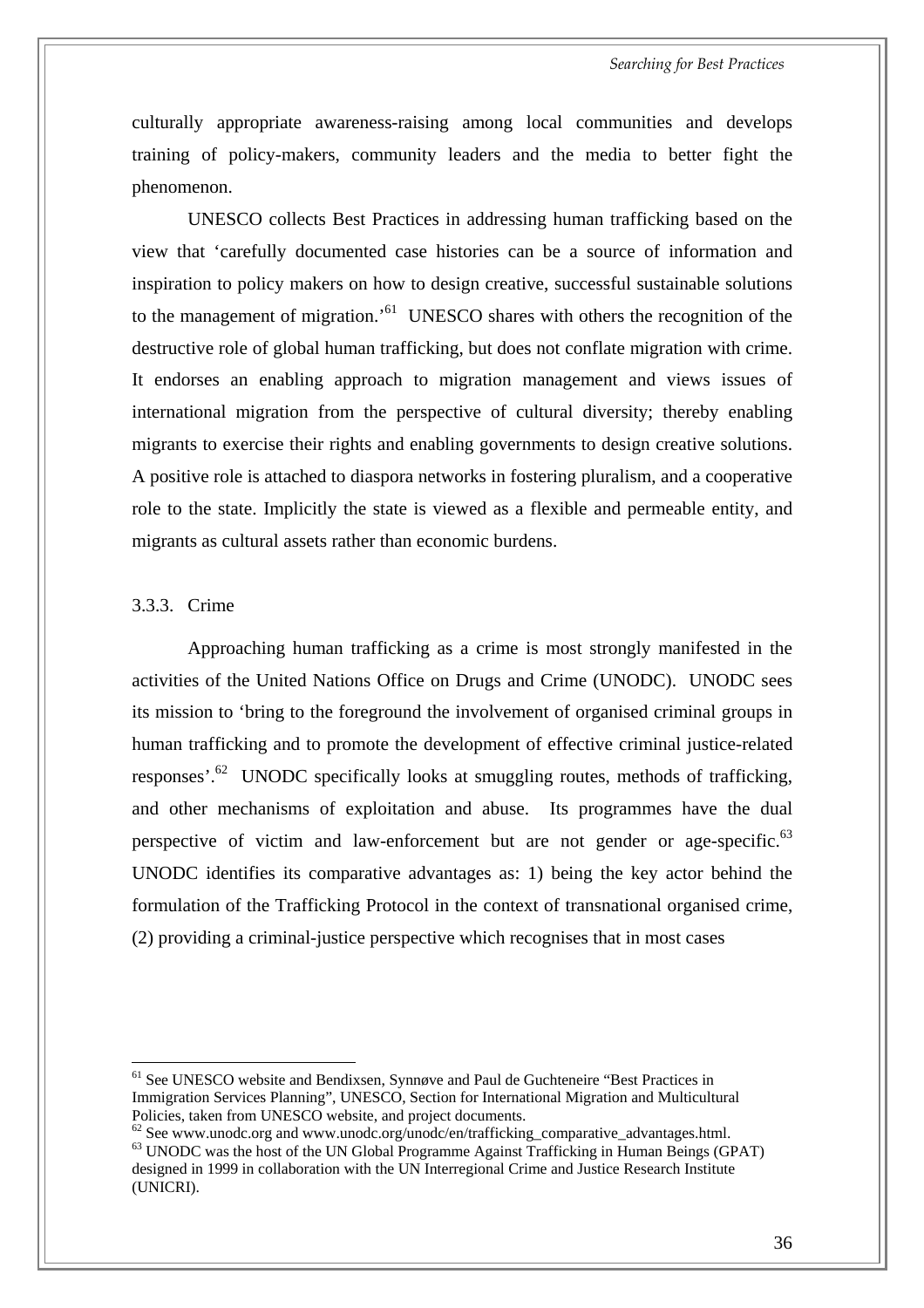culturally appropriate awareness-raising among local communities and develops training of policy-makers, community leaders and the media to better fight the phenomenon.

UNESCO collects Best Practices in addressing human trafficking based on the view that 'carefully documented case histories can be a source of information and inspiration to policy makers on how to design creative, successful sustainable solutions to the management of migration.'[61] UNESCO shares with others the recognition of the destructive role of global human trafficking, but does not conflate migration with crime. It endorses an enabling approach to migration management and views issues of international migration from the perspective of cultural diversity; thereby enabling migrants to exercise their rights and enabling governments to design creative solutions. A positive role is attached to diaspora networks in fostering pluralism, and a cooperative role to the state. Implicitly the state is viewed as a flexible and permeable entity, and migrants as cultural assets rather than economic burdens.

### 3.3.3. Crime

Approaching human trafficking as a crime is most strongly manifested in the activities of the United Nations Office on Drugs and Crime (UNODC). UNODC sees its mission to 'bring to the foreground the involvement of organised criminal groups in human trafficking and to promote the development of effective criminal justice-related responses'.[62] UNODC specifically looks at smuggling routes, methods of trafficking, and other mechanisms of exploitation and abuse. Its programmes have the dual perspective of victim and law-enforcement but are not gender or age-specific.[63] UNODC identifies its comparative advantages as: 1) being the key actor behind the formulation of the Trafficking Protocol in the context of transnational organised crime, (2) providing a criminal-justice perspective which recognises that in most cases

---

[61] See UNESCO website and Bendixsen, Synnøve and Paul de Guchteneire "Best Practices in Immigration Services Planning", UNESCO, Section for International Migration and Multicultural Policies, taken from UNESCO website, and project documents.

[62] See www.unodc.org and www.unodc.org/unodc/en/trafficking_comparative_advantages.html.

[63] UNODC was the host of the UN Global Programme Against Trafficking in Human Beings (GPAT) designed in 1999 in collaboration with the UN Interregional Crime and Justice Research Institute (UNICRI).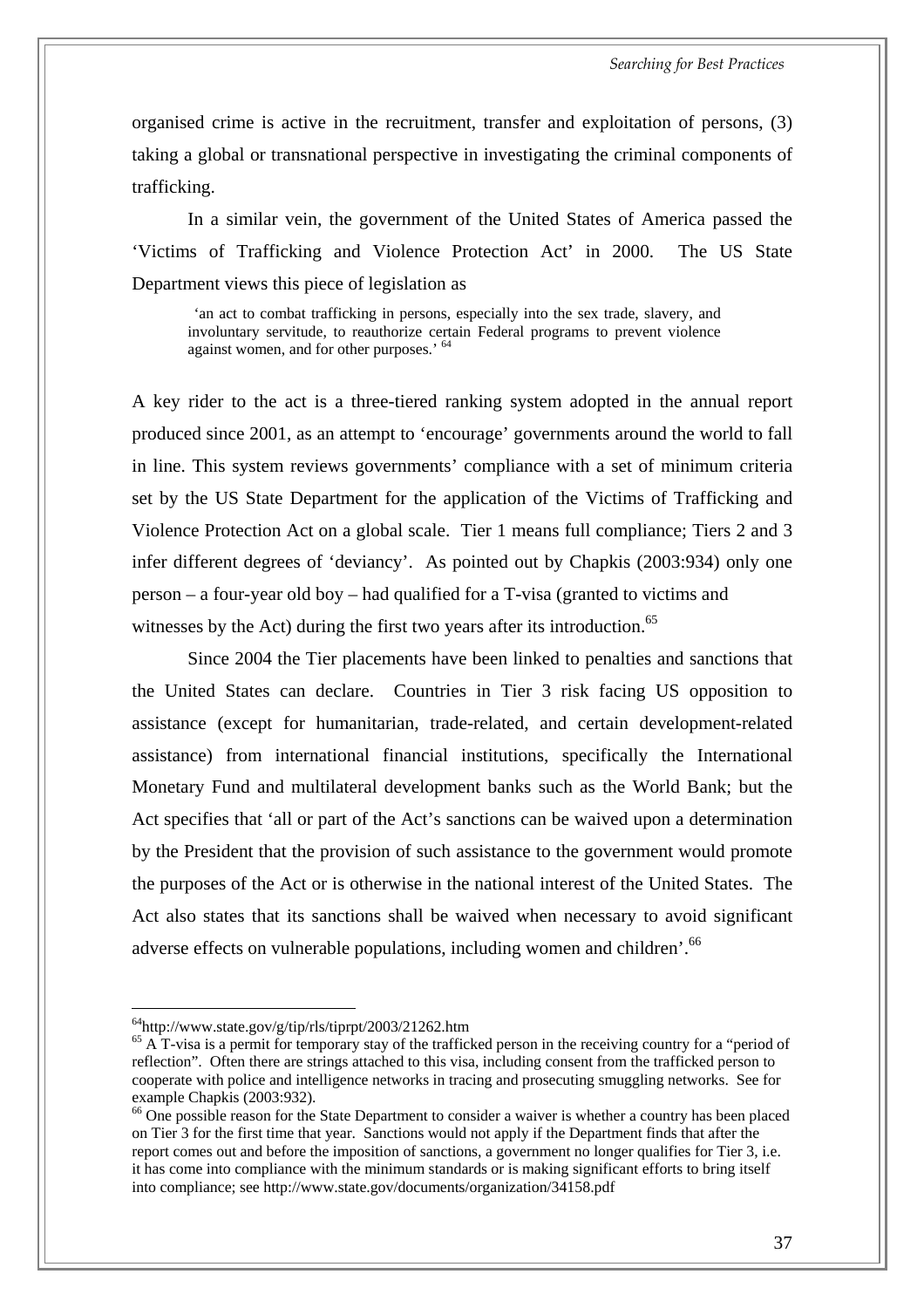organised crime is active in the recruitment, transfer and exploitation of persons, (3) taking a global or transnational perspective in investigating the criminal components of trafficking.

In a similar vein, the government of the United States of America passed the 'Victims of Trafficking and Violence Protection Act' in 2000. The US State Department views this piece of legislation as

> 'an act to combat trafficking in persons, especially into the sex trade, slavery, and involuntary servitude, to reauthorize certain Federal programs to prevent violence against women, and for other purposes.' [64]

A key rider to the act is a three-tiered ranking system adopted in the annual report produced since 2001, as an attempt to 'encourage' governments around the world to fall in line. This system reviews governments' compliance with a set of minimum criteria set by the US State Department for the application of the Victims of Trafficking and Violence Protection Act on a global scale. Tier 1 means full compliance; Tiers 2 and 3 infer different degrees of 'deviancy'. As pointed out by Chapkis (2003:934) only one person – a four-year old boy – had qualified for a T-visa (granted to victims and witnesses by the Act) during the first two years after its introduction.[65]

Since 2004 the Tier placements have been linked to penalties and sanctions that the United States can declare. Countries in Tier 3 risk facing US opposition to assistance (except for humanitarian, trade-related, and certain development-related assistance) from international financial institutions, specifically the International Monetary Fund and multilateral development banks such as the World Bank; but the Act specifies that 'all or part of the Act's sanctions can be waived upon a determination by the President that the provision of such assistance to the government would promote the purposes of the Act or is otherwise in the national interest of the United States. The Act also states that its sanctions shall be waived when necessary to avoid significant adverse effects on vulnerable populations, including women and children'.[66]

---

[64] http://www.state.gov/g/tip/rls/tiprpt/2003/21262.htm

[65] A T-visa is a permit for temporary stay of the trafficked person in the receiving country for a "period of reflection". Often there are strings attached to this visa, including consent from the trafficked person to cooperate with police and intelligence networks in tracing and prosecuting smuggling networks. See for example Chapkis (2003:932).

[66] One possible reason for the State Department to consider a waiver is whether a country has been placed on Tier 3 for the first time that year. Sanctions would not apply if the Department finds that after the report comes out and before the imposition of sanctions, a government no longer qualifies for Tier 3, i.e. it has come into compliance with the minimum standards or is making significant efforts to bring itself into compliance; see http://www.state.gov/documents/organization/34158.pdf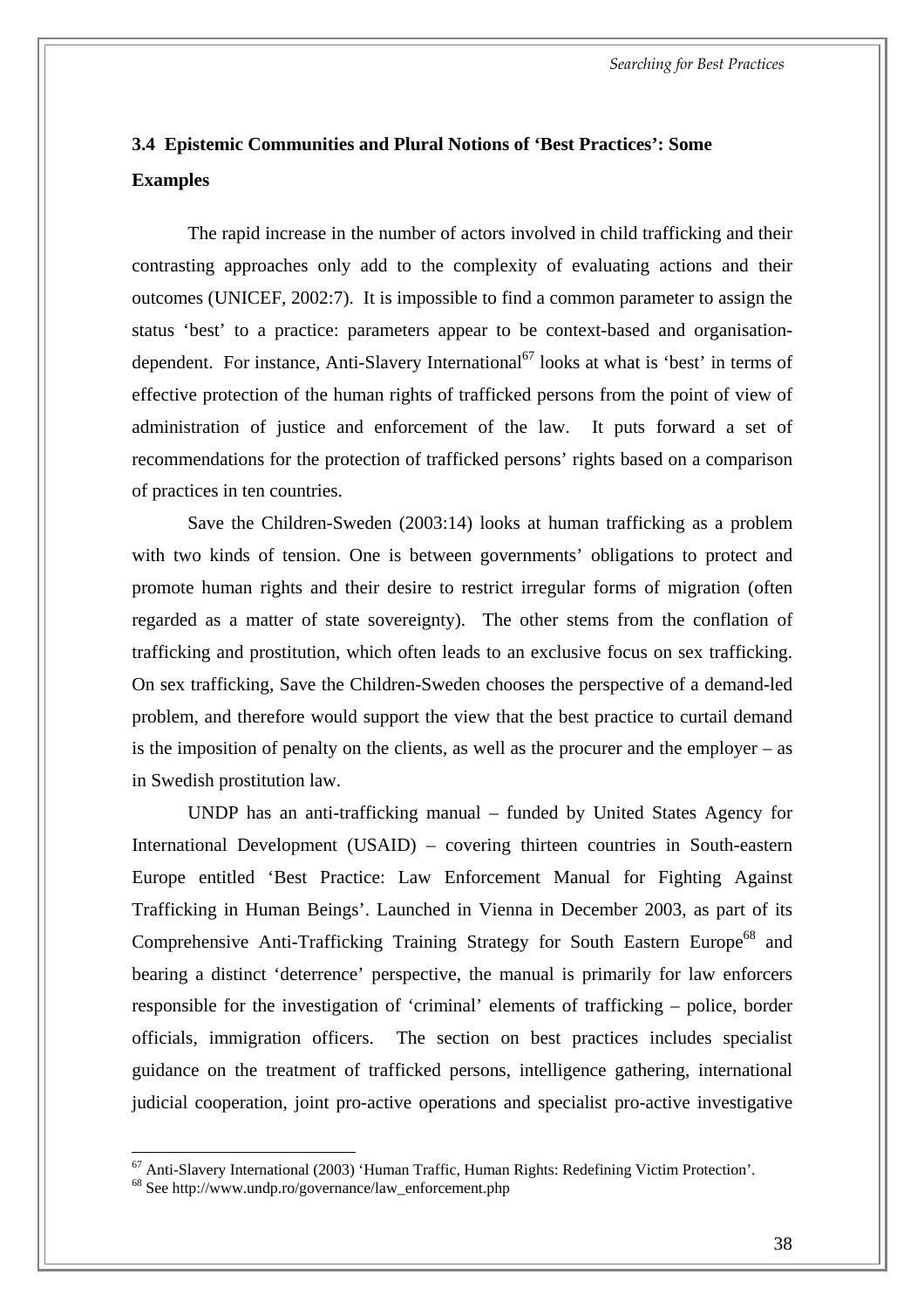### 3.4 Epistemic Communities and Plural Notions of 'Best Practices': Some Examples

The rapid increase in the number of actors involved in child trafficking and their contrasting approaches only add to the complexity of evaluating actions and their outcomes (UNICEF, 2002:7). It is impossible to find a common parameter to assign the status 'best' to a practice: parameters appear to be context-based and organisation-dependent. For instance, Anti-Slavery International[67] looks at what is 'best' in terms of effective protection of the human rights of trafficked persons from the point of view of administration of justice and enforcement of the law. It puts forward a set of recommendations for the protection of trafficked persons' rights based on a comparison of practices in ten countries.

Save the Children-Sweden (2003:14) looks at human trafficking as a problem with two kinds of tension. One is between governments' obligations to protect and promote human rights and their desire to restrict irregular forms of migration (often regarded as a matter of state sovereignty). The other stems from the conflation of trafficking and prostitution, which often leads to an exclusive focus on sex trafficking. On sex trafficking, Save the Children-Sweden chooses the perspective of a demand-led problem, and therefore would support the view that the best practice to curtail demand is the imposition of penalty on the clients, as well as the procurer and the employer – as in Swedish prostitution law.

UNDP has an anti-trafficking manual – funded by United States Agency for International Development (USAID) – covering thirteen countries in South-eastern Europe entitled 'Best Practice: Law Enforcement Manual for Fighting Against Trafficking in Human Beings'. Launched in Vienna in December 2003, as part of its Comprehensive Anti-Trafficking Training Strategy for South Eastern Europe[68] and bearing a distinct 'deterrence' perspective, the manual is primarily for law enforcers responsible for the investigation of 'criminal' elements of trafficking – police, border officials, immigration officers. The section on best practices includes specialist guidance on the treatment of trafficked persons, intelligence gathering, international judicial cooperation, joint pro-active operations and specialist pro-active investigative

---

[67] Anti-Slavery International (2003) 'Human Traffic, Human Rights: Redefining Victim Protection'.

[68] See http://www.undp.ro/governance/law_enforcement.php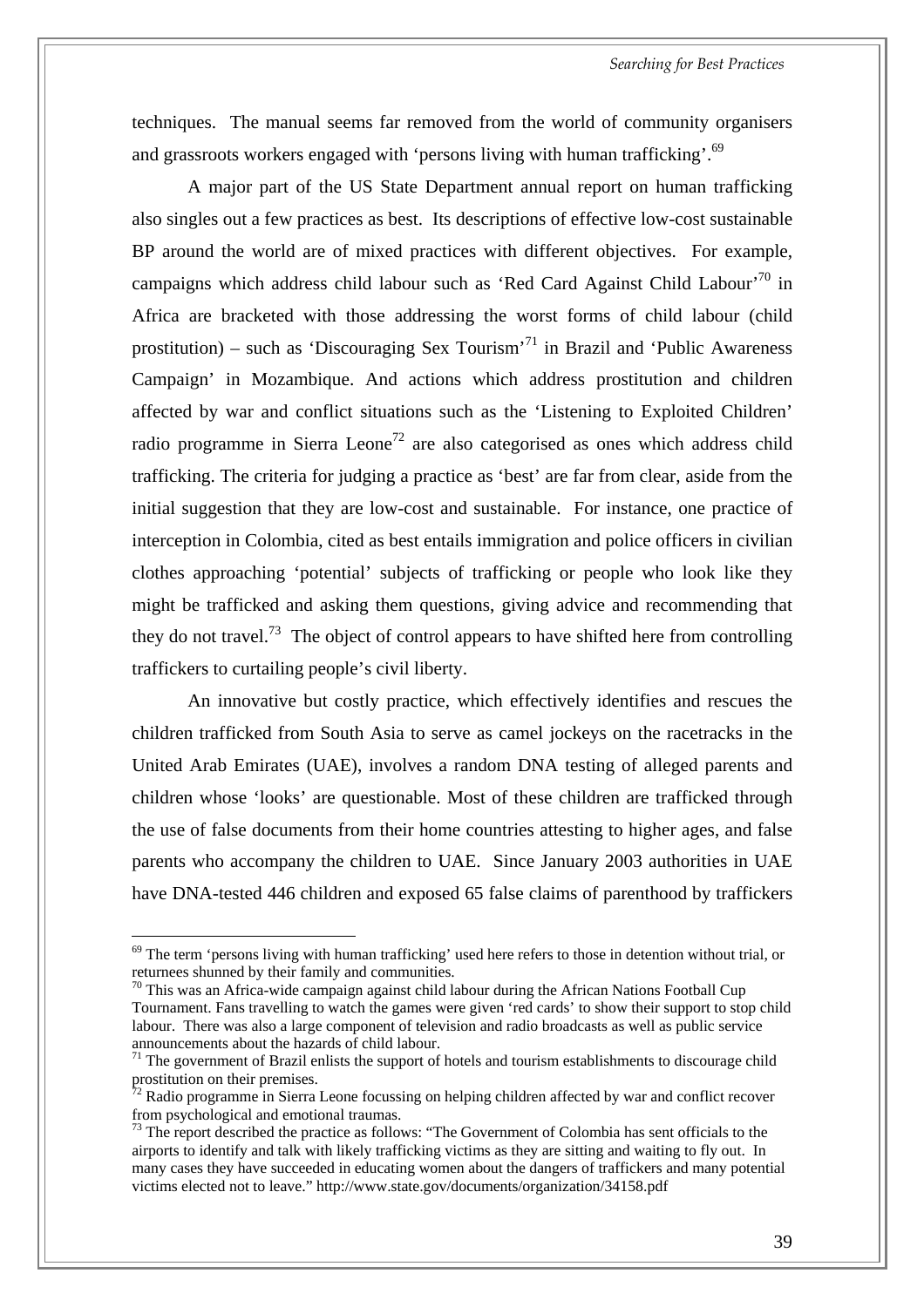techniques. The manual seems far removed from the world of community organisers and grassroots workers engaged with 'persons living with human trafficking'.[69]

A major part of the US State Department annual report on human trafficking also singles out a few practices as best. Its descriptions of effective low-cost sustainable BP around the world are of mixed practices with different objectives. For example, campaigns which address child labour such as 'Red Card Against Child Labour'[70] in Africa are bracketed with those addressing the worst forms of child labour (child prostitution) – such as 'Discouraging Sex Tourism'[71] in Brazil and 'Public Awareness Campaign' in Mozambique. And actions which address prostitution and children affected by war and conflict situations such as the 'Listening to Exploited Children' radio programme in Sierra Leone[72] are also categorised as ones which address child trafficking. The criteria for judging a practice as 'best' are far from clear, aside from the initial suggestion that they are low-cost and sustainable. For instance, one practice of interception in Colombia, cited as best entails immigration and police officers in civilian clothes approaching 'potential' subjects of trafficking or people who look like they might be trafficked and asking them questions, giving advice and recommending that they do not travel.[73] The object of control appears to have shifted here from controlling traffickers to curtailing people's civil liberty.

An innovative but costly practice, which effectively identifies and rescues the children trafficked from South Asia to serve as camel jockeys on the racetracks in the United Arab Emirates (UAE), involves a random DNA testing of alleged parents and children whose 'looks' are questionable. Most of these children are trafficked through the use of false documents from their home countries attesting to higher ages, and false parents who accompany the children to UAE. Since January 2003 authorities in UAE have DNA-tested 446 children and exposed 65 false claims of parenthood by traffickers

---

[69] The term 'persons living with human trafficking' used here refers to those in detention without trial, or returnees shunned by their family and communities.

[70] This was an Africa-wide campaign against child labour during the African Nations Football Cup Tournament. Fans travelling to watch the games were given 'red cards' to show their support to stop child labour. There was also a large component of television and radio broadcasts as well as public service announcements about the hazards of child labour.

[71] The government of Brazil enlists the support of hotels and tourism establishments to discourage child prostitution on their premises.

[72] Radio programme in Sierra Leone focussing on helping children affected by war and conflict recover from psychological and emotional traumas.

[73] The report described the practice as follows: "The Government of Colombia has sent officials to the airports to identify and talk with likely trafficking victims as they are sitting and waiting to fly out. In many cases they have succeeded in educating women about the dangers of traffickers and many potential victims elected not to leave." http://www.state.gov/documents/organization/34158.pdf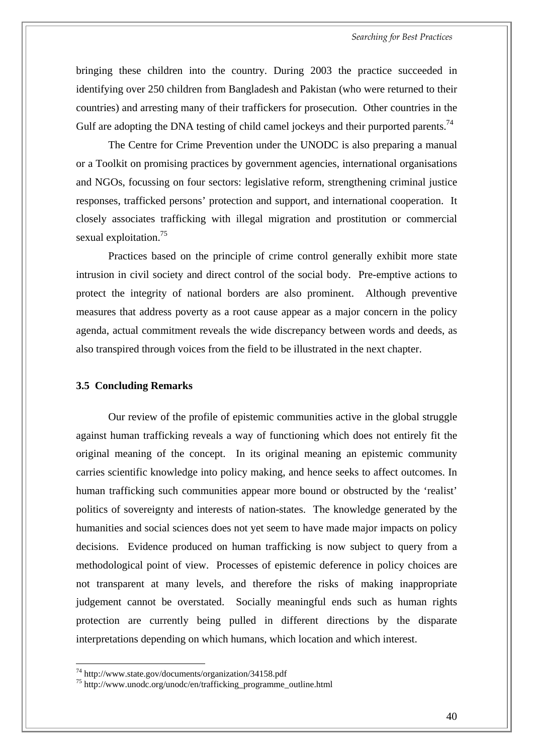bringing these children into the country. During 2003 the practice succeeded in identifying over 250 children from Bangladesh and Pakistan (who were returned to their countries) and arresting many of their traffickers for prosecution. Other countries in the Gulf are adopting the DNA testing of child camel jockeys and their purported parents.[74]

The Centre for Crime Prevention under the UNODC is also preparing a manual or a Toolkit on promising practices by government agencies, international organisations and NGOs, focussing on four sectors: legislative reform, strengthening criminal justice responses, trafficked persons' protection and support, and international cooperation. It closely associates trafficking with illegal migration and prostitution or commercial sexual exploitation.[75]

Practices based on the principle of crime control generally exhibit more state intrusion in civil society and direct control of the social body. Pre-emptive actions to protect the integrity of national borders are also prominent. Although preventive measures that address poverty as a root cause appear as a major concern in the policy agenda, actual commitment reveals the wide discrepancy between words and deeds, as also transpired through voices from the field to be illustrated in the next chapter.

### 3.5 Concluding Remarks

Our review of the profile of epistemic communities active in the global struggle against human trafficking reveals a way of functioning which does not entirely fit the original meaning of the concept. In its original meaning an epistemic community carries scientific knowledge into policy making, and hence seeks to affect outcomes. In human trafficking such communities appear more bound or obstructed by the 'realist' politics of sovereignty and interests of nation-states. The knowledge generated by the humanities and social sciences does not yet seem to have made major impacts on policy decisions. Evidence produced on human trafficking is now subject to query from a methodological point of view. Processes of epistemic deference in policy choices are not transparent at many levels, and therefore the risks of making inappropriate judgement cannot be overstated. Socially meaningful ends such as human rights protection are currently being pulled in different directions by the disparate interpretations depending on which humans, which location and which interest.

---

[74] http://www.state.gov/documents/organization/34158.pdf

[75] http://www.unodc.org/unodc/en/trafficking_programme_outline.html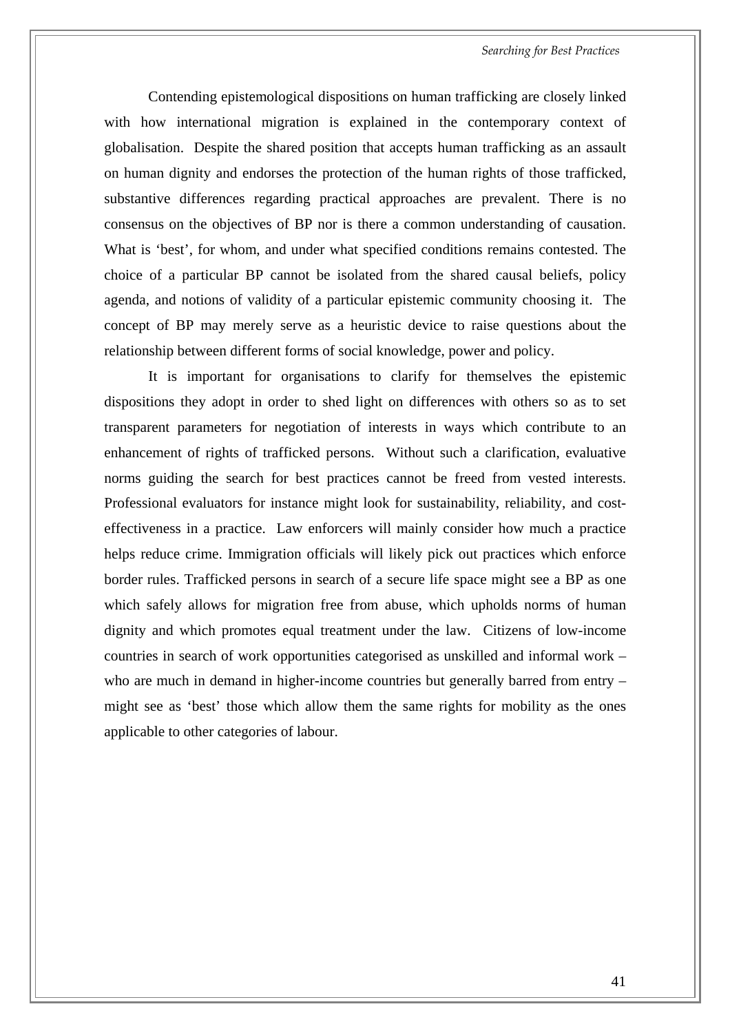Contending epistemological dispositions on human trafficking are closely linked with how international migration is explained in the contemporary context of globalisation. Despite the shared position that accepts human trafficking as an assault on human dignity and endorses the protection of the human rights of those trafficked, substantive differences regarding practical approaches are prevalent. There is no consensus on the objectives of BP nor is there a common understanding of causation. What is 'best', for whom, and under what specified conditions remains contested. The choice of a particular BP cannot be isolated from the shared causal beliefs, policy agenda, and notions of validity of a particular epistemic community choosing it. The concept of BP may merely serve as a heuristic device to raise questions about the relationship between different forms of social knowledge, power and policy.

It is important for organisations to clarify for themselves the epistemic dispositions they adopt in order to shed light on differences with others so as to set transparent parameters for negotiation of interests in ways which contribute to an enhancement of rights of trafficked persons. Without such a clarification, evaluative norms guiding the search for best practices cannot be freed from vested interests. Professional evaluators for instance might look for sustainability, reliability, and cost-effectiveness in a practice. Law enforcers will mainly consider how much a practice helps reduce crime. Immigration officials will likely pick out practices which enforce border rules. Trafficked persons in search of a secure life space might see a BP as one which safely allows for migration free from abuse, which upholds norms of human dignity and which promotes equal treatment under the law. Citizens of low-income countries in search of work opportunities categorised as unskilled and informal work – who are much in demand in higher-income countries but generally barred from entry – might see as 'best' those which allow them the same rights for mobility as the ones applicable to other categories of labour.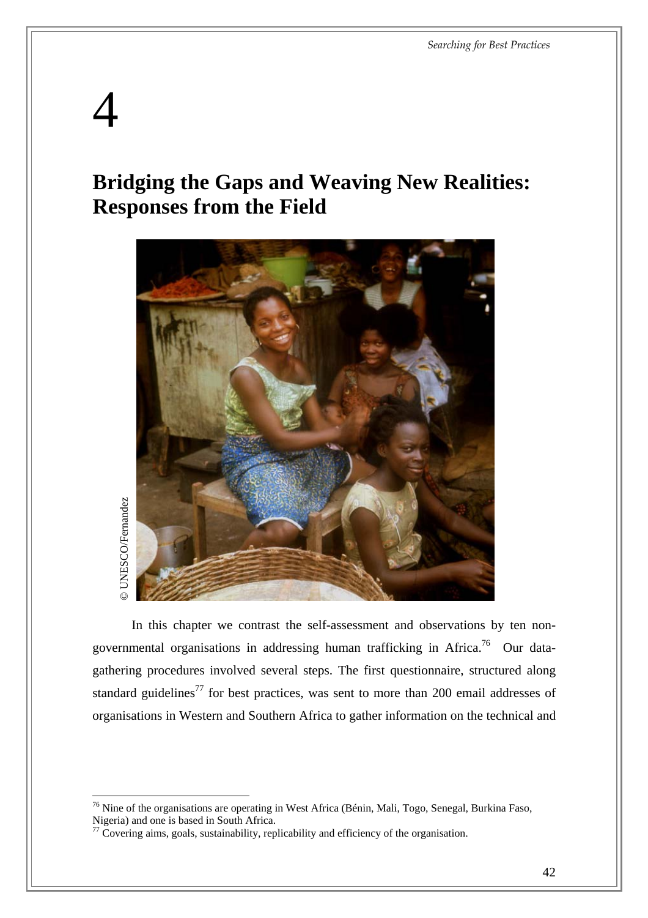# 4

## Bridging the Gaps and Weaving New Realities: Responses from the Field

© UNESCO/Fernandez

In this chapter we contrast the self-assessment and observations by ten non-governmental organisations in addressing human trafficking in Africa.[76] Our data-gathering procedures involved several steps. The first questionnaire, structured along standard guidelines[77] for best practices, was sent to more than 200 email addresses of organisations in Western and Southern Africa to gather information on the technical and

---

[76] Nine of the organisations are operating in West Africa (Bénin, Mali, Togo, Senegal, Burkina Faso, Nigeria) and one is based in South Africa.

[77] Covering aims, goals, sustainability, replicability and efficiency of the organisation.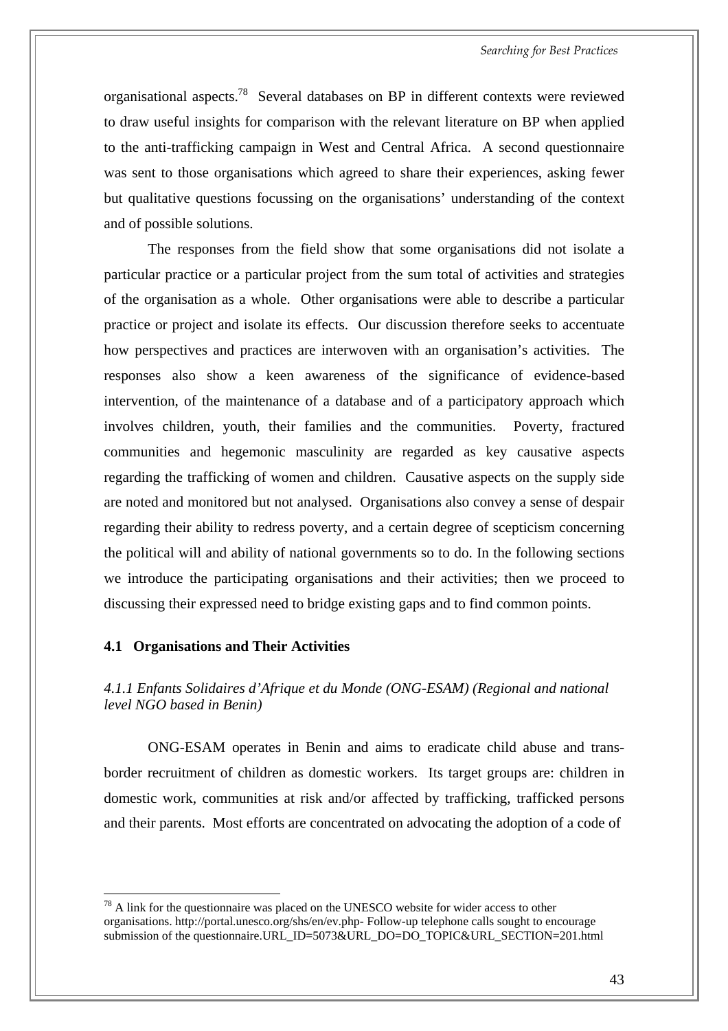organisational aspects.[78] Several databases on BP in different contexts were reviewed to draw useful insights for comparison with the relevant literature on BP when applied to the anti-trafficking campaign in West and Central Africa. A second questionnaire was sent to those organisations which agreed to share their experiences, asking fewer but qualitative questions focussing on the organisations' understanding of the context and of possible solutions.

The responses from the field show that some organisations did not isolate a particular practice or a particular project from the sum total of activities and strategies of the organisation as a whole. Other organisations were able to describe a particular practice or project and isolate its effects. Our discussion therefore seeks to accentuate how perspectives and practices are interwoven with an organisation's activities. The responses also show a keen awareness of the significance of evidence-based intervention, of the maintenance of a database and of a participatory approach which involves children, youth, their families and the communities. Poverty, fractured communities and hegemonic masculinity are regarded as key causative aspects regarding the trafficking of women and children. Causative aspects on the supply side are noted and monitored but not analysed. Organisations also convey a sense of despair regarding their ability to redress poverty, and a certain degree of scepticism concerning the political will and ability of national governments so to do. In the following sections we introduce the participating organisations and their activities; then we proceed to discussing their expressed need to bridge existing gaps and to find common points.

### 4.1 Organisations and Their Activities

#### *4.1.1 Enfants Solidaires d'Afrique et du Monde (ONG-ESAM) (Regional and national level NGO based in Benin)*

ONG-ESAM operates in Benin and aims to eradicate child abuse and trans-border recruitment of children as domestic workers. Its target groups are: children in domestic work, communities at risk and/or affected by trafficking, trafficked persons and their parents. Most efforts are concentrated on advocating the adoption of a code of

---

[78] A link for the questionnaire was placed on the UNESCO website for wider access to other organisations. http://portal.unesco.org/shs/en/ev.php- Follow-up telephone calls sought to encourage submission of the questionnaire.URL_ID=5073&URL_DO=DO_TOPIC&URL_SECTION=201.html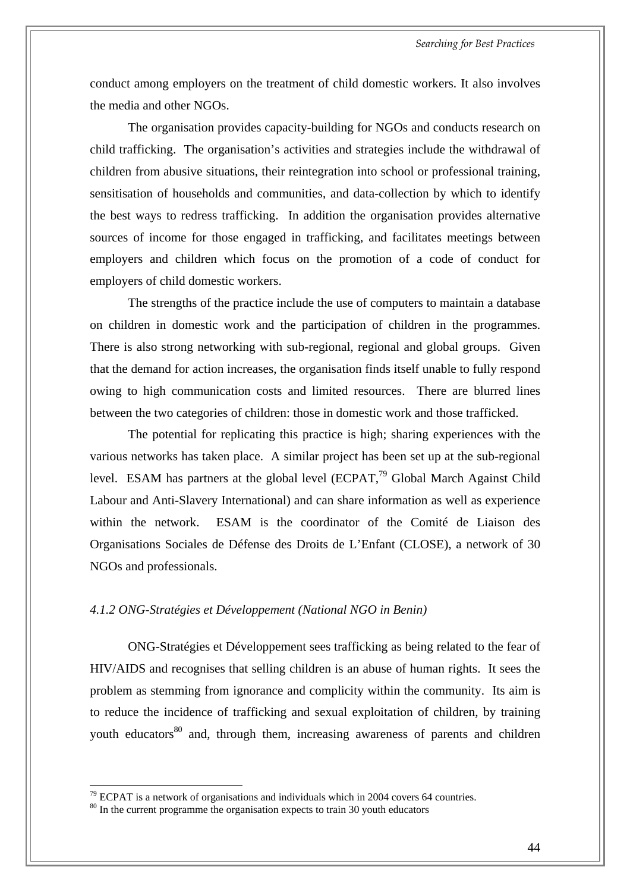conduct among employers on the treatment of child domestic workers. It also involves the media and other NGOs.

The organisation provides capacity-building for NGOs and conducts research on child trafficking. The organisation's activities and strategies include the withdrawal of children from abusive situations, their reintegration into school or professional training, sensitisation of households and communities, and data-collection by which to identify the best ways to redress trafficking. In addition the organisation provides alternative sources of income for those engaged in trafficking, and facilitates meetings between employers and children which focus on the promotion of a code of conduct for employers of child domestic workers.

The strengths of the practice include the use of computers to maintain a database on children in domestic work and the participation of children in the programmes. There is also strong networking with sub-regional, regional and global groups. Given that the demand for action increases, the organisation finds itself unable to fully respond owing to high communication costs and limited resources. There are blurred lines between the two categories of children: those in domestic work and those trafficked.

The potential for replicating this practice is high; sharing experiences with the various networks has taken place. A similar project has been set up at the sub-regional level. ESAM has partners at the global level (ECPAT,[79] Global March Against Child Labour and Anti-Slavery International) and can share information as well as experience within the network. ESAM is the coordinator of the Comité de Liaison des Organisations Sociales de Défense des Droits de L'Enfant (CLOSE), a network of 30 NGOs and professionals.

*4.1.2 ONG-Stratégies et Développement (National NGO in Benin)*

ONG-Stratégies et Développement sees trafficking as being related to the fear of HIV/AIDS and recognises that selling children is an abuse of human rights. It sees the problem as stemming from ignorance and complicity within the community. Its aim is to reduce the incidence of trafficking and sexual exploitation of children, by training youth educators[80] and, through them, increasing awareness of parents and children

[79] ECPAT is a network of organisations and individuals which in 2004 covers 64 countries.

[80] In the current programme the organisation expects to train 30 youth educators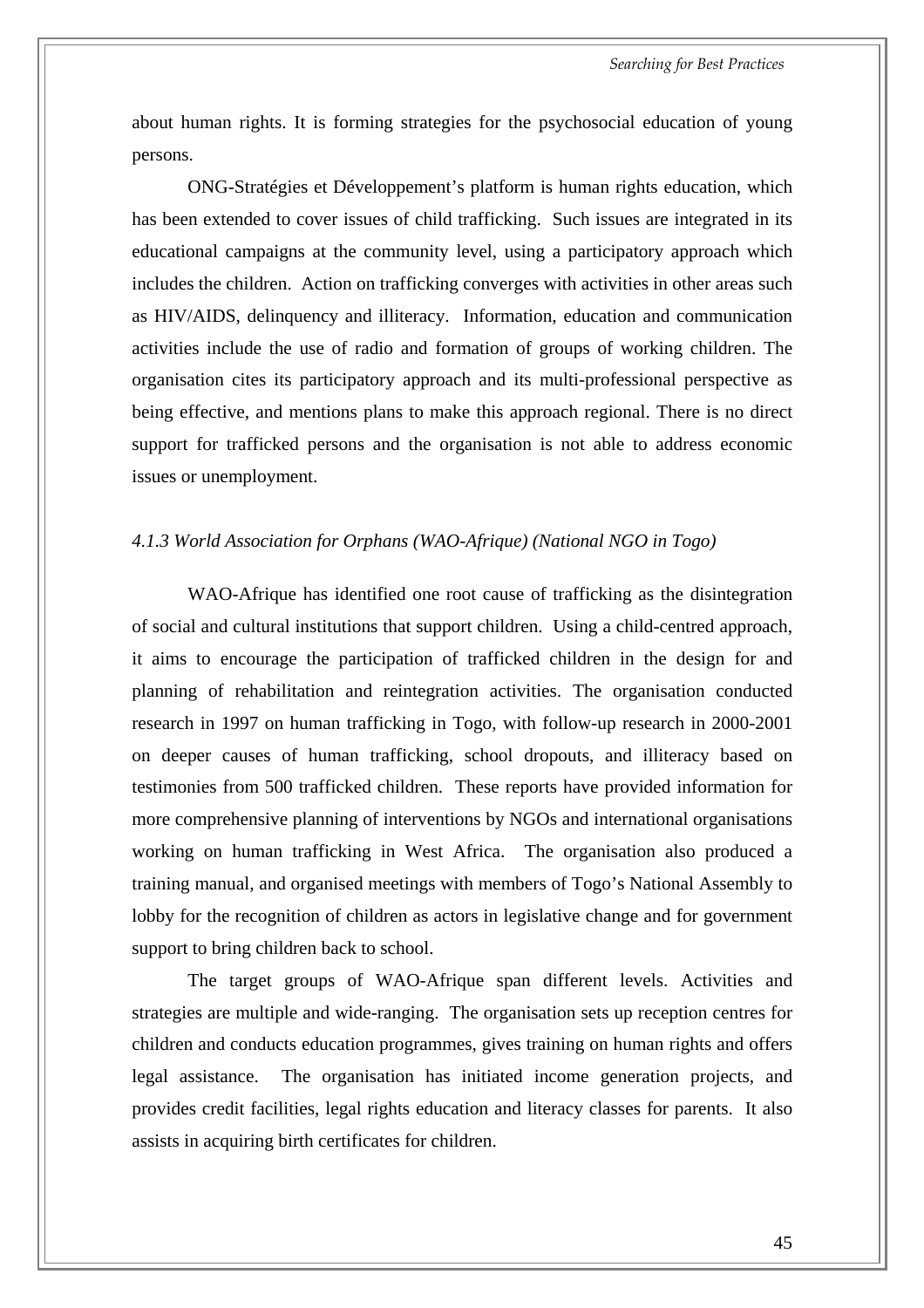about human rights. It is forming strategies for the psychosocial education of young persons.

ONG-Stratégies et Développement's platform is human rights education, which has been extended to cover issues of child trafficking. Such issues are integrated in its educational campaigns at the community level, using a participatory approach which includes the children. Action on trafficking converges with activities in other areas such as HIV/AIDS, delinquency and illiteracy. Information, education and communication activities include the use of radio and formation of groups of working children. The organisation cites its participatory approach and its multi-professional perspective as being effective, and mentions plans to make this approach regional. There is no direct support for trafficked persons and the organisation is not able to address economic issues or unemployment.

#### *4.1.3 World Association for Orphans (WAO-Afrique) (National NGO in Togo)*

WAO-Afrique has identified one root cause of trafficking as the disintegration of social and cultural institutions that support children. Using a child-centred approach, it aims to encourage the participation of trafficked children in the design for and planning of rehabilitation and reintegration activities. The organisation conducted research in 1997 on human trafficking in Togo, with follow-up research in 2000-2001 on deeper causes of human trafficking, school dropouts, and illiteracy based on testimonies from 500 trafficked children. These reports have provided information for more comprehensive planning of interventions by NGOs and international organisations working on human trafficking in West Africa. The organisation also produced a training manual, and organised meetings with members of Togo's National Assembly to lobby for the recognition of children as actors in legislative change and for government support to bring children back to school.

The target groups of WAO-Afrique span different levels. Activities and strategies are multiple and wide-ranging. The organisation sets up reception centres for children and conducts education programmes, gives training on human rights and offers legal assistance. The organisation has initiated income generation projects, and provides credit facilities, legal rights education and literacy classes for parents. It also assists in acquiring birth certificates for children.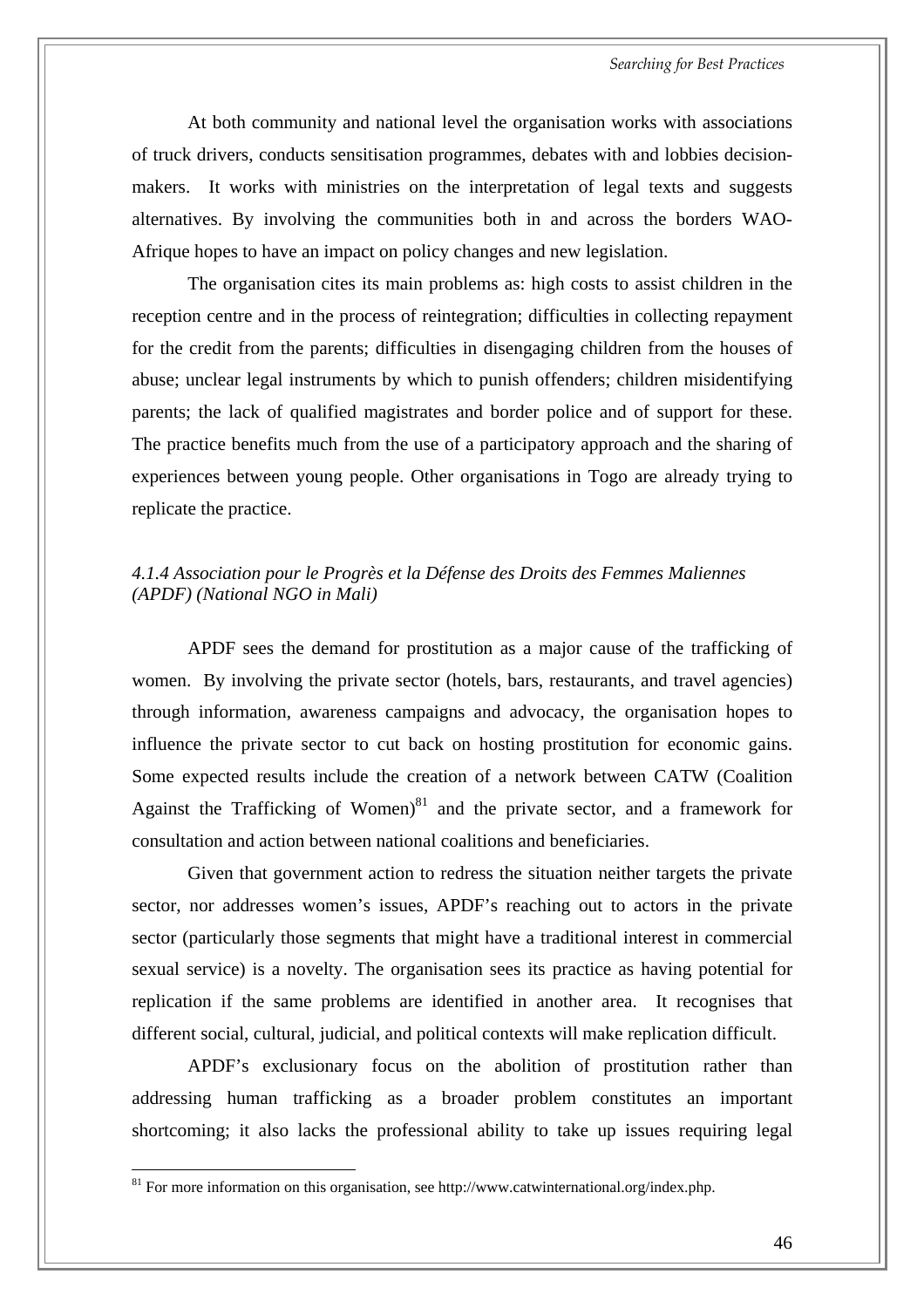At both community and national level the organisation works with associations of truck drivers, conducts sensitisation programmes, debates with and lobbies decision-makers. It works with ministries on the interpretation of legal texts and suggests alternatives. By involving the communities both in and across the borders WAO-Afrique hopes to have an impact on policy changes and new legislation.

The organisation cites its main problems as: high costs to assist children in the reception centre and in the process of reintegration; difficulties in collecting repayment for the credit from the parents; difficulties in disengaging children from the houses of abuse; unclear legal instruments by which to punish offenders; children misidentifying parents; the lack of qualified magistrates and border police and of support for these. The practice benefits much from the use of a participatory approach and the sharing of experiences between young people. Other organisations in Togo are already trying to replicate the practice.

#### *4.1.4 Association pour le Progrès et la Défense des Droits des Femmes Maliennes (APDF) (National NGO in Mali)*

APDF sees the demand for prostitution as a major cause of the trafficking of women. By involving the private sector (hotels, bars, restaurants, and travel agencies) through information, awareness campaigns and advocacy, the organisation hopes to influence the private sector to cut back on hosting prostitution for economic gains. Some expected results include the creation of a network between CATW (Coalition Against the Trafficking of Women)[81] and the private sector, and a framework for consultation and action between national coalitions and beneficiaries.

Given that government action to redress the situation neither targets the private sector, nor addresses women's issues, APDF's reaching out to actors in the private sector (particularly those segments that might have a traditional interest in commercial sexual service) is a novelty. The organisation sees its practice as having potential for replication if the same problems are identified in another area. It recognises that different social, cultural, judicial, and political contexts will make replication difficult.

APDF's exclusionary focus on the abolition of prostitution rather than addressing human trafficking as a broader problem constitutes an important shortcoming; it also lacks the professional ability to take up issues requiring legal

[81] For more information on this organisation, see http://www.catwinternational.org/index.php.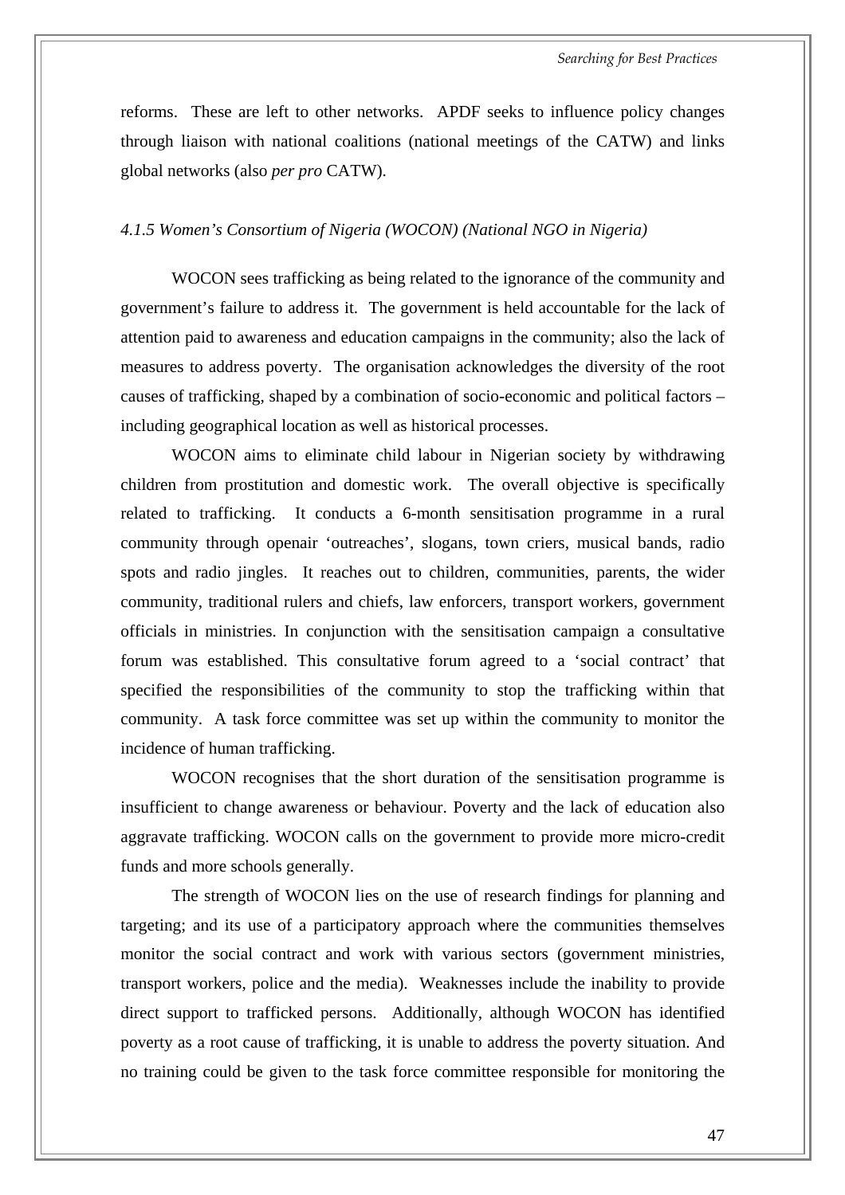reforms. These are left to other networks. APDF seeks to influence policy changes through liaison with national coalitions (national meetings of the CATW) and links global networks (also *per pro* CATW).

#### *4.1.5 Women's Consortium of Nigeria (WOCON) (National NGO in Nigeria)*

WOCON sees trafficking as being related to the ignorance of the community and government's failure to address it. The government is held accountable for the lack of attention paid to awareness and education campaigns in the community; also the lack of measures to address poverty. The organisation acknowledges the diversity of the root causes of trafficking, shaped by a combination of socio-economic and political factors – including geographical location as well as historical processes.

WOCON aims to eliminate child labour in Nigerian society by withdrawing children from prostitution and domestic work. The overall objective is specifically related to trafficking. It conducts a 6-month sensitisation programme in a rural community through openair 'outreaches', slogans, town criers, musical bands, radio spots and radio jingles. It reaches out to children, communities, parents, the wider community, traditional rulers and chiefs, law enforcers, transport workers, government officials in ministries. In conjunction with the sensitisation campaign a consultative forum was established. This consultative forum agreed to a 'social contract' that specified the responsibilities of the community to stop the trafficking within that community. A task force committee was set up within the community to monitor the incidence of human trafficking.

WOCON recognises that the short duration of the sensitisation programme is insufficient to change awareness or behaviour. Poverty and the lack of education also aggravate trafficking. WOCON calls on the government to provide more micro-credit funds and more schools generally.

The strength of WOCON lies on the use of research findings for planning and targeting; and its use of a participatory approach where the communities themselves monitor the social contract and work with various sectors (government ministries, transport workers, police and the media). Weaknesses include the inability to provide direct support to trafficked persons. Additionally, although WOCON has identified poverty as a root cause of trafficking, it is unable to address the poverty situation. And no training could be given to the task force committee responsible for monitoring the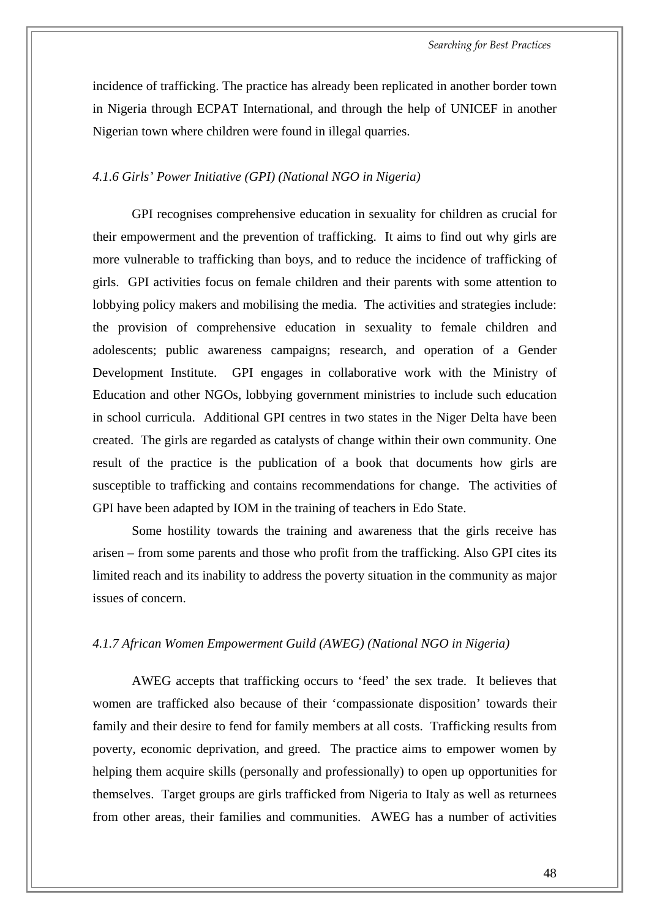incidence of trafficking. The practice has already been replicated in another border town in Nigeria through ECPAT International, and through the help of UNICEF in another Nigerian town where children were found in illegal quarries.

#### *4.1.6 Girls' Power Initiative (GPI) (National NGO in Nigeria)*

GPI recognises comprehensive education in sexuality for children as crucial for their empowerment and the prevention of trafficking. It aims to find out why girls are more vulnerable to trafficking than boys, and to reduce the incidence of trafficking of girls. GPI activities focus on female children and their parents with some attention to lobbying policy makers and mobilising the media. The activities and strategies include: the provision of comprehensive education in sexuality to female children and adolescents; public awareness campaigns; research, and operation of a Gender Development Institute. GPI engages in collaborative work with the Ministry of Education and other NGOs, lobbying government ministries to include such education in school curricula. Additional GPI centres in two states in the Niger Delta have been created. The girls are regarded as catalysts of change within their own community. One result of the practice is the publication of a book that documents how girls are susceptible to trafficking and contains recommendations for change. The activities of GPI have been adapted by IOM in the training of teachers in Edo State.

Some hostility towards the training and awareness that the girls receive has arisen – from some parents and those who profit from the trafficking. Also GPI cites its limited reach and its inability to address the poverty situation in the community as major issues of concern.

#### *4.1.7 African Women Empowerment Guild (AWEG) (National NGO in Nigeria)*

AWEG accepts that trafficking occurs to 'feed' the sex trade. It believes that women are trafficked also because of their 'compassionate disposition' towards their family and their desire to fend for family members at all costs. Trafficking results from poverty, economic deprivation, and greed. The practice aims to empower women by helping them acquire skills (personally and professionally) to open up opportunities for themselves. Target groups are girls trafficked from Nigeria to Italy as well as returnees from other areas, their families and communities. AWEG has a number of activities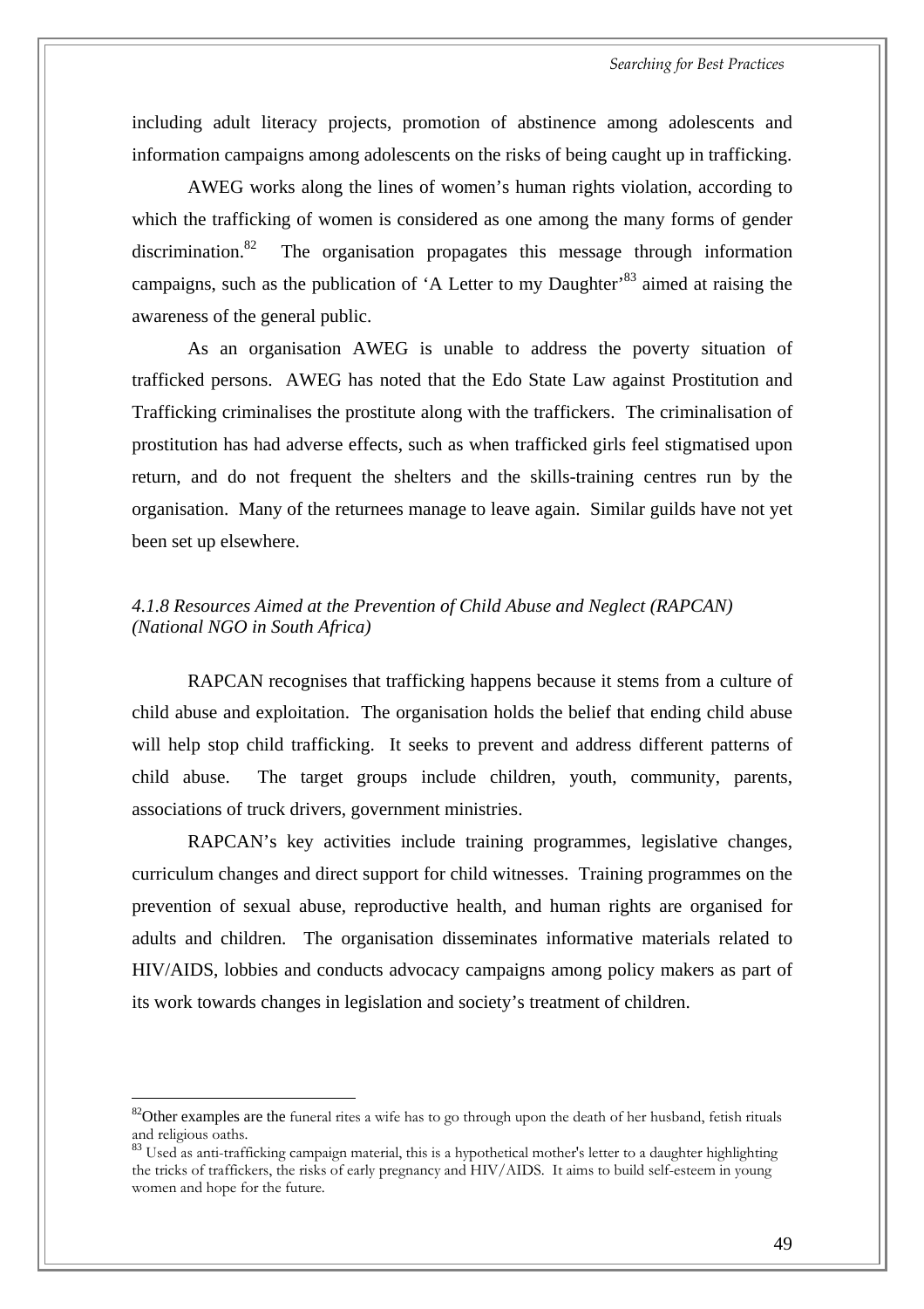including adult literacy projects, promotion of abstinence among adolescents and information campaigns among adolescents on the risks of being caught up in trafficking.

AWEG works along the lines of women's human rights violation, according to which the trafficking of women is considered as one among the many forms of gender discrimination.[82] The organisation propagates this message through information campaigns, such as the publication of 'A Letter to my Daughter'[83] aimed at raising the awareness of the general public.

As an organisation AWEG is unable to address the poverty situation of trafficked persons. AWEG has noted that the Edo State Law against Prostitution and Trafficking criminalises the prostitute along with the traffickers. The criminalisation of prostitution has had adverse effects, such as when trafficked girls feel stigmatised upon return, and do not frequent the shelters and the skills-training centres run by the organisation. Many of the returnees manage to leave again. Similar guilds have not yet been set up elsewhere.

#### *4.1.8 Resources Aimed at the Prevention of Child Abuse and Neglect (RAPCAN) (National NGO in South Africa)*

RAPCAN recognises that trafficking happens because it stems from a culture of child abuse and exploitation. The organisation holds the belief that ending child abuse will help stop child trafficking. It seeks to prevent and address different patterns of child abuse. The target groups include children, youth, community, parents, associations of truck drivers, government ministries.

RAPCAN's key activities include training programmes, legislative changes, curriculum changes and direct support for child witnesses. Training programmes on the prevention of sexual abuse, reproductive health, and human rights are organised for adults and children. The organisation disseminates informative materials related to HIV/AIDS, lobbies and conducts advocacy campaigns among policy makers as part of its work towards changes in legislation and society's treatment of children.

---

[82] Other examples are the funeral rites a wife has to go through upon the death of her husband, fetish rituals and religious oaths.

[83] Used as anti-trafficking campaign material, this is a hypothetical mother's letter to a daughter highlighting the tricks of traffickers, the risks of early pregnancy and HIV/AIDS. It aims to build self-esteem in young women and hope for the future.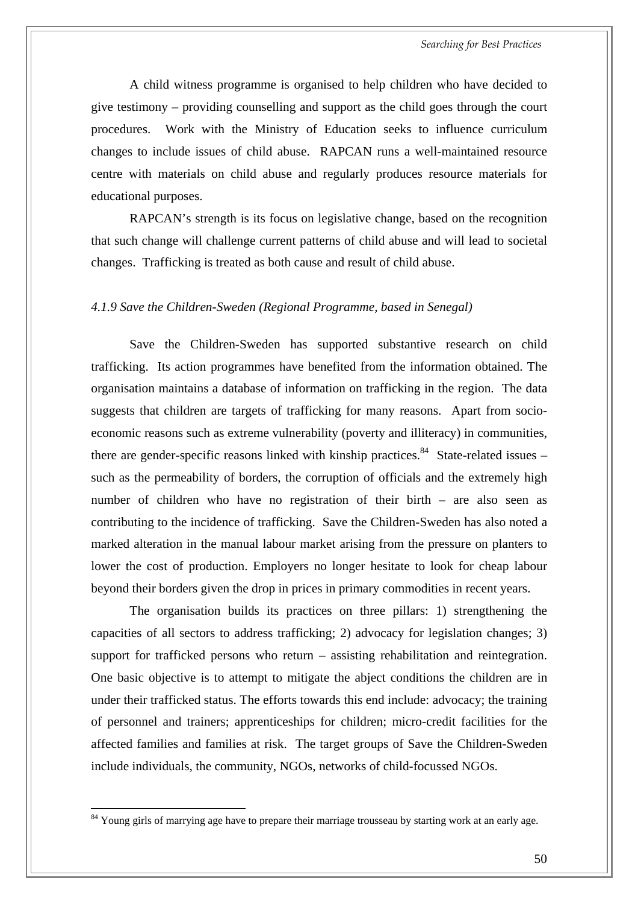A child witness programme is organised to help children who have decided to give testimony – providing counselling and support as the child goes through the court procedures. Work with the Ministry of Education seeks to influence curriculum changes to include issues of child abuse. RAPCAN runs a well-maintained resource centre with materials on child abuse and regularly produces resource materials for educational purposes.

RAPCAN's strength is its focus on legislative change, based on the recognition that such change will challenge current patterns of child abuse and will lead to societal changes. Trafficking is treated as both cause and result of child abuse.

#### *4.1.9 Save the Children-Sweden (Regional Programme, based in Senegal)*

Save the Children-Sweden has supported substantive research on child trafficking. Its action programmes have benefited from the information obtained. The organisation maintains a database of information on trafficking in the region. The data suggests that children are targets of trafficking for many reasons. Apart from socio-economic reasons such as extreme vulnerability (poverty and illiteracy) in communities, there are gender-specific reasons linked with kinship practices.[84] State-related issues – such as the permeability of borders, the corruption of officials and the extremely high number of children who have no registration of their birth – are also seen as contributing to the incidence of trafficking. Save the Children-Sweden has also noted a marked alteration in the manual labour market arising from the pressure on planters to lower the cost of production. Employers no longer hesitate to look for cheap labour beyond their borders given the drop in prices in primary commodities in recent years.

The organisation builds its practices on three pillars: 1) strengthening the capacities of all sectors to address trafficking; 2) advocacy for legislation changes; 3) support for trafficked persons who return – assisting rehabilitation and reintegration. One basic objective is to attempt to mitigate the abject conditions the children are in under their trafficked status. The efforts towards this end include: advocacy; the training of personnel and trainers; apprenticeships for children; micro-credit facilities for the affected families and families at risk. The target groups of Save the Children-Sweden include individuals, the community, NGOs, networks of child-focussed NGOs.

---

[84] Young girls of marrying age have to prepare their marriage trousseau by starting work at an early age.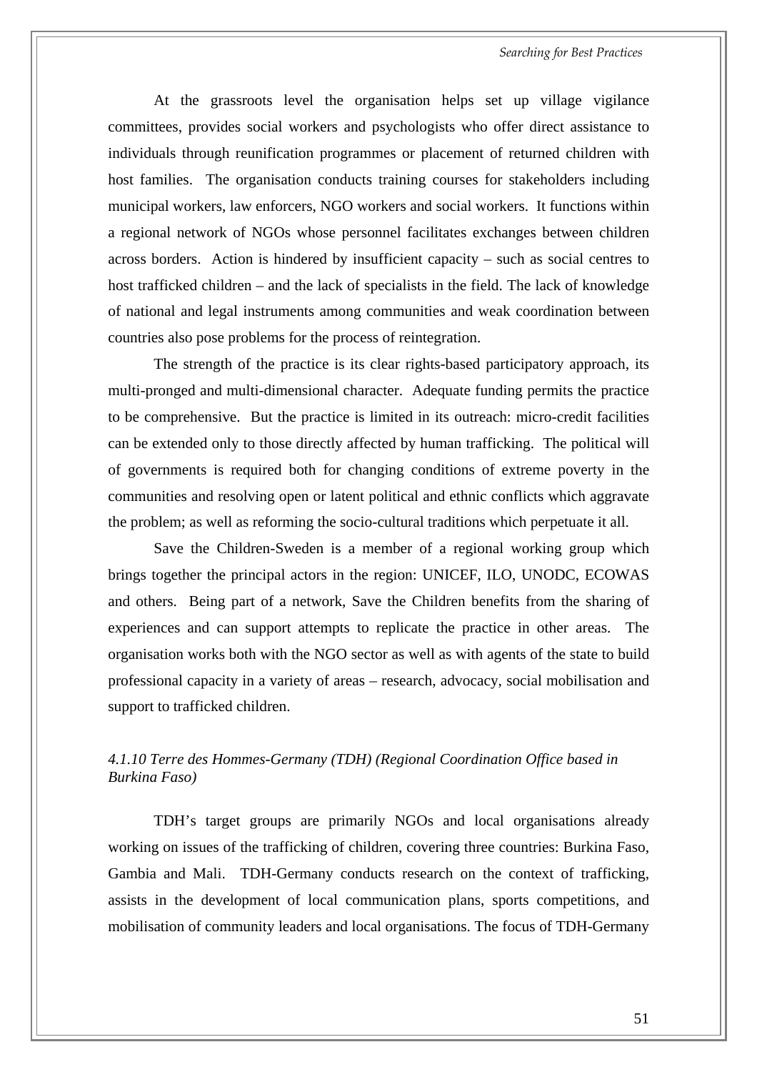At the grassroots level the organisation helps set up village vigilance committees, provides social workers and psychologists who offer direct assistance to individuals through reunification programmes or placement of returned children with host families. The organisation conducts training courses for stakeholders including municipal workers, law enforcers, NGO workers and social workers. It functions within a regional network of NGOs whose personnel facilitates exchanges between children across borders. Action is hindered by insufficient capacity – such as social centres to host trafficked children – and the lack of specialists in the field. The lack of knowledge of national and legal instruments among communities and weak coordination between countries also pose problems for the process of reintegration.

The strength of the practice is its clear rights-based participatory approach, its multi-pronged and multi-dimensional character. Adequate funding permits the practice to be comprehensive. But the practice is limited in its outreach: micro-credit facilities can be extended only to those directly affected by human trafficking. The political will of governments is required both for changing conditions of extreme poverty in the communities and resolving open or latent political and ethnic conflicts which aggravate the problem; as well as reforming the socio-cultural traditions which perpetuate it all.

Save the Children-Sweden is a member of a regional working group which brings together the principal actors in the region: UNICEF, ILO, UNODC, ECOWAS and others. Being part of a network, Save the Children benefits from the sharing of experiences and can support attempts to replicate the practice in other areas. The organisation works both with the NGO sector as well as with agents of the state to build professional capacity in a variety of areas – research, advocacy, social mobilisation and support to trafficked children.

#### *4.1.10 Terre des Hommes-Germany (TDH) (Regional Coordination Office based in Burkina Faso)*

TDH's target groups are primarily NGOs and local organisations already working on issues of the trafficking of children, covering three countries: Burkina Faso, Gambia and Mali. TDH-Germany conducts research on the context of trafficking, assists in the development of local communication plans, sports competitions, and mobilisation of community leaders and local organisations. The focus of TDH-Germany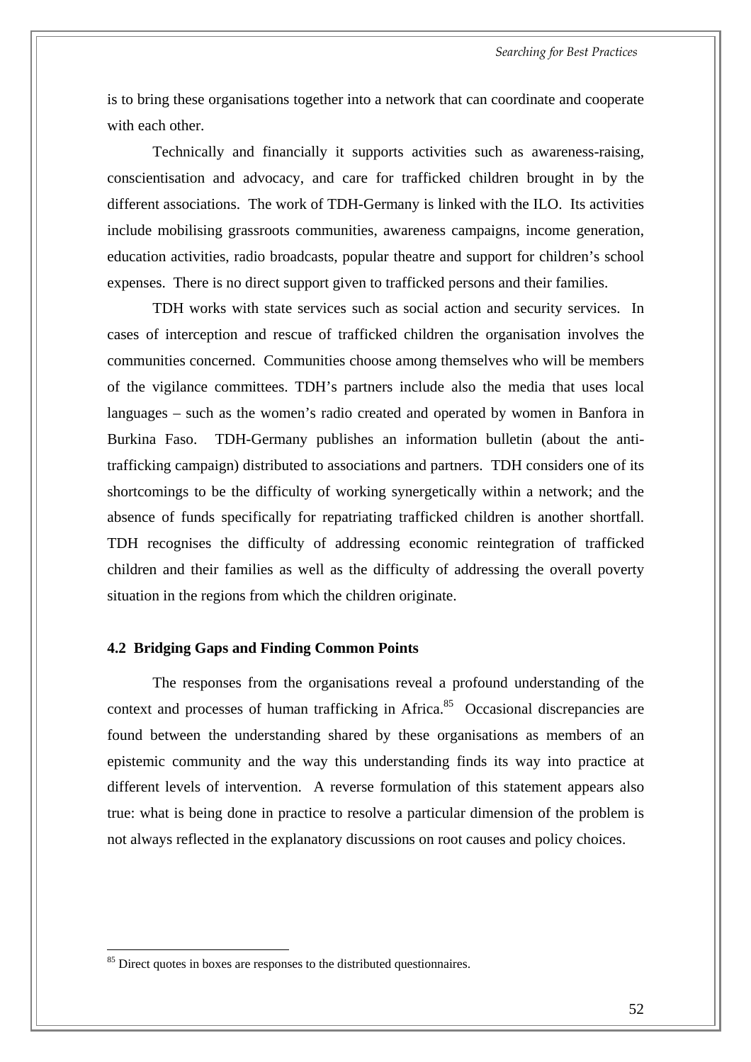is to bring these organisations together into a network that can coordinate and cooperate with each other.

Technically and financially it supports activities such as awareness-raising, conscientisation and advocacy, and care for trafficked children brought in by the different associations. The work of TDH-Germany is linked with the ILO. Its activities include mobilising grassroots communities, awareness campaigns, income generation, education activities, radio broadcasts, popular theatre and support for children's school expenses. There is no direct support given to trafficked persons and their families.

TDH works with state services such as social action and security services. In cases of interception and rescue of trafficked children the organisation involves the communities concerned. Communities choose among themselves who will be members of the vigilance committees. TDH's partners include also the media that uses local languages – such as the women's radio created and operated by women in Banfora in Burkina Faso. TDH-Germany publishes an information bulletin (about the anti-trafficking campaign) distributed to associations and partners. TDH considers one of its shortcomings to be the difficulty of working synergetically within a network; and the absence of funds specifically for repatriating trafficked children is another shortfall. TDH recognises the difficulty of addressing economic reintegration of trafficked children and their families as well as the difficulty of addressing the overall poverty situation in the regions from which the children originate.

### 4.2 Bridging Gaps and Finding Common Points

The responses from the organisations reveal a profound understanding of the context and processes of human trafficking in Africa.[85] Occasional discrepancies are found between the understanding shared by these organisations as members of an epistemic community and the way this understanding finds its way into practice at different levels of intervention. A reverse formulation of this statement appears also true: what is being done in practice to resolve a particular dimension of the problem is not always reflected in the explanatory discussions on root causes and policy choices.

[85] Direct quotes in boxes are responses to the distributed questionnaires.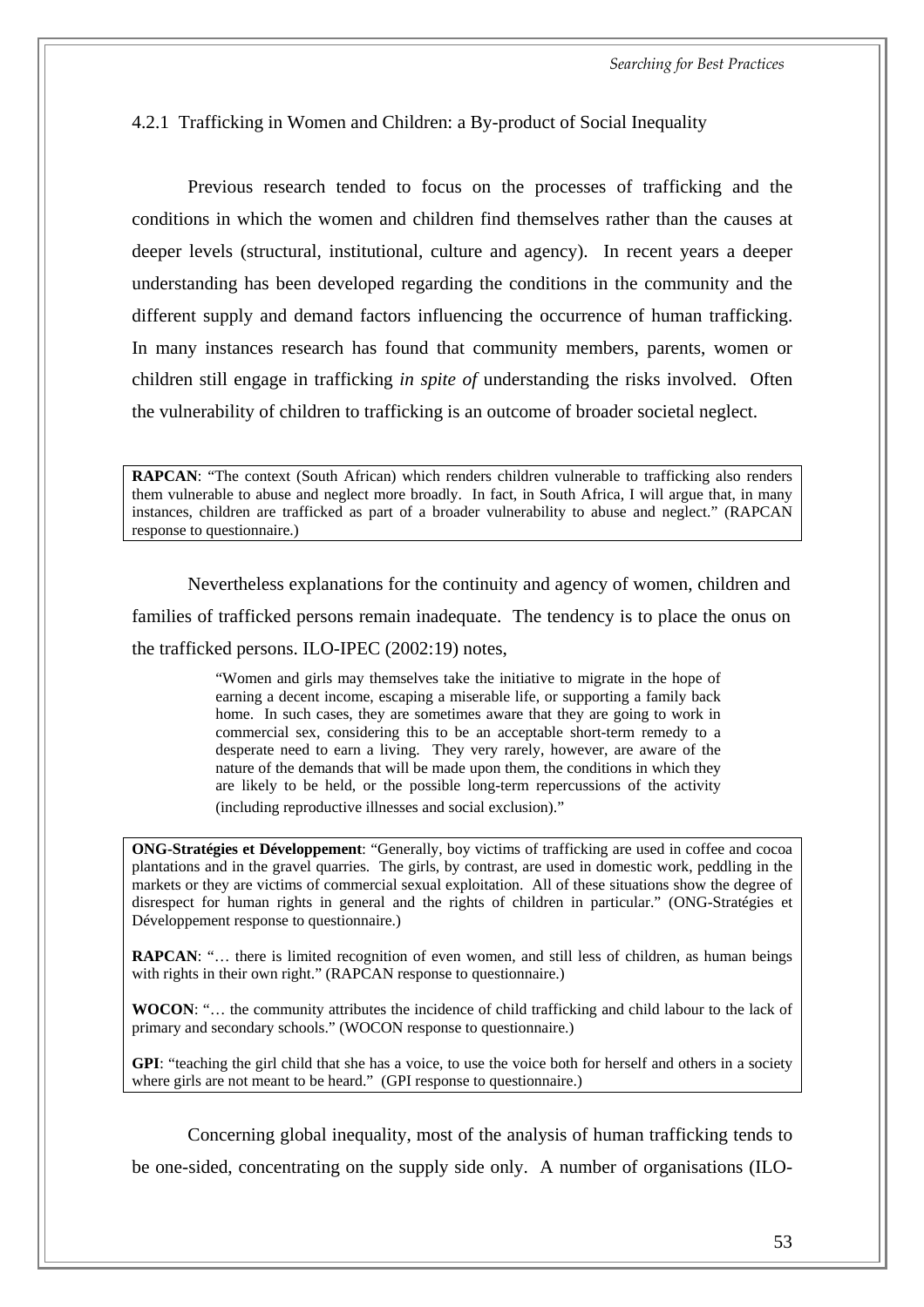### 4.2.1 Trafficking in Women and Children: a By-product of Social Inequality

Previous research tended to focus on the processes of trafficking and the conditions in which the women and children find themselves rather than the causes at deeper levels (structural, institutional, culture and agency). In recent years a deeper understanding has been developed regarding the conditions in the community and the different supply and demand factors influencing the occurrence of human trafficking. In many instances research has found that community members, parents, women or children still engage in trafficking *in spite of* understanding the risks involved. Often the vulnerability of children to trafficking is an outcome of broader societal neglect.

> **RAPCAN**: "The context (South African) which renders children vulnerable to trafficking also renders them vulnerable to abuse and neglect more broadly. In fact, in South Africa, I will argue that, in many instances, children are trafficked as part of a broader vulnerability to abuse and neglect." (RAPCAN response to questionnaire.)

Nevertheless explanations for the continuity and agency of women, children and families of trafficked persons remain inadequate. The tendency is to place the onus on the trafficked persons. ILO-IPEC (2002:19) notes,

> "Women and girls may themselves take the initiative to migrate in the hope of earning a decent income, escaping a miserable life, or supporting a family back home. In such cases, they are sometimes aware that they are going to work in commercial sex, considering this to be an acceptable short-term remedy to a desperate need to earn a living. They very rarely, however, are aware of the nature of the demands that will be made upon them, the conditions in which they are likely to be held, or the possible long-term repercussions of the activity (including reproductive illnesses and social exclusion)."

> **ONG-Stratégies et Développement**: "Generally, boy victims of trafficking are used in coffee and cocoa plantations and in the gravel quarries. The girls, by contrast, are used in domestic work, peddling in the markets or they are victims of commercial sexual exploitation. All of these situations show the degree of disrespect for human rights in general and the rights of children in particular." (ONG-Stratégies et Développement response to questionnaire.)
>
> **RAPCAN**: "… there is limited recognition of even women, and still less of children, as human beings with rights in their own right." (RAPCAN response to questionnaire.)
>
> **WOCON**: "… the community attributes the incidence of child trafficking and child labour to the lack of primary and secondary schools." (WOCON response to questionnaire.)
>
> **GPI**: "teaching the girl child that she has a voice, to use the voice both for herself and others in a society where girls are not meant to be heard." (GPI response to questionnaire.)

Concerning global inequality, most of the analysis of human trafficking tends to be one-sided, concentrating on the supply side only. A number of organisations (ILO-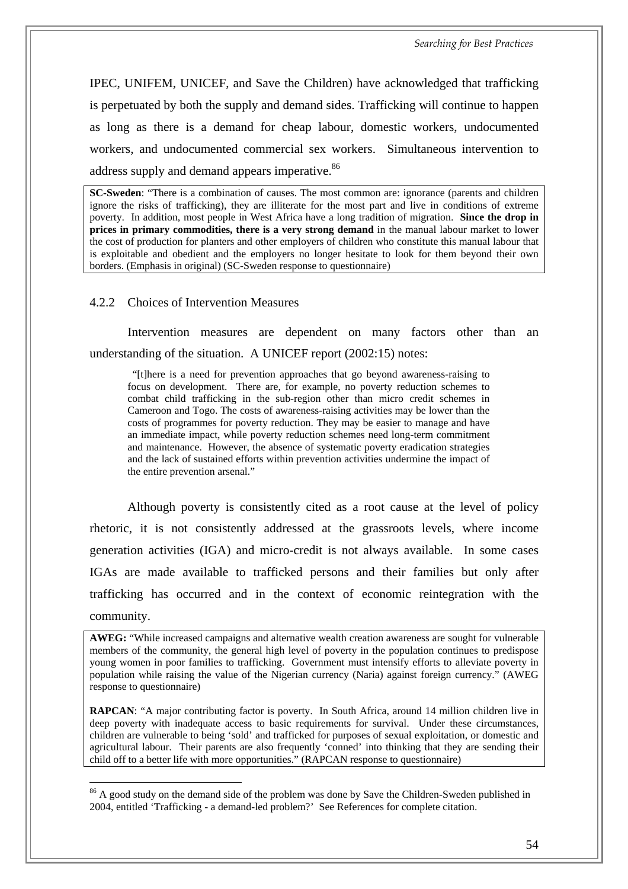IPEC, UNIFEM, UNICEF, and Save the Children) have acknowledged that trafficking is perpetuated by both the supply and demand sides. Trafficking will continue to happen as long as there is a demand for cheap labour, domestic workers, undocumented workers, and undocumented commercial sex workers. Simultaneous intervention to address supply and demand appears imperative.[86]

> **SC-Sweden**: "There is a combination of causes. The most common are: ignorance (parents and children ignore the risks of trafficking), they are illiterate for the most part and live in conditions of extreme poverty. In addition, most people in West Africa have a long tradition of migration. **Since the drop in prices in primary commodities, there is a very strong demand** in the manual labour market to lower the cost of production for planters and other employers of children who constitute this manual labour that is exploitable and obedient and the employers no longer hesitate to look for them beyond their own borders. (Emphasis in original) (SC-Sweden response to questionnaire)

### 4.2.2 Choices of Intervention Measures

Intervention measures are dependent on many factors other than an understanding of the situation. A UNICEF report (2002:15) notes:

> "[t]here is a need for prevention approaches that go beyond awareness-raising to focus on development. There are, for example, no poverty reduction schemes to combat child trafficking in the sub-region other than micro credit schemes in Cameroon and Togo. The costs of awareness-raising activities may be lower than the costs of programmes for poverty reduction. They may be easier to manage and have an immediate impact, while poverty reduction schemes need long-term commitment and maintenance. However, the absence of systematic poverty eradication strategies and the lack of sustained efforts within prevention activities undermine the impact of the entire prevention arsenal."

Although poverty is consistently cited as a root cause at the level of policy rhetoric, it is not consistently addressed at the grassroots levels, where income generation activities (IGA) and micro-credit is not always available. In some cases IGAs are made available to trafficked persons and their families but only after trafficking has occurred and in the context of economic reintegration with the community.

> **AWEG:** "While increased campaigns and alternative wealth creation awareness are sought for vulnerable members of the community, the general high level of poverty in the population continues to predispose young women in poor families to trafficking. Government must intensify efforts to alleviate poverty in population while raising the value of the Nigerian currency (Naria) against foreign currency." (AWEG response to questionnaire)
>
> **RAPCAN**: "A major contributing factor is poverty. In South Africa, around 14 million children live in deep poverty with inadequate access to basic requirements for survival. Under these circumstances, children are vulnerable to being 'sold' and trafficked for purposes of sexual exploitation, or domestic and agricultural labour. Their parents are also frequently 'conned' into thinking that they are sending their child off to a better life with more opportunities." (RAPCAN response to questionnaire)

---

[86] A good study on the demand side of the problem was done by Save the Children-Sweden published in 2004, entitled 'Trafficking - a demand-led problem?' See References for complete citation.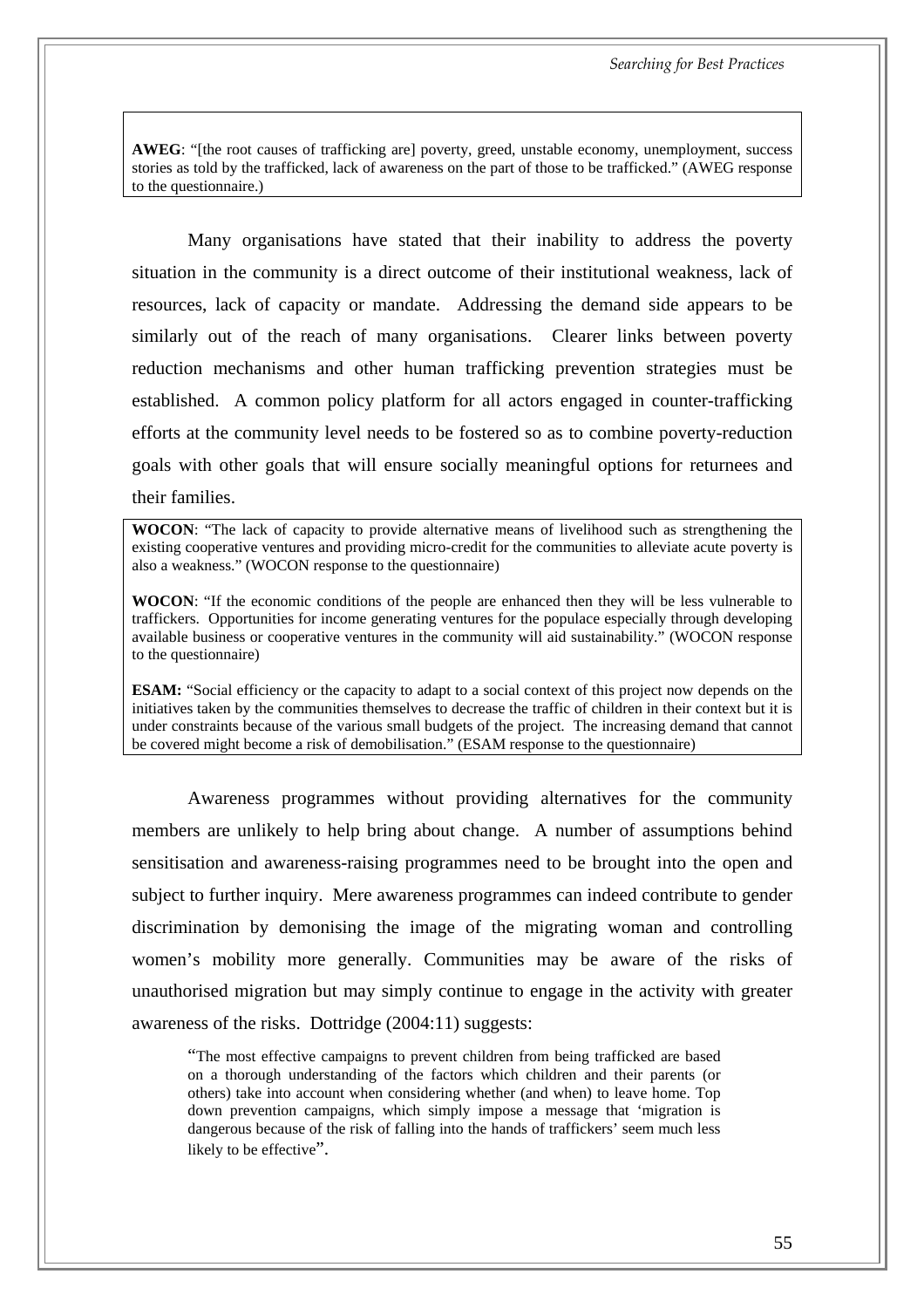**AWEG**: "[the root causes of trafficking are] poverty, greed, unstable economy, unemployment, success stories as told by the trafficked, lack of awareness on the part of those to be trafficked." (AWEG response to the questionnaire.)

Many organisations have stated that their inability to address the poverty situation in the community is a direct outcome of their institutional weakness, lack of resources, lack of capacity or mandate. Addressing the demand side appears to be similarly out of the reach of many organisations. Clearer links between poverty reduction mechanisms and other human trafficking prevention strategies must be established. A common policy platform for all actors engaged in counter-trafficking efforts at the community level needs to be fostered so as to combine poverty-reduction goals with other goals that will ensure socially meaningful options for returnees and their families.

**WOCON**: "The lack of capacity to provide alternative means of livelihood such as strengthening the existing cooperative ventures and providing micro-credit for the communities to alleviate acute poverty is also a weakness." (WOCON response to the questionnaire)

**WOCON**: "If the economic conditions of the people are enhanced then they will be less vulnerable to traffickers. Opportunities for income generating ventures for the populace especially through developing available business or cooperative ventures in the community will aid sustainability." (WOCON response to the questionnaire)

**ESAM:** "Social efficiency or the capacity to adapt to a social context of this project now depends on the initiatives taken by the communities themselves to decrease the traffic of children in their context but it is under constraints because of the various small budgets of the project. The increasing demand that cannot be covered might become a risk of demobilisation." (ESAM response to the questionnaire)

Awareness programmes without providing alternatives for the community members are unlikely to help bring about change. A number of assumptions behind sensitisation and awareness-raising programmes need to be brought into the open and subject to further inquiry. Mere awareness programmes can indeed contribute to gender discrimination by demonising the image of the migrating woman and controlling women's mobility more generally. Communities may be aware of the risks of unauthorised migration but may simply continue to engage in the activity with greater awareness of the risks. Dottridge (2004:11) suggests:

> "The most effective campaigns to prevent children from being trafficked are based on a thorough understanding of the factors which children and their parents (or others) take into account when considering whether (and when) to leave home. Top down prevention campaigns, which simply impose a message that 'migration is dangerous because of the risk of falling into the hands of traffickers' seem much less likely to be effective".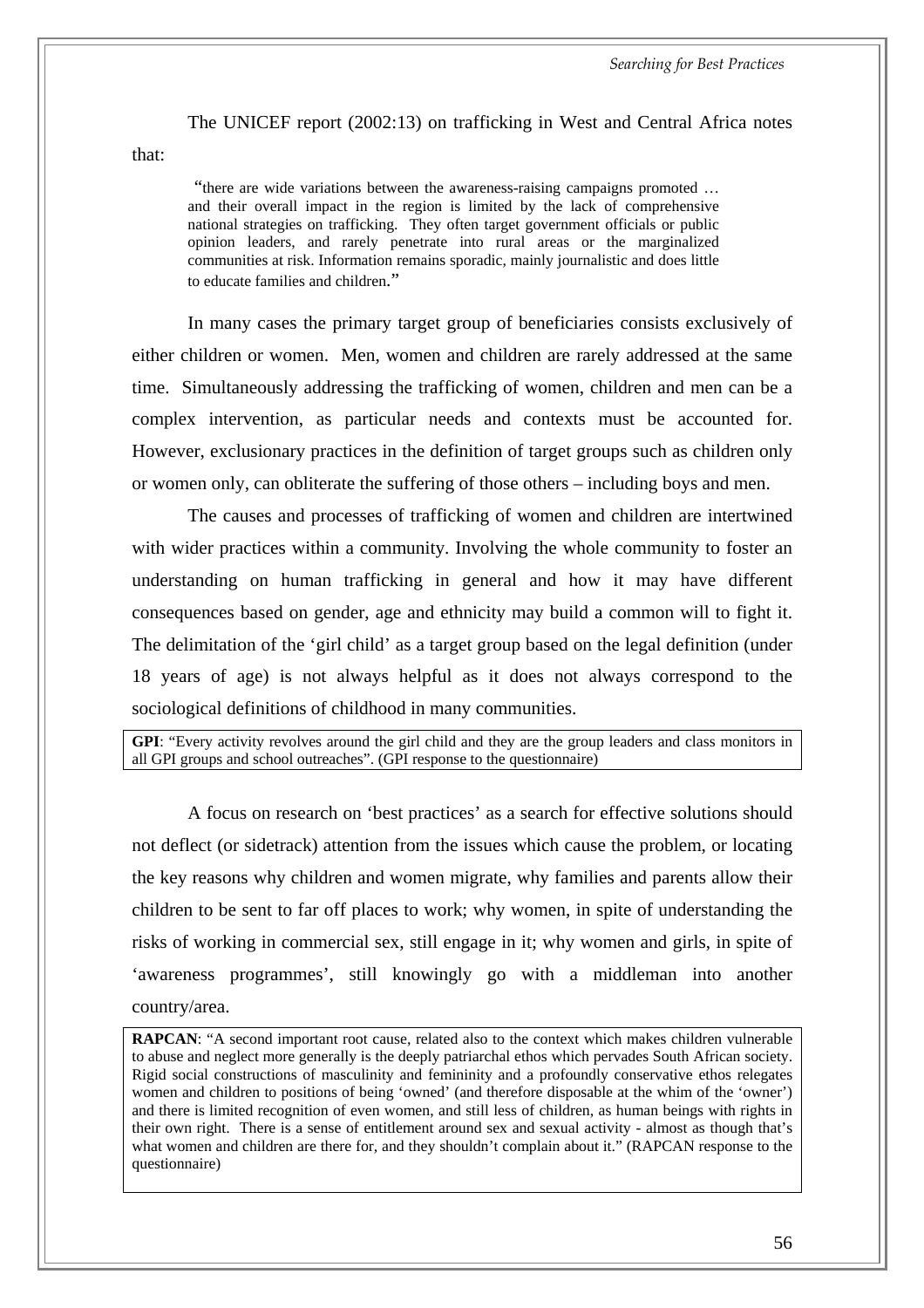The UNICEF report (2002:13) on trafficking in West and Central Africa notes that:

> "there are wide variations between the awareness-raising campaigns promoted … and their overall impact in the region is limited by the lack of comprehensive national strategies on trafficking. They often target government officials or public opinion leaders, and rarely penetrate into rural areas or the marginalized communities at risk. Information remains sporadic, mainly journalistic and does little to educate families and children."

In many cases the primary target group of beneficiaries consists exclusively of either children or women. Men, women and children are rarely addressed at the same time. Simultaneously addressing the trafficking of women, children and men can be a complex intervention, as particular needs and contexts must be accounted for. However, exclusionary practices in the definition of target groups such as children only or women only, can obliterate the suffering of those others – including boys and men.

The causes and processes of trafficking of women and children are intertwined with wider practices within a community. Involving the whole community to foster an understanding on human trafficking in general and how it may have different consequences based on gender, age and ethnicity may build a common will to fight it. The delimitation of the 'girl child' as a target group based on the legal definition (under 18 years of age) is not always helpful as it does not always correspond to the sociological definitions of childhood in many communities.

**GPI**: "Every activity revolves around the girl child and they are the group leaders and class monitors in all GPI groups and school outreaches". (GPI response to the questionnaire)

A focus on research on 'best practices' as a search for effective solutions should not deflect (or sidetrack) attention from the issues which cause the problem, or locating the key reasons why children and women migrate, why families and parents allow their children to be sent to far off places to work; why women, in spite of understanding the risks of working in commercial sex, still engage in it; why women and girls, in spite of 'awareness programmes', still knowingly go with a middleman into another country/area.

**RAPCAN**: "A second important root cause, related also to the context which makes children vulnerable to abuse and neglect more generally is the deeply patriarchal ethos which pervades South African society. Rigid social constructions of masculinity and femininity and a profoundly conservative ethos relegates women and children to positions of being 'owned' (and therefore disposable at the whim of the 'owner') and there is limited recognition of even women, and still less of children, as human beings with rights in their own right. There is a sense of entitlement around sex and sexual activity - almost as though that's what women and children are there for, and they shouldn't complain about it." (RAPCAN response to the questionnaire)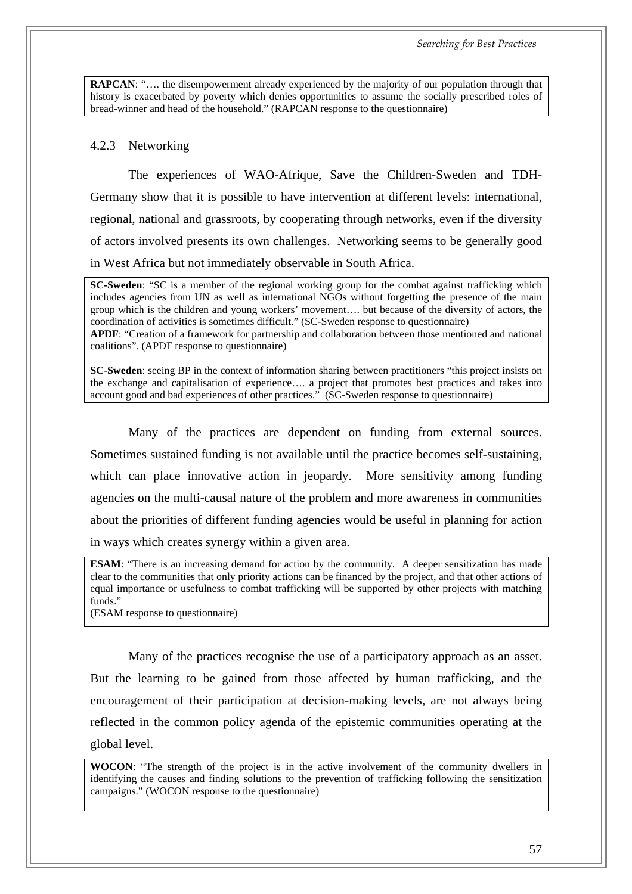**RAPCAN**: "…. the disempowerment already experienced by the majority of our population through that history is exacerbated by poverty which denies opportunities to assume the socially prescribed roles of bread-winner and head of the household." (RAPCAN response to the questionnaire)

### 4.2.3 Networking

The experiences of WAO-Afrique, Save the Children-Sweden and TDH-Germany show that it is possible to have intervention at different levels: international, regional, national and grassroots, by cooperating through networks, even if the diversity of actors involved presents its own challenges. Networking seems to be generally good in West Africa but not immediately observable in South Africa.

**SC-Sweden**: "SC is a member of the regional working group for the combat against trafficking which includes agencies from UN as well as international NGOs without forgetting the presence of the main group which is the children and young workers' movement…. but because of the diversity of actors, the coordination of activities is sometimes difficult." (SC-Sweden response to questionnaire)
**APDF**: "Creation of a framework for partnership and collaboration between those mentioned and national coalitions". (APDF response to questionnaire)

**SC-Sweden**: seeing BP in the context of information sharing between practitioners "this project insists on the exchange and capitalisation of experience…. a project that promotes best practices and takes into account good and bad experiences of other practices." (SC-Sweden response to questionnaire)

Many of the practices are dependent on funding from external sources. Sometimes sustained funding is not available until the practice becomes self-sustaining, which can place innovative action in jeopardy. More sensitivity among funding agencies on the multi-causal nature of the problem and more awareness in communities about the priorities of different funding agencies would be useful in planning for action in ways which creates synergy within a given area.

**ESAM**: "There is an increasing demand for action by the community. A deeper sensitization has made clear to the communities that only priority actions can be financed by the project, and that other actions of equal importance or usefulness to combat trafficking will be supported by other projects with matching funds."
(ESAM response to questionnaire)

Many of the practices recognise the use of a participatory approach as an asset. But the learning to be gained from those affected by human trafficking, and the encouragement of their participation at decision-making levels, are not always being reflected in the common policy agenda of the epistemic communities operating at the global level.

**WOCON**: "The strength of the project is in the active involvement of the community dwellers in identifying the causes and finding solutions to the prevention of trafficking following the sensitization campaigns." (WOCON response to the questionnaire)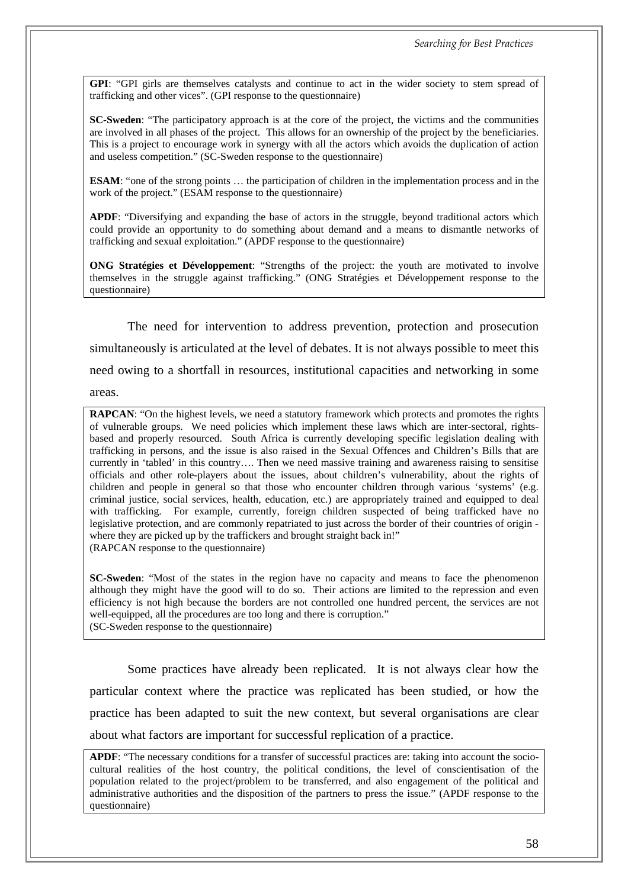**GPI**: "GPI girls are themselves catalysts and continue to act in the wider society to stem spread of trafficking and other vices". (GPI response to the questionnaire)

**SC-Sweden**: "The participatory approach is at the core of the project, the victims and the communities are involved in all phases of the project. This allows for an ownership of the project by the beneficiaries. This is a project to encourage work in synergy with all the actors which avoids the duplication of action and useless competition." (SC-Sweden response to the questionnaire)

**ESAM**: "one of the strong points … the participation of children in the implementation process and in the work of the project." (ESAM response to the questionnaire)

**APDF**: "Diversifying and expanding the base of actors in the struggle, beyond traditional actors which could provide an opportunity to do something about demand and a means to dismantle networks of trafficking and sexual exploitation." (APDF response to the questionnaire)

**ONG Stratégies et Développement**: "Strengths of the project: the youth are motivated to involve themselves in the struggle against trafficking." (ONG Stratégies et Développement response to the questionnaire)

The need for intervention to address prevention, protection and prosecution simultaneously is articulated at the level of debates. It is not always possible to meet this need owing to a shortfall in resources, institutional capacities and networking in some areas.

**RAPCAN**: "On the highest levels, we need a statutory framework which protects and promotes the rights of vulnerable groups. We need policies which implement these laws which are inter-sectoral, rights-based and properly resourced. South Africa is currently developing specific legislation dealing with trafficking in persons, and the issue is also raised in the Sexual Offences and Children's Bills that are currently in 'tabled' in this country…. Then we need massive training and awareness raising to sensitise officials and other role-players about the issues, about children's vulnerability, about the rights of children and people in general so that those who encounter children through various 'systems' (e.g. criminal justice, social services, health, education, etc.) are appropriately trained and equipped to deal with trafficking. For example, currently, foreign children suspected of being trafficked have no legislative protection, and are commonly repatriated to just across the border of their countries of origin - where they are picked up by the traffickers and brought straight back in!"
(RAPCAN response to the questionnaire)

**SC-Sweden**: "Most of the states in the region have no capacity and means to face the phenomenon although they might have the good will to do so. Their actions are limited to the repression and even efficiency is not high because the borders are not controlled one hundred percent, the services are not well-equipped, all the procedures are too long and there is corruption."
(SC-Sweden response to the questionnaire)

Some practices have already been replicated. It is not always clear how the particular context where the practice was replicated has been studied, or how the practice has been adapted to suit the new context, but several organisations are clear about what factors are important for successful replication of a practice.

**APDF**: "The necessary conditions for a transfer of successful practices are: taking into account the socio-cultural realities of the host country, the political conditions, the level of conscientisation of the population related to the project/problem to be transferred, and also engagement of the political and administrative authorities and the disposition of the partners to press the issue." (APDF response to the questionnaire)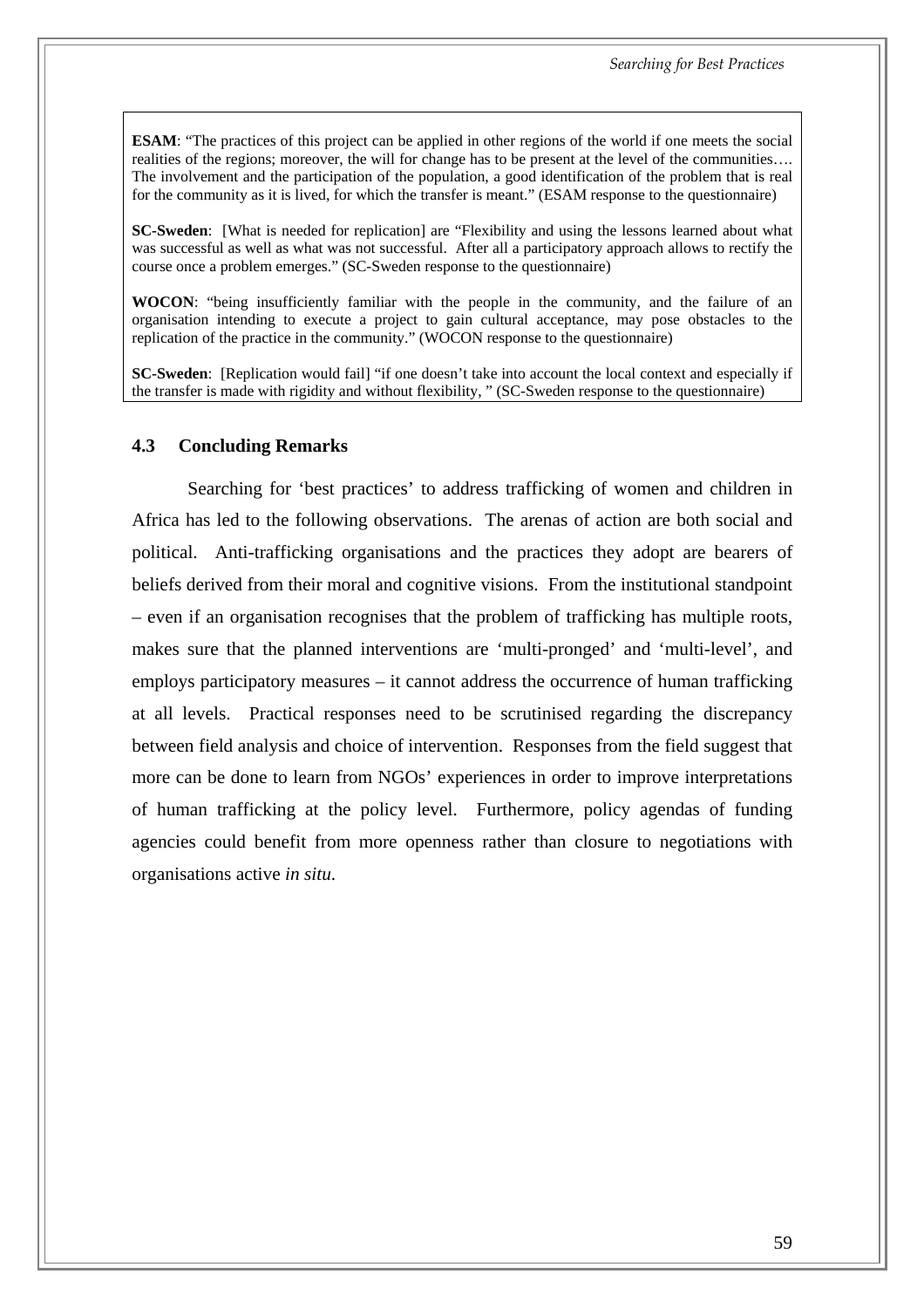**ESAM**: "The practices of this project can be applied in other regions of the world if one meets the social realities of the regions; moreover, the will for change has to be present at the level of the communities…. The involvement and the participation of the population, a good identification of the problem that is real for the community as it is lived, for which the transfer is meant." (ESAM response to the questionnaire)

**SC-Sweden**: [What is needed for replication] are "Flexibility and using the lessons learned about what was successful as well as what was not successful. After all a participatory approach allows to rectify the course once a problem emerges." (SC-Sweden response to the questionnaire)

**WOCON**: "being insufficiently familiar with the people in the community, and the failure of an organisation intending to execute a project to gain cultural acceptance, may pose obstacles to the replication of the practice in the community." (WOCON response to the questionnaire)

**SC-Sweden**: [Replication would fail] "if one doesn't take into account the local context and especially if the transfer is made with rigidity and without flexibility, " (SC-Sweden response to the questionnaire)

### 4.3 Concluding Remarks

Searching for 'best practices' to address trafficking of women and children in Africa has led to the following observations. The arenas of action are both social and political. Anti-trafficking organisations and the practices they adopt are bearers of beliefs derived from their moral and cognitive visions. From the institutional standpoint – even if an organisation recognises that the problem of trafficking has multiple roots, makes sure that the planned interventions are 'multi-pronged' and 'multi-level', and employs participatory measures – it cannot address the occurrence of human trafficking at all levels. Practical responses need to be scrutinised regarding the discrepancy between field analysis and choice of intervention. Responses from the field suggest that more can be done to learn from NGOs' experiences in order to improve interpretations of human trafficking at the policy level. Furthermore, policy agendas of funding agencies could benefit from more openness rather than closure to negotiations with organisations active *in situ*.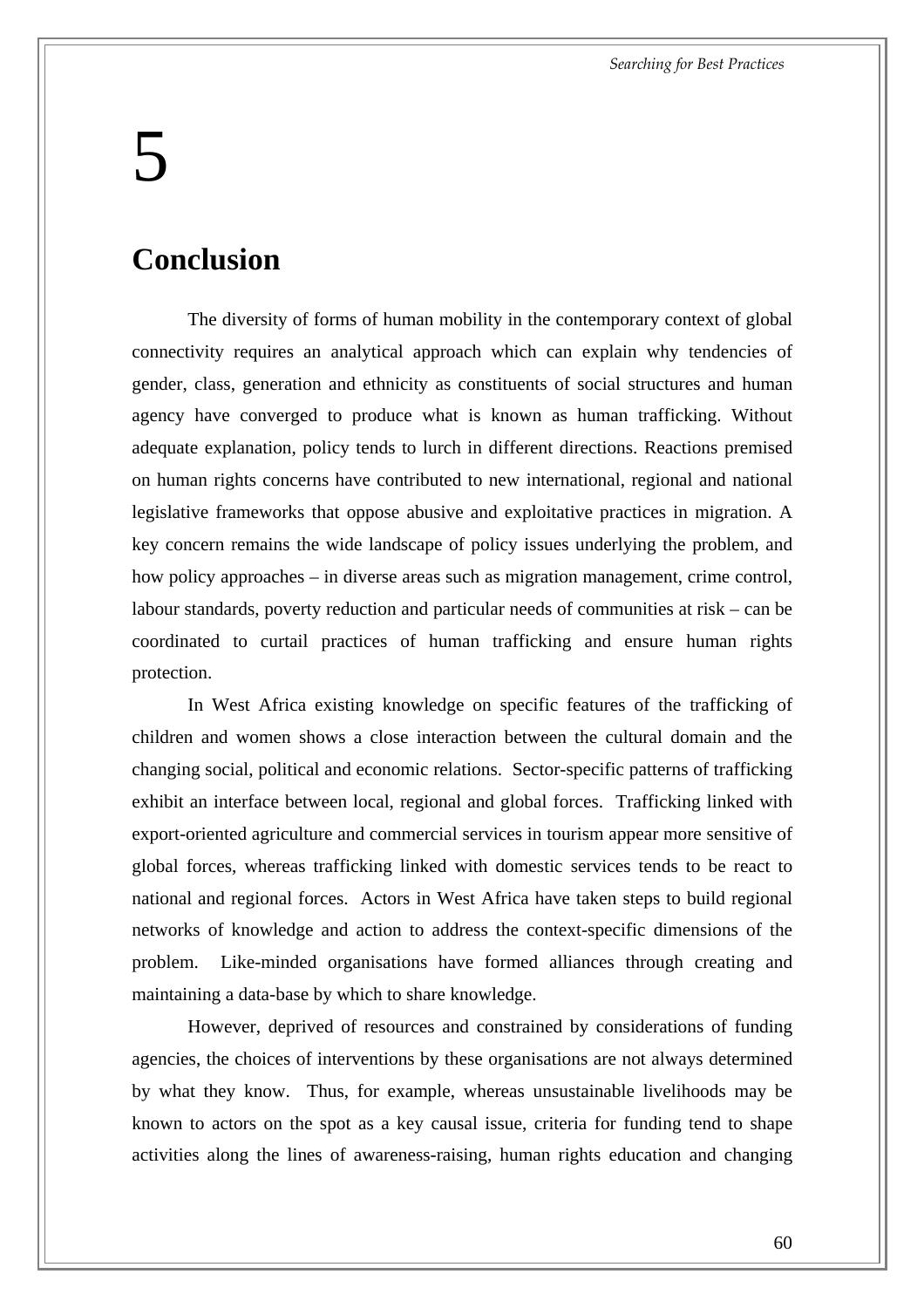# 5

## Conclusion

The diversity of forms of human mobility in the contemporary context of global connectivity requires an analytical approach which can explain why tendencies of gender, class, generation and ethnicity as constituents of social structures and human agency have converged to produce what is known as human trafficking. Without adequate explanation, policy tends to lurch in different directions. Reactions premised on human rights concerns have contributed to new international, regional and national legislative frameworks that oppose abusive and exploitative practices in migration. A key concern remains the wide landscape of policy issues underlying the problem, and how policy approaches – in diverse areas such as migration management, crime control, labour standards, poverty reduction and particular needs of communities at risk – can be coordinated to curtail practices of human trafficking and ensure human rights protection.

In West Africa existing knowledge on specific features of the trafficking of children and women shows a close interaction between the cultural domain and the changing social, political and economic relations. Sector-specific patterns of trafficking exhibit an interface between local, regional and global forces. Trafficking linked with export-oriented agriculture and commercial services in tourism appear more sensitive of global forces, whereas trafficking linked with domestic services tends to be react to national and regional forces. Actors in West Africa have taken steps to build regional networks of knowledge and action to address the context-specific dimensions of the problem. Like-minded organisations have formed alliances through creating and maintaining a data-base by which to share knowledge.

However, deprived of resources and constrained by considerations of funding agencies, the choices of interventions by these organisations are not always determined by what they know. Thus, for example, whereas unsustainable livelihoods may be known to actors on the spot as a key causal issue, criteria for funding tend to shape activities along the lines of awareness-raising, human rights education and changing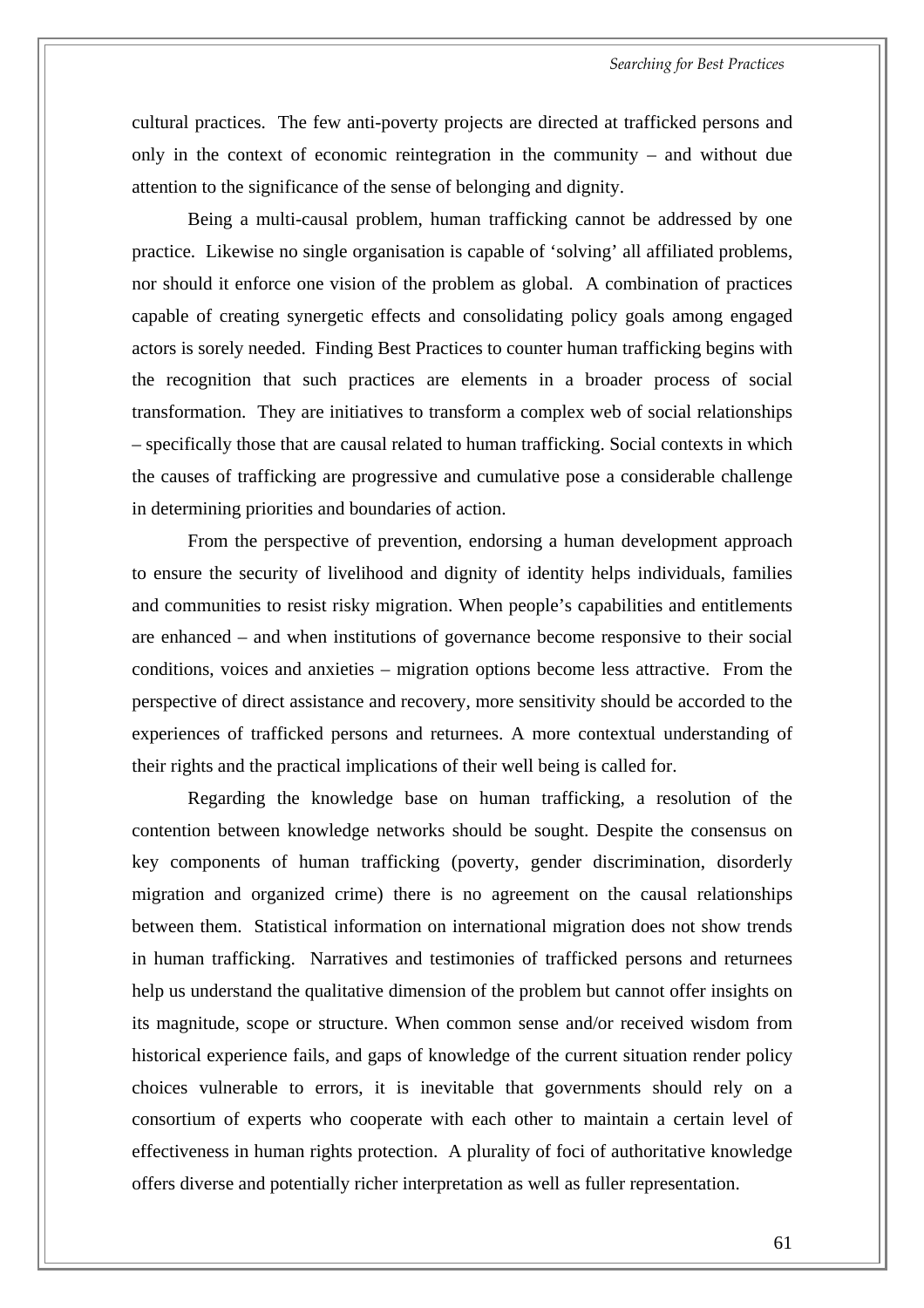cultural practices. The few anti-poverty projects are directed at trafficked persons and only in the context of economic reintegration in the community – and without due attention to the significance of the sense of belonging and dignity.

Being a multi-causal problem, human trafficking cannot be addressed by one practice. Likewise no single organisation is capable of 'solving' all affiliated problems, nor should it enforce one vision of the problem as global. A combination of practices capable of creating synergetic effects and consolidating policy goals among engaged actors is sorely needed. Finding Best Practices to counter human trafficking begins with the recognition that such practices are elements in a broader process of social transformation. They are initiatives to transform a complex web of social relationships – specifically those that are causal related to human trafficking. Social contexts in which the causes of trafficking are progressive and cumulative pose a considerable challenge in determining priorities and boundaries of action.

From the perspective of prevention, endorsing a human development approach to ensure the security of livelihood and dignity of identity helps individuals, families and communities to resist risky migration. When people's capabilities and entitlements are enhanced – and when institutions of governance become responsive to their social conditions, voices and anxieties – migration options become less attractive. From the perspective of direct assistance and recovery, more sensitivity should be accorded to the experiences of trafficked persons and returnees. A more contextual understanding of their rights and the practical implications of their well being is called for.

Regarding the knowledge base on human trafficking, a resolution of the contention between knowledge networks should be sought. Despite the consensus on key components of human trafficking (poverty, gender discrimination, disorderly migration and organized crime) there is no agreement on the causal relationships between them. Statistical information on international migration does not show trends in human trafficking. Narratives and testimonies of trafficked persons and returnees help us understand the qualitative dimension of the problem but cannot offer insights on its magnitude, scope or structure. When common sense and/or received wisdom from historical experience fails, and gaps of knowledge of the current situation render policy choices vulnerable to errors, it is inevitable that governments should rely on a consortium of experts who cooperate with each other to maintain a certain level of effectiveness in human rights protection. A plurality of foci of authoritative knowledge offers diverse and potentially richer interpretation as well as fuller representation.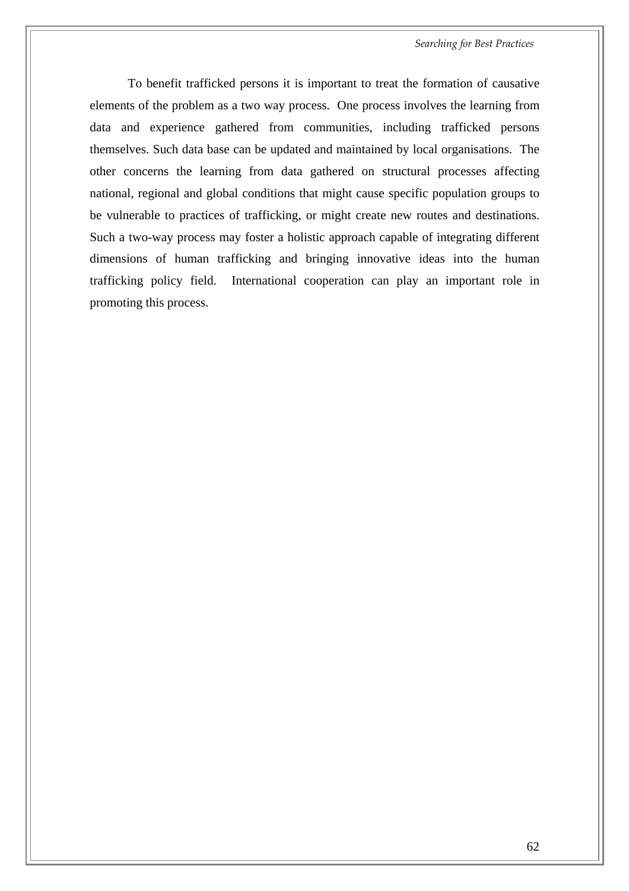To benefit trafficked persons it is important to treat the formation of causative elements of the problem as a two way process. One process involves the learning from data and experience gathered from communities, including trafficked persons themselves. Such data base can be updated and maintained by local organisations. The other concerns the learning from data gathered on structural processes affecting national, regional and global conditions that might cause specific population groups to be vulnerable to practices of trafficking, or might create new routes and destinations. Such a two-way process may foster a holistic approach capable of integrating different dimensions of human trafficking and bringing innovative ideas into the human trafficking policy field. International cooperation can play an important role in promoting this process.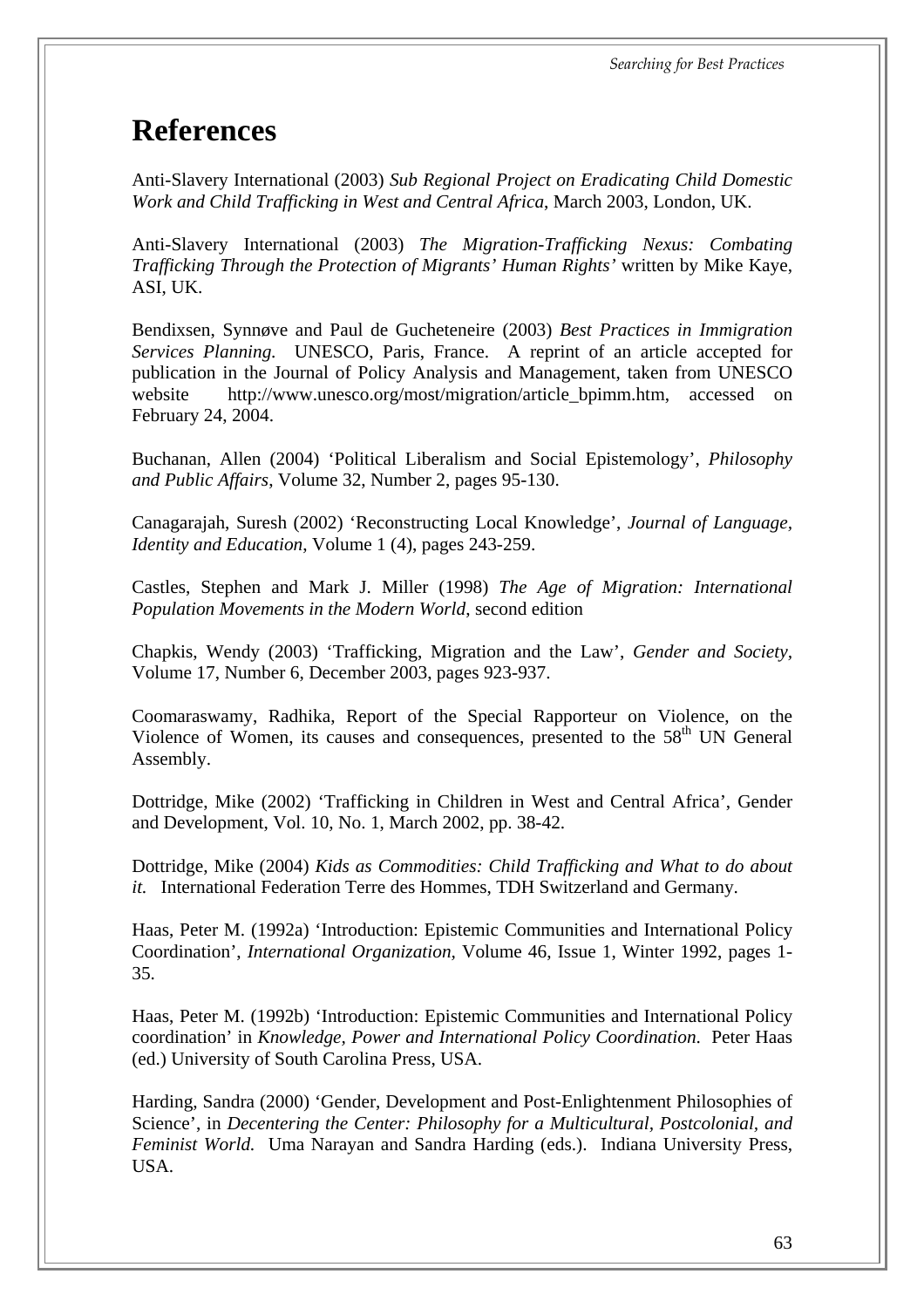# References

Anti-Slavery International (2003) *Sub Regional Project on Eradicating Child Domestic Work and Child Trafficking in West and Central Africa*, March 2003, London, UK.

Anti-Slavery International (2003) *The Migration-Trafficking Nexus: Combating Trafficking Through the Protection of Migrants' Human Rights'* written by Mike Kaye, ASI, UK.

Bendixsen, Synnøve and Paul de Gucheteneire (2003) *Best Practices in Immigration Services Planning.* UNESCO, Paris, France. A reprint of an article accepted for publication in the Journal of Policy Analysis and Management, taken from UNESCO website http://www.unesco.org/most/migration/article_bpimm.htm, accessed on February 24, 2004.

Buchanan, Allen (2004) 'Political Liberalism and Social Epistemology', *Philosophy and Public Affairs*, Volume 32, Number 2, pages 95-130.

Canagarajah, Suresh (2002) 'Reconstructing Local Knowledge', *Journal of Language, Identity and Education*, Volume 1 (4), pages 243-259.

Castles, Stephen and Mark J. Miller (1998) *The Age of Migration: International Population Movements in the Modern World*, second edition

Chapkis, Wendy (2003) 'Trafficking, Migration and the Law', *Gender and Society*, Volume 17, Number 6, December 2003, pages 923-937.

Coomaraswamy, Radhika, Report of the Special Rapporteur on Violence, on the Violence of Women, its causes and consequences, presented to the 58th UN General Assembly.

Dottridge, Mike (2002) 'Trafficking in Children in West and Central Africa', Gender and Development, Vol. 10, No. 1, March 2002, pp. 38-42.

Dottridge, Mike (2004) *Kids as Commodities: Child Trafficking and What to do about it.* International Federation Terre des Hommes, TDH Switzerland and Germany.

Haas, Peter M. (1992a) 'Introduction: Epistemic Communities and International Policy Coordination', *International Organization*, Volume 46, Issue 1, Winter 1992, pages 1-35.

Haas, Peter M. (1992b) 'Introduction: Epistemic Communities and International Policy coordination' in *Knowledge, Power and International Policy Coordination*. Peter Haas (ed.) University of South Carolina Press, USA.

Harding, Sandra (2000) 'Gender, Development and Post-Enlightenment Philosophies of Science', in *Decentering the Center: Philosophy for a Multicultural, Postcolonial, and Feminist World.* Uma Narayan and Sandra Harding (eds.). Indiana University Press, USA.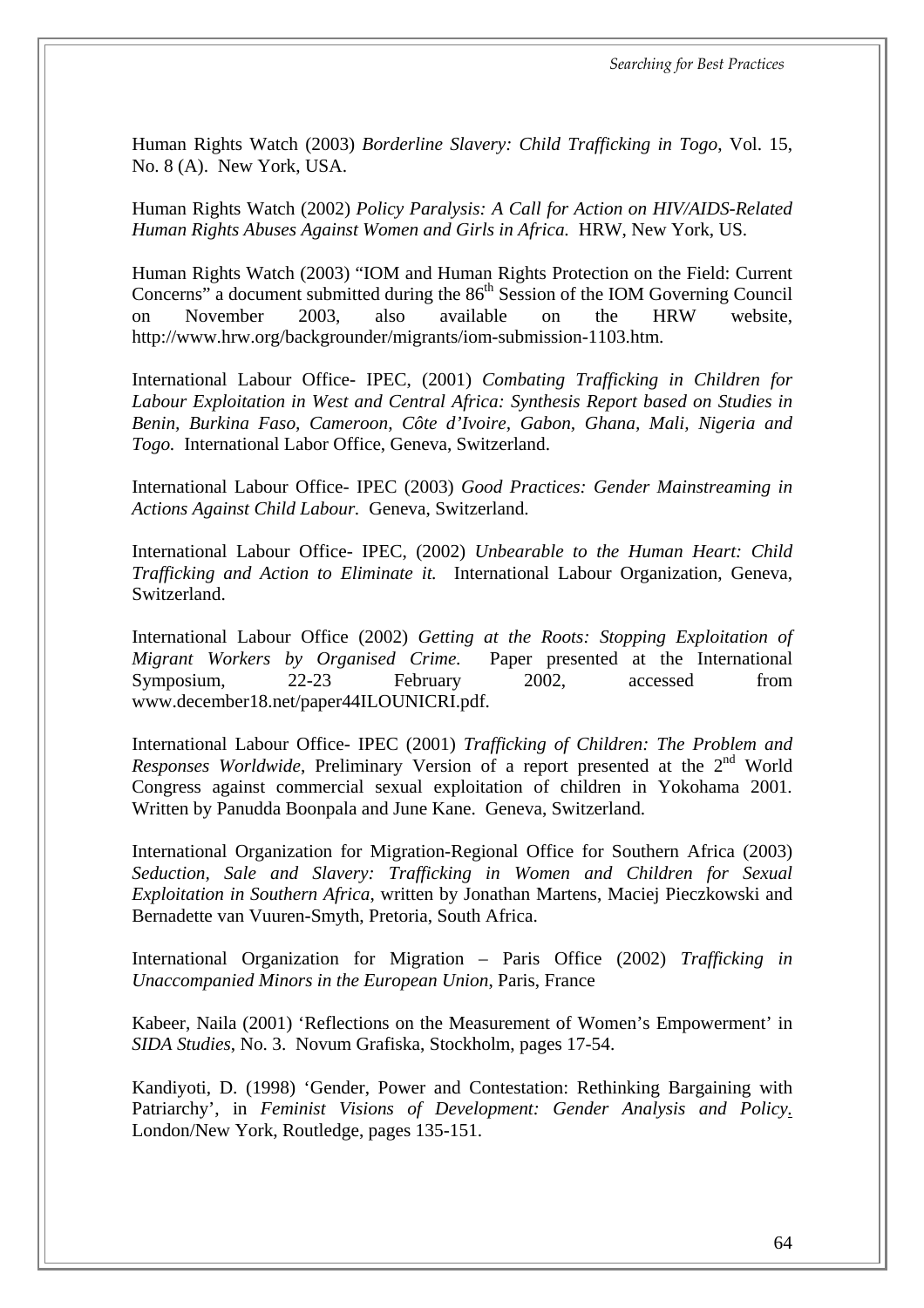Human Rights Watch (2003) *Borderline Slavery: Child Trafficking in Togo*, Vol. 15, No. 8 (A). New York, USA.

Human Rights Watch (2002) *Policy Paralysis: A Call for Action on HIV/AIDS-Related Human Rights Abuses Against Women and Girls in Africa.* HRW, New York, US.

Human Rights Watch (2003) "IOM and Human Rights Protection on the Field: Current Concerns" a document submitted during the 86th Session of the IOM Governing Council on November 2003, also available on the HRW website, http://www.hrw.org/backgrounder/migrants/iom-submission-1103.htm.

International Labour Office- IPEC, (2001) *Combating Trafficking in Children for Labour Exploitation in West and Central Africa: Synthesis Report based on Studies in Benin, Burkina Faso, Cameroon, Côte d'Ivoire, Gabon, Ghana, Mali, Nigeria and Togo.* International Labor Office, Geneva, Switzerland.

International Labour Office- IPEC (2003) *Good Practices: Gender Mainstreaming in Actions Against Child Labour.* Geneva, Switzerland.

International Labour Office- IPEC, (2002) *Unbearable to the Human Heart: Child Trafficking and Action to Eliminate it.* International Labour Organization, Geneva, Switzerland.

International Labour Office (2002) *Getting at the Roots: Stopping Exploitation of Migrant Workers by Organised Crime.* Paper presented at the International Symposium, 22-23 February 2002, accessed from www.december18.net/paper44ILOUNICRI.pdf.

International Labour Office- IPEC (2001) *Trafficking of Children: The Problem and Responses Worldwide*, Preliminary Version of a report presented at the 2nd World Congress against commercial sexual exploitation of children in Yokohama 2001. Written by Panudda Boonpala and June Kane. Geneva, Switzerland.

International Organization for Migration-Regional Office for Southern Africa (2003) *Seduction, Sale and Slavery: Trafficking in Women and Children for Sexual Exploitation in Southern Africa*, written by Jonathan Martens, Maciej Pieczkowski and Bernadette van Vuuren-Smyth, Pretoria, South Africa.

International Organization for Migration – Paris Office (2002) *Trafficking in Unaccompanied Minors in the European Union*, Paris, France

Kabeer, Naila (2001) 'Reflections on the Measurement of Women's Empowerment' in *SIDA Studies*, No. 3. Novum Grafiska, Stockholm, pages 17-54.

Kandiyoti, D. (1998) 'Gender, Power and Contestation: Rethinking Bargaining with Patriarchy', in *Feminist Visions of Development: Gender Analysis and Policy*. London/New York, Routledge, pages 135-151.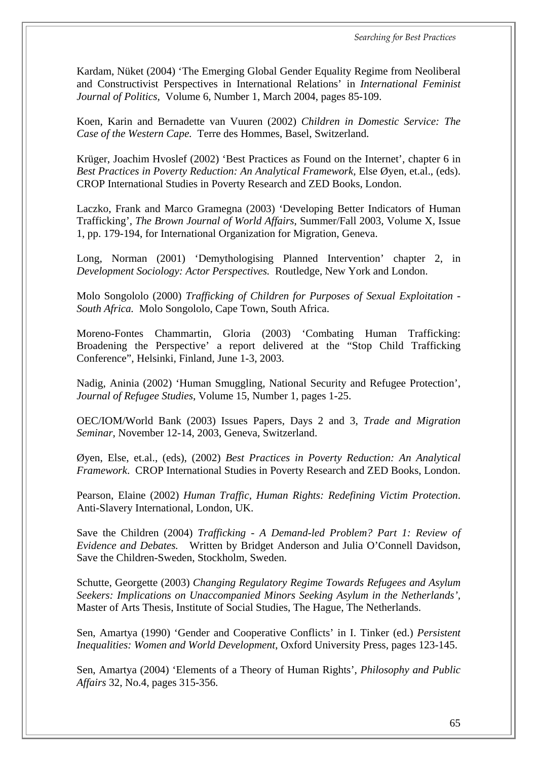Kardam, Nüket (2004) 'The Emerging Global Gender Equality Regime from Neoliberal and Constructivist Perspectives in International Relations' in *International Feminist Journal of Politics*, Volume 6, Number 1, March 2004, pages 85-109.

Koen, Karin and Bernadette van Vuuren (2002) *Children in Domestic Service: The Case of the Western Cape.* Terre des Hommes, Basel, Switzerland.

Krüger, Joachim Hvoslef (2002) 'Best Practices as Found on the Internet', chapter 6 in *Best Practices in Poverty Reduction: An Analytical Framework,* Else Øyen, et.al., (eds). CROP International Studies in Poverty Research and ZED Books, London.

Laczko, Frank and Marco Gramegna (2003) 'Developing Better Indicators of Human Trafficking', *The Brown Journal of World Affairs*, Summer/Fall 2003, Volume X, Issue 1, pp. 179-194, for International Organization for Migration, Geneva.

Long, Norman (2001) 'Demythologising Planned Intervention' chapter 2, in *Development Sociology: Actor Perspectives.* Routledge, New York and London.

Molo Songololo (2000) *Trafficking of Children for Purposes of Sexual Exploitation - South Africa.* Molo Songololo, Cape Town, South Africa.

Moreno-Fontes Chammartin, Gloria (2003) 'Combating Human Trafficking: Broadening the Perspective' a report delivered at the "Stop Child Trafficking Conference", Helsinki, Finland, June 1-3, 2003.

Nadig, Aninia (2002) 'Human Smuggling, National Security and Refugee Protection', *Journal of Refugee Studies*, Volume 15, Number 1, pages 1-25.

OEC/IOM/World Bank (2003) Issues Papers, Days 2 and 3, *Trade and Migration Seminar*, November 12-14, 2003, Geneva, Switzerland.

Øyen, Else, et.al., (eds), (2002) *Best Practices in Poverty Reduction: An Analytical Framework*. CROP International Studies in Poverty Research and ZED Books, London.

Pearson, Elaine (2002) *Human Traffic, Human Rights: Redefining Victim Protection*. Anti-Slavery International, London, UK.

Save the Children (2004) *Trafficking - A Demand-led Problem? Part 1: Review of Evidence and Debates.* Written by Bridget Anderson and Julia O'Connell Davidson, Save the Children-Sweden, Stockholm, Sweden.

Schutte, Georgette (2003) *Changing Regulatory Regime Towards Refugees and Asylum Seekers: Implications on Unaccompanied Minors Seeking Asylum in the Netherlands'*, Master of Arts Thesis, Institute of Social Studies, The Hague, The Netherlands.

Sen, Amartya (1990) 'Gender and Cooperative Conflicts' in I. Tinker (ed.) *Persistent Inequalities: Women and World Development*, Oxford University Press, pages 123-145.

Sen, Amartya (2004) 'Elements of a Theory of Human Rights', *Philosophy and Public Affairs* 32, No.4, pages 315-356.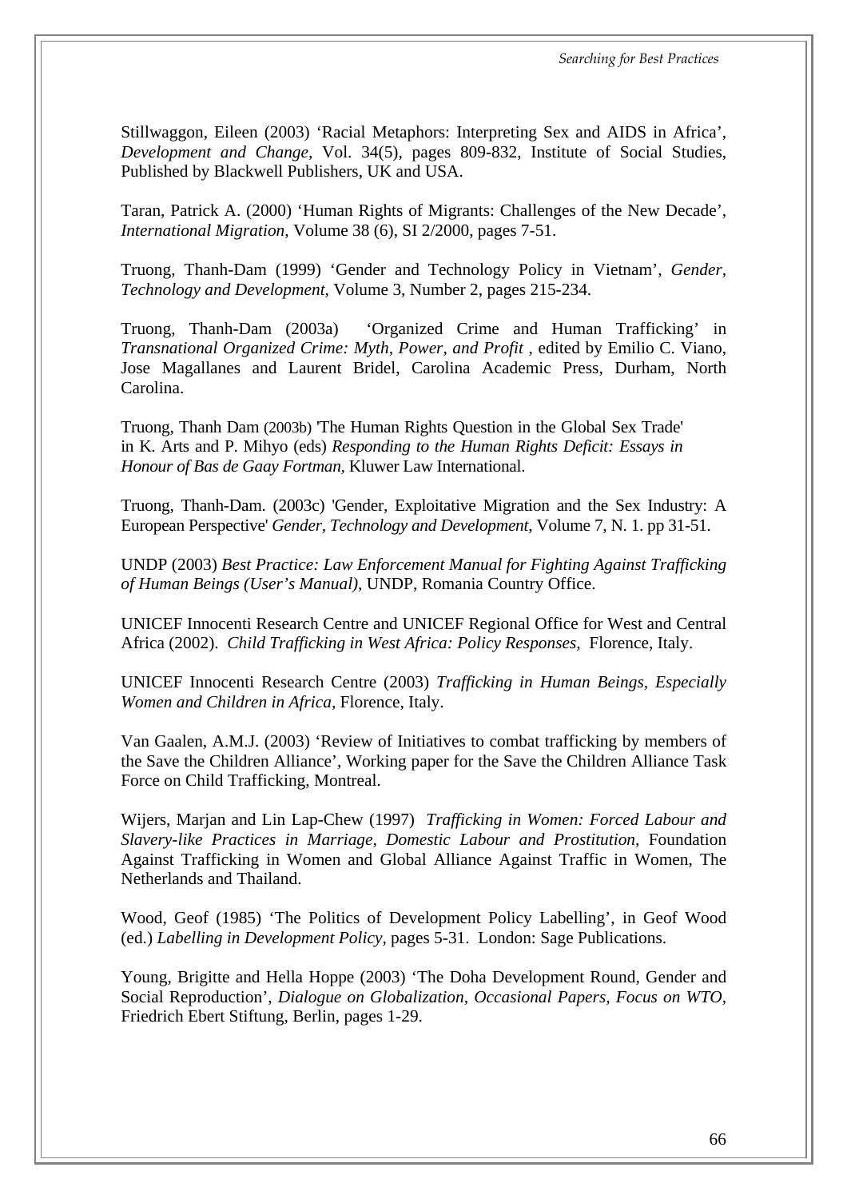Stillwaggon, Eileen (2003) 'Racial Metaphors: Interpreting Sex and AIDS in Africa', *Development and Change*, Vol. 34(5), pages 809-832, Institute of Social Studies, Published by Blackwell Publishers, UK and USA.

Taran, Patrick A. (2000) 'Human Rights of Migrants: Challenges of the New Decade', *International Migration*, Volume 38 (6), SI 2/2000, pages 7-51.

Truong, Thanh-Dam (1999) 'Gender and Technology Policy in Vietnam', *Gender, Technology and Development*, Volume 3, Number 2, pages 215-234.

Truong, Thanh-Dam (2003a) 'Organized Crime and Human Trafficking' in *Transnational Organized Crime: Myth, Power, and Profit* , edited by Emilio C. Viano, Jose Magallanes and Laurent Bridel, Carolina Academic Press, Durham, North Carolina.

Truong, Thanh Dam (2003b) 'The Human Rights Question in the Global Sex Trade' in K. Arts and P. Mihyo (eds) *Responding to the Human Rights Deficit: Essays in Honour of Bas de Gaay Fortman,* Kluwer Law International.

Truong, Thanh-Dam. (2003c) 'Gender, Exploitative Migration and the Sex Industry: A European Perspective' *Gender, Technology and Development*, Volume 7, N. 1. pp 31-51.

UNDP (2003) *Best Practice: Law Enforcement Manual for Fighting Against Trafficking of Human Beings (User's Manual),* UNDP, Romania Country Office.

UNICEF Innocenti Research Centre and UNICEF Regional Office for West and Central Africa (2002). *Child Trafficking in West Africa: Policy Responses,* Florence, Italy.

UNICEF Innocenti Research Centre (2003) *Trafficking in Human Beings, Especially Women and Children in Africa,* Florence, Italy.

Van Gaalen, A.M.J. (2003) 'Review of Initiatives to combat trafficking by members of the Save the Children Alliance', Working paper for the Save the Children Alliance Task Force on Child Trafficking, Montreal.

Wijers, Marjan and Lin Lap-Chew (1997) *Trafficking in Women: Forced Labour and Slavery-like Practices in Marriage, Domestic Labour and Prostitution,* Foundation Against Trafficking in Women and Global Alliance Against Traffic in Women, The Netherlands and Thailand.

Wood, Geof (1985) 'The Politics of Development Policy Labelling', in Geof Wood (ed.) *Labelling in Development Policy,* pages 5-31. London: Sage Publications.

Young, Brigitte and Hella Hoppe (2003) 'The Doha Development Round, Gender and Social Reproduction', *Dialogue on Globalization, Occasional Papers, Focus on WTO,* Friedrich Ebert Stiftung, Berlin, pages 1-29.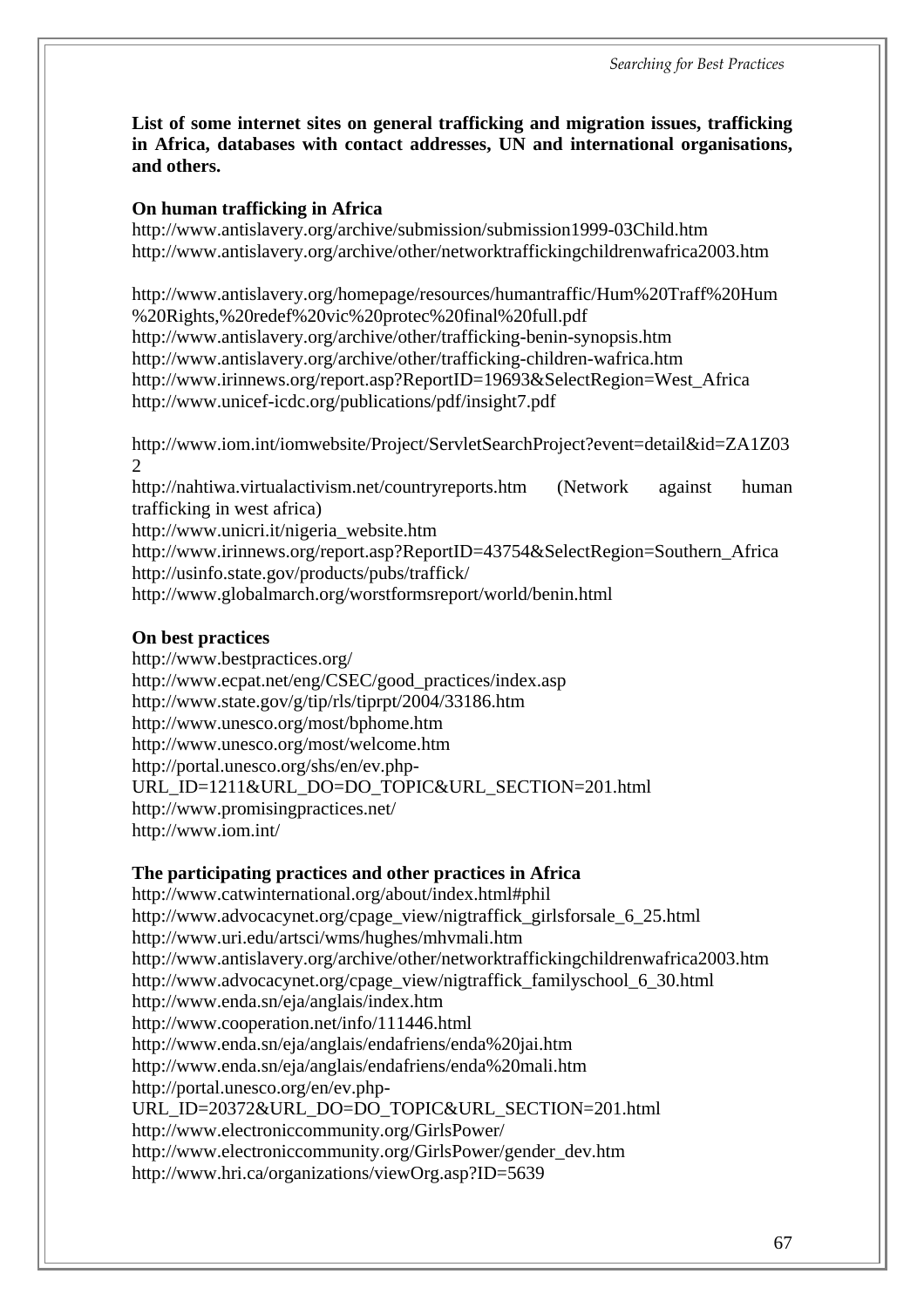**List of some internet sites on general trafficking and migration issues, trafficking in Africa, databases with contact addresses, UN and international organisations, and others.**

**On human trafficking in Africa**

http://www.antislavery.org/archive/submission/submission1999-03Child.htm
http://www.antislavery.org/archive/other/networktraffickingchildrenwafrica2003.htm

http://www.antislavery.org/homepage/resources/humantraffic/Hum%20Traff%20Hum%20Rights,%20redef%20vic%20protec%20final%20full.pdf
http://www.antislavery.org/archive/other/trafficking-benin-synopsis.htm
http://www.antislavery.org/archive/other/trafficking-children-wafrica.htm
http://www.irinnews.org/report.asp?ReportID=19693&SelectRegion=West_Africa
http://www.unicef-icdc.org/publications/pdf/insight7.pdf

http://www.iom.int/iomwebsite/Project/ServletSearchProject?event=detail&id=ZA1Z032
http://nahtiwa.virtualactivism.net/countryreports.htm (Network against human trafficking in west africa)
http://www.unicri.it/nigeria_website.htm
http://www.irinnews.org/report.asp?ReportID=43754&SelectRegion=Southern_Africa
http://usinfo.state.gov/products/pubs/traffick/
http://www.globalmarch.org/worstformsreport/world/benin.html

**On best practices**

http://www.bestpractices.org/
http://www.ecpat.net/eng/CSEC/good_practices/index.asp
http://www.state.gov/g/tip/rls/tiprpt/2004/33186.htm
http://www.unesco.org/most/bphome.htm
http://www.unesco.org/most/welcome.htm
http://portal.unesco.org/shs/en/ev.php-URL_ID=1211&URL_DO=DO_TOPIC&URL_SECTION=201.html
http://www.promisingpractices.net/
http://www.iom.int/

**The participating practices and other practices in Africa**

http://www.catwinternational.org/about/index.html#phil
http://www.advocacynet.org/cpage_view/nigtraffick_girlsforsale_6_25.html
http://www.uri.edu/artsci/wms/hughes/mhvmali.htm
http://www.antislavery.org/archive/other/networktraffickingchildrenwafrica2003.htm
http://www.advocacynet.org/cpage_view/nigtraffick_familyschool_6_30.html
http://www.enda.sn/eja/anglais/index.htm
http://www.cooperation.net/info/111446.html
http://www.enda.sn/eja/anglais/endafriens/enda%20jai.htm
http://www.enda.sn/eja/anglais/endafriens/enda%20mali.htm
http://portal.unesco.org/en/ev.php-URL_ID=20372&URL_DO=DO_TOPIC&URL_SECTION=201.html
http://www.electroniccommunity.org/GirlsPower/
http://www.electroniccommunity.org/GirlsPower/gender_dev.htm
http://www.hri.ca/organizations/viewOrg.asp?ID=5639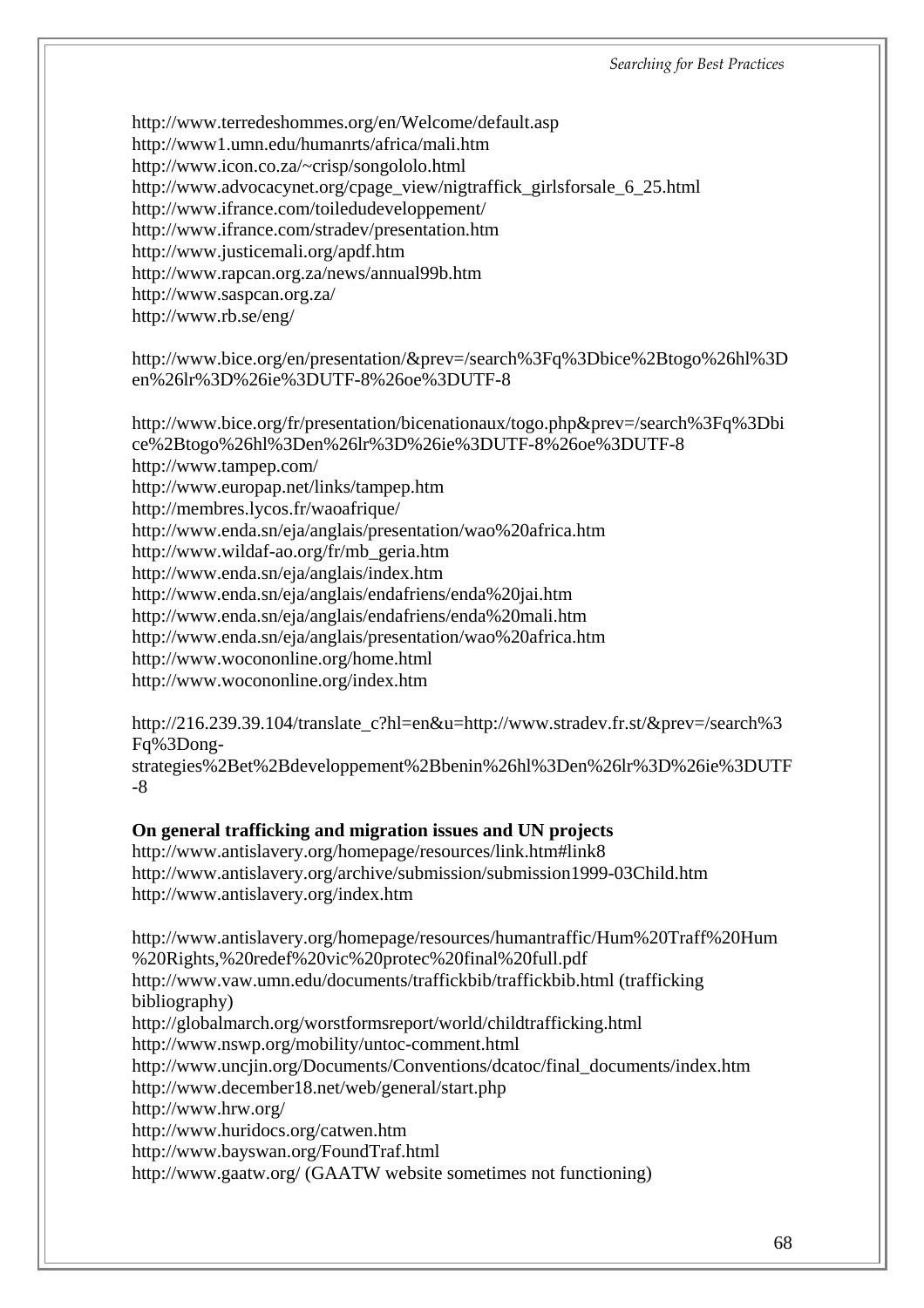http://www.terredeshommes.org/en/Welcome/default.asp
http://www1.umn.edu/humanrts/africa/mali.htm
http://www.icon.co.za/~crisp/songololo.html
http://www.advocacynet.org/cpage_view/nigtraffick_girlsforsale_6_25.html
http://www.ifrance.com/toiledudeveloppement/
http://www.ifrance.com/stradev/presentation.htm
http://www.justicemali.org/apdf.htm
http://www.rapcan.org.za/news/annual99b.htm
http://www.saspcan.org.za/
http://www.rb.se/eng/

http://www.bice.org/en/presentation/&prev=/search%3Fq%3Dbice%2Btogo%26hl%3Den%26lr%3D%26ie%3DUTF-8%26oe%3DUTF-8

http://www.bice.org/fr/presentation/bicenationaux/togo.php&prev=/search%3Fq%3Dbice%2Btogo%26hl%3Den%26lr%3D%26ie%3DUTF-8%26oe%3DUTF-8
http://www.tampep.com/
http://www.europap.net/links/tampep.htm
http://membres.lycos.fr/waoafrique/
http://www.enda.sn/eja/anglais/presentation/wao%20africa.htm
http://www.wildaf-ao.org/fr/mb_geria.htm
http://www.enda.sn/eja/anglais/index.htm
http://www.enda.sn/eja/anglais/endafriens/enda%20jai.htm
http://www.enda.sn/eja/anglais/endafriens/enda%20mali.htm
http://www.enda.sn/eja/anglais/presentation/wao%20africa.htm
http://www.wocononline.org/home.html
http://www.wocononline.org/index.htm

http://216.239.39.104/translate_c?hl=en&u=http://www.stradev.fr.st/&prev=/search%3Fq%3Dong-strategies%2Bet%2Bdeveloppement%2Bbenin%26hl%3Den%26lr%3D%26ie%3DUTF-8

**On general trafficking and migration issues and UN projects**
http://www.antislavery.org/homepage/resources/link.htm#link8
http://www.antislavery.org/archive/submission/submission1999-03Child.htm
http://www.antislavery.org/index.htm

http://www.antislavery.org/homepage/resources/humantraffic/Hum%20Traff%20Hum%20Rights,%20redef%20vic%20protec%20final%20full.pdf
http://www.vaw.umn.edu/documents/traffickbib/traffickbib.html (trafficking bibliography)
http://globalmarch.org/worstformsreport/world/childtrafficking.html
http://www.nswp.org/mobility/untoc-comment.html
http://www.uncjin.org/Documents/Conventions/dcatoc/final_documents/index.htm
http://www.december18.net/web/general/start.php
http://www.hrw.org/
http://www.huridocs.org/catwen.htm
http://www.bayswan.org/FoundTraf.html
http://www.gaatw.org/ (GAATW website sometimes not functioning)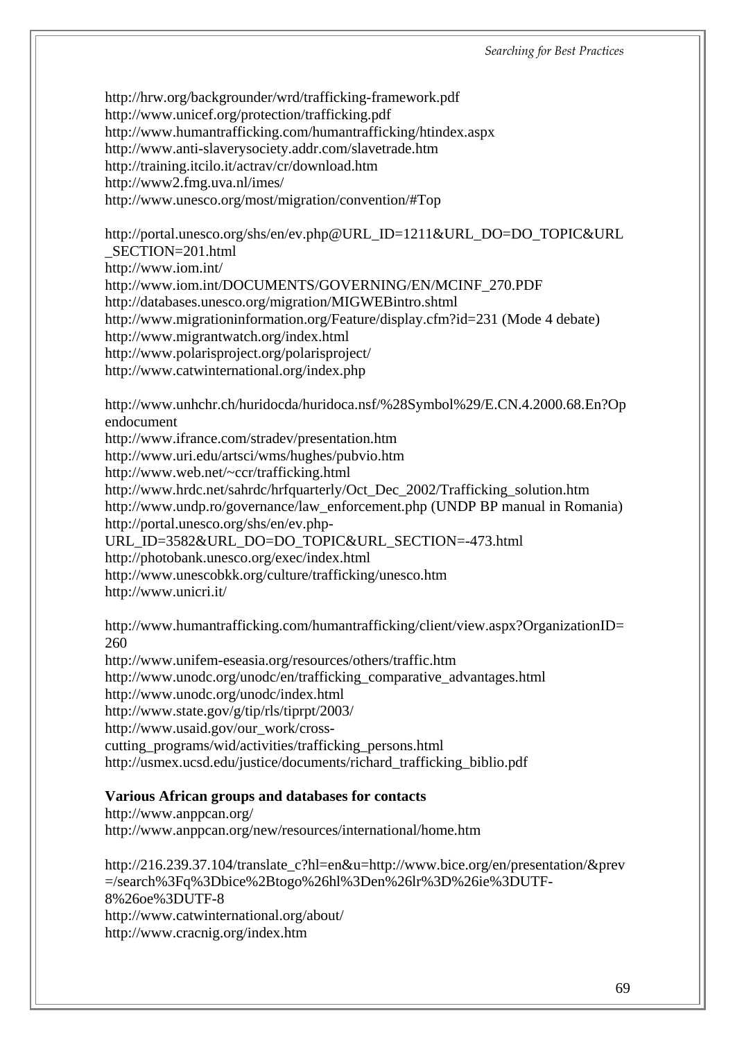http://hrw.org/backgrounder/wrd/trafficking-framework.pdf
http://www.unicef.org/protection/trafficking.pdf
http://www.humantrafficking.com/humantrafficking/htindex.aspx
http://www.anti-slaverysociety.addr.com/slavetrade.htm
http://training.itcilo.it/actrav/cr/download.htm
http://www2.fmg.uva.nl/imes/
http://www.unesco.org/most/migration/convention/#Top

http://portal.unesco.org/shs/en/ev.php@URL_ID=1211&URL_DO=DO_TOPIC&URL_SECTION=201.html
http://www.iom.int/
http://www.iom.int/DOCUMENTS/GOVERNING/EN/MCINF_270.PDF
http://databases.unesco.org/migration/MIGWEBintro.shtml
http://www.migrationinformation.org/Feature/display.cfm?id=231 (Mode 4 debate)
http://www.migrantwatch.org/index.html
http://www.polarisproject.org/polarisproject/
http://www.catwinternational.org/index.php

http://www.unhchr.ch/huridocda/huridoca.nsf/%28Symbol%29/E.CN.4.2000.68.En?Opendocument
http://www.ifrance.com/stradev/presentation.htm
http://www.uri.edu/artsci/wms/hughes/pubvio.htm
http://www.web.net/~ccr/trafficking.html
http://www.hrdc.net/sahrdc/hrfquarterly/Oct_Dec_2002/Trafficking_solution.htm
http://www.undp.ro/governance/law_enforcement.php (UNDP BP manual in Romania)
http://portal.unesco.org/shs/en/ev.php-URL_ID=3582&URL_DO=DO_TOPIC&URL_SECTION=-473.html
http://photobank.unesco.org/exec/index.html
http://www.unescobkk.org/culture/trafficking/unesco.htm
http://www.unicri.it/

http://www.humantrafficking.com/humantrafficking/client/view.aspx?OrganizationID=260
http://www.unifem-eseasia.org/resources/others/traffic.htm
http://www.unodc.org/unodc/en/trafficking_comparative_advantages.html
http://www.unodc.org/unodc/index.html
http://www.state.gov/g/tip/rls/tiprpt/2003/
http://www.usaid.gov/our_work/cross-cutting_programs/wid/activities/trafficking_persons.html
http://usmex.ucsd.edu/justice/documents/richard_trafficking_biblio.pdf

**Various African groups and databases for contacts**

http://www.anppcan.org/
http://www.anppcan.org/new/resources/international/home.htm

http://216.239.37.104/translate_c?hl=en&u=http://www.bice.org/en/presentation/&prev=/search%3Fq%3Dbice%2Btogo%26hl%3Den%26lr%3D%26ie%3DUTF-8%26oe%3DUTF-8
http://www.catwinternational.org/about/
http://www.cracnig.org/index.htm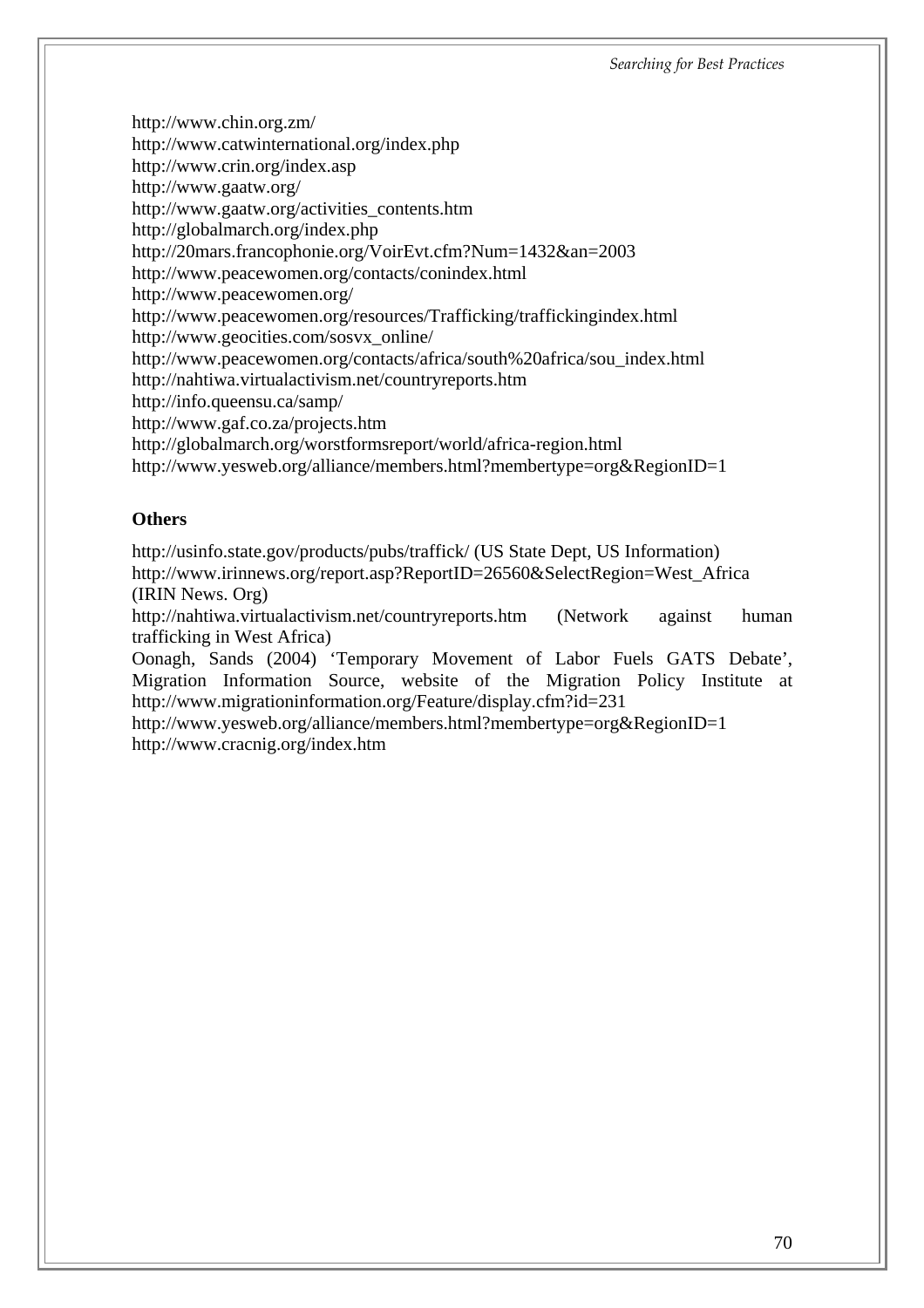http://www.chin.org.zm/
http://www.catwinternational.org/index.php
http://www.crin.org/index.asp
http://www.gaatw.org/
http://www.gaatw.org/activities_contents.htm
http://globalmarch.org/index.php
http://20mars.francophonie.org/VoirEvt.cfm?Num=1432&an=2003
http://www.peacewomen.org/contacts/conindex.html
http://www.peacewomen.org/
http://www.peacewomen.org/resources/Trafficking/traffickingindex.html
http://www.geocities.com/sosvx_online/
http://www.peacewomen.org/contacts/africa/south%20africa/sou_index.html
http://nahtiwa.virtualactivism.net/countryreports.htm
http://info.queensu.ca/samp/
http://www.gaf.co.za/projects.htm
http://globalmarch.org/worstformsreport/world/africa-region.html
http://www.yesweb.org/alliance/members.html?membertype=org&RegionID=1

**Others**

http://usinfo.state.gov/products/pubs/traffick/ (US State Dept, US Information)
http://www.irinnews.org/report.asp?ReportID=26560&SelectRegion=West_Africa (IRIN News. Org)
http://nahtiwa.virtualactivism.net/countryreports.htm (Network against human trafficking in West Africa)
Oonagh, Sands (2004) 'Temporary Movement of Labor Fuels GATS Debate', Migration Information Source, website of the Migration Policy Institute at http://www.migrationinformation.org/Feature/display.cfm?id=231
http://www.yesweb.org/alliance/members.html?membertype=org&RegionID=1
http://www.cracnig.org/index.htm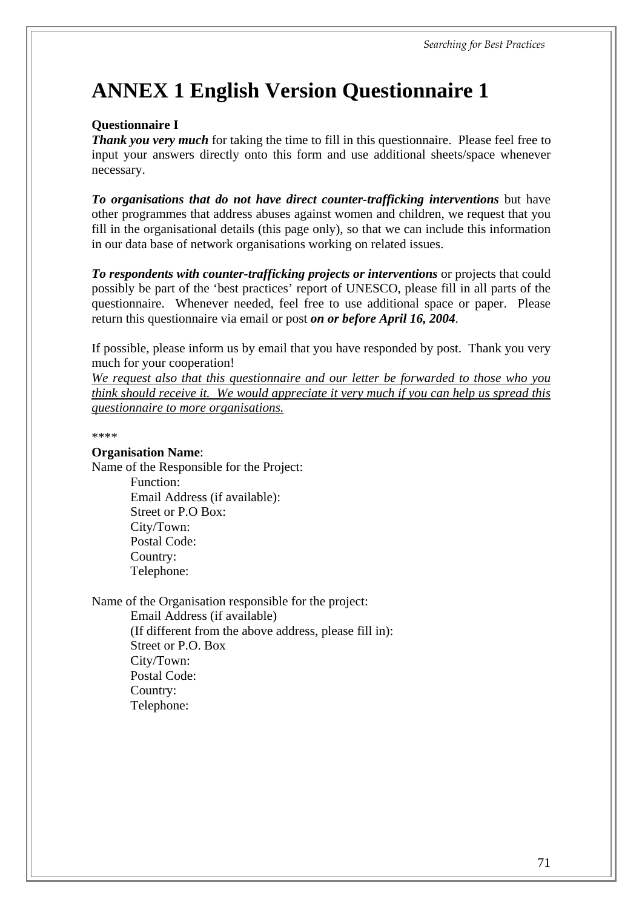# ANNEX 1 English Version Questionnaire 1

**Questionnaire I**

***Thank you very much*** for taking the time to fill in this questionnaire. Please feel free to input your answers directly onto this form and use additional sheets/space whenever necessary.

***To organisations that do not have direct counter-trafficking interventions*** but have other programmes that address abuses against women and children, we request that you fill in the organisational details (this page only), so that we can include this information in our data base of network organisations working on related issues.

***To respondents with counter-trafficking projects or interventions*** or projects that could possibly be part of the 'best practices' report of UNESCO, please fill in all parts of the questionnaire. Whenever needed, feel free to use additional space or paper. Please return this questionnaire via email or post ***on or before April 16, 2004***.

If possible, please inform us by email that you have responded by post. Thank you very much for your cooperation!

<u>*We request also that this questionnaire and our letter be forwarded to those who you think should receive it. We would appreciate it very much if you can help us spread this questionnaire to more organisations.*</u>

****

**Organisation Name**:

Name of the Responsible for the Project:

Function:
Email Address (if available):
Street or P.O Box:
City/Town:
Postal Code:
Country:
Telephone:

Name of the Organisation responsible for the project:

Email Address (if available)
(If different from the above address, please fill in):
Street or P.O. Box
City/Town:
Postal Code:
Country:
Telephone: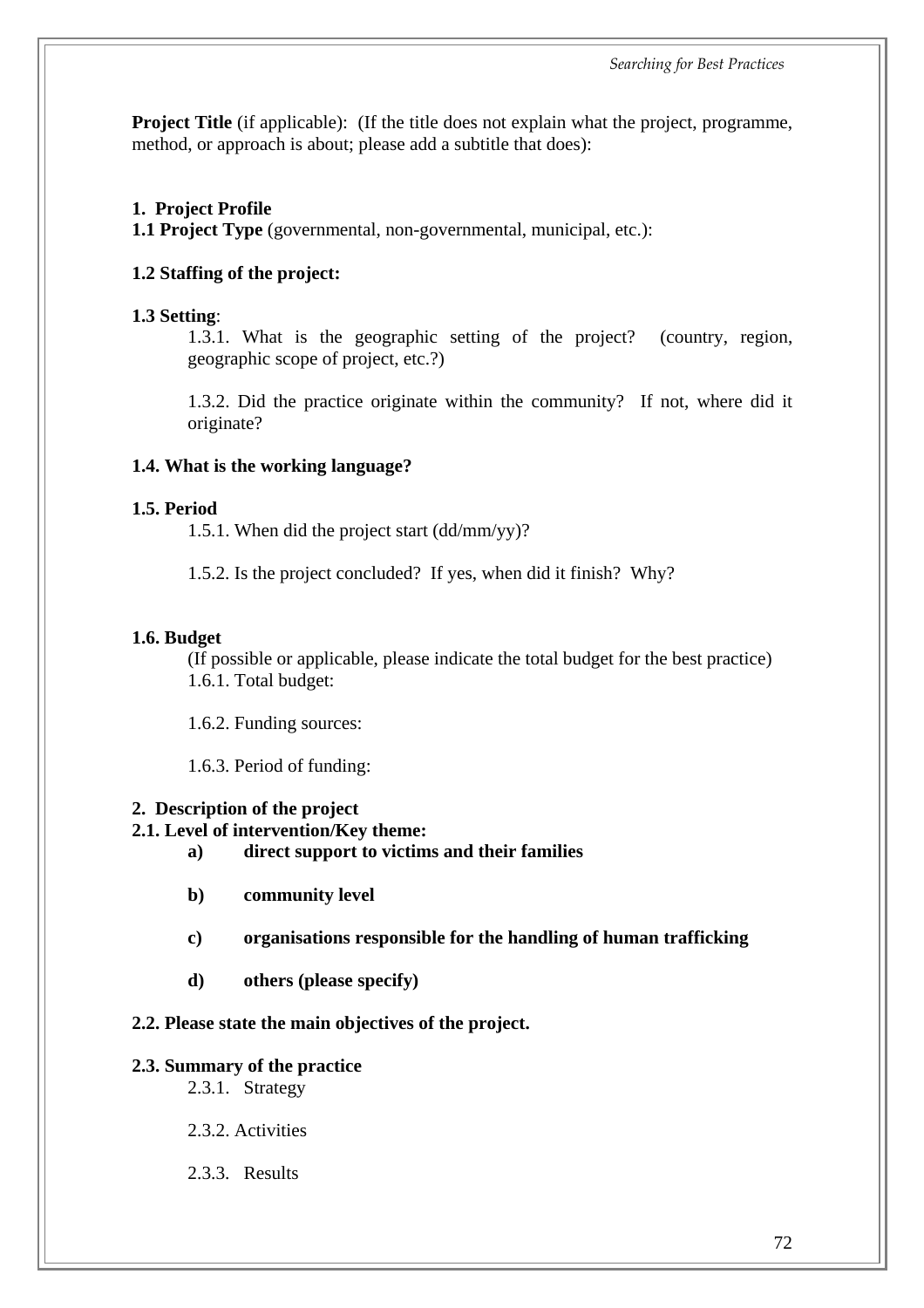**Project Title** (if applicable): (If the title does not explain what the project, programme, method, or approach is about; please add a subtitle that does):

**1. Project Profile**

**1.1 Project Type** (governmental, non-governmental, municipal, etc.):

**1.2 Staffing of the project:**

**1.3 Setting**:

1.3.1. What is the geographic setting of the project? (country, region, geographic scope of project, etc.?)

1.3.2. Did the practice originate within the community? If not, where did it originate?

**1.4. What is the working language?**

**1.5. Period**

1.5.1. When did the project start (dd/mm/yy)?

1.5.2. Is the project concluded? If yes, when did it finish? Why?

**1.6. Budget**

(If possible or applicable, please indicate the total budget for the best practice)

1.6.1. Total budget:

1.6.2. Funding sources:

1.6.3. Period of funding:

**2. Description of the project**

**2.1. Level of intervention/Key theme:**

**a) direct support to victims and their families**

**b) community level**

**c) organisations responsible for the handling of human trafficking**

**d) others (please specify)**

**2.2. Please state the main objectives of the project.**

**2.3. Summary of the practice**

2.3.1. Strategy

2.3.2. Activities

2.3.3. Results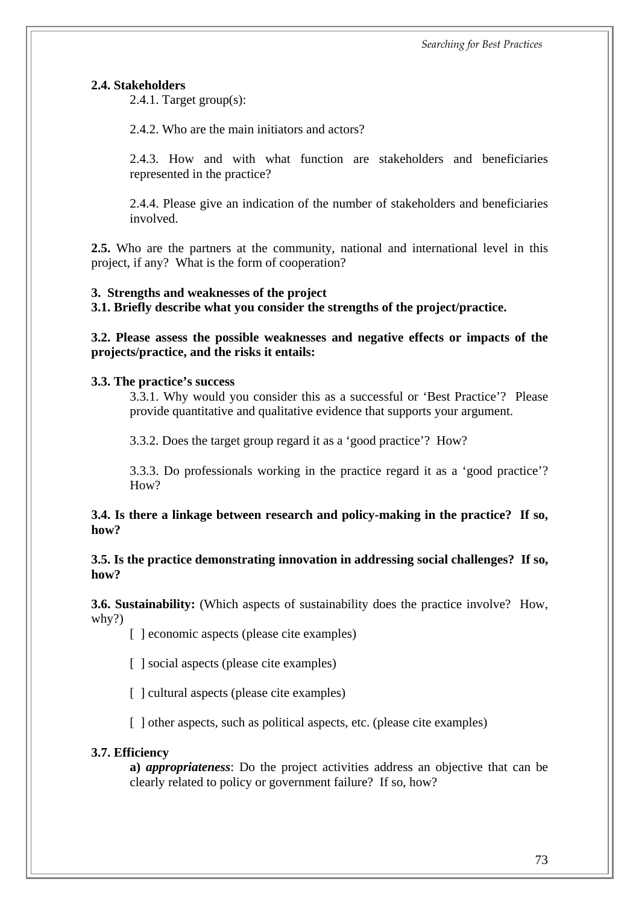**2.4. Stakeholders**

2.4.1. Target group(s):

2.4.2. Who are the main initiators and actors?

2.4.3. How and with what function are stakeholders and beneficiaries represented in the practice?

2.4.4. Please give an indication of the number of stakeholders and beneficiaries involved.

**2.5.** Who are the partners at the community, national and international level in this project, if any? What is the form of cooperation?

**3. Strengths and weaknesses of the project**

**3.1. Briefly describe what you consider the strengths of the project/practice.**

**3.2. Please assess the possible weaknesses and negative effects or impacts of the projects/practice, and the risks it entails:**

**3.3. The practice's success**

3.3.1. Why would you consider this as a successful or 'Best Practice'? Please provide quantitative and qualitative evidence that supports your argument.

3.3.2. Does the target group regard it as a 'good practice'? How?

3.3.3. Do professionals working in the practice regard it as a 'good practice'? How?

**3.4. Is there a linkage between research and policy-making in the practice? If so, how?**

**3.5. Is the practice demonstrating innovation in addressing social challenges? If so, how?**

**3.6. Sustainability:** (Which aspects of sustainability does the practice involve? How, why?)

[ ] economic aspects (please cite examples)

[ ] social aspects (please cite examples)

[ ] cultural aspects (please cite examples)

[ ] other aspects, such as political aspects, etc. (please cite examples)

**3.7. Efficiency**

**a)** ***appropriateness***: Do the project activities address an objective that can be clearly related to policy or government failure? If so, how?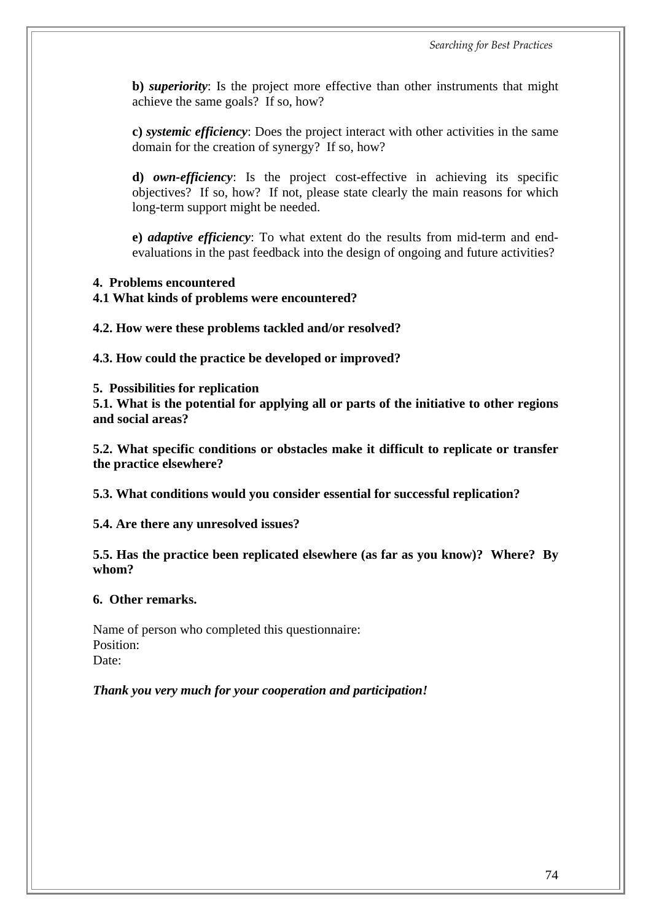**b)** ***superiority***: Is the project more effective than other instruments that might achieve the same goals? If so, how?

**c)** ***systemic efficiency***: Does the project interact with other activities in the same domain for the creation of synergy? If so, how?

**d)** ***own-efficiency***: Is the project cost-effective in achieving its specific objectives? If so, how? If not, please state clearly the main reasons for which long-term support might be needed.

**e)** ***adaptive efficiency***: To what extent do the results from mid-term and end-evaluations in the past feedback into the design of ongoing and future activities?

**4. Problems encountered**

**4.1 What kinds of problems were encountered?**

**4.2. How were these problems tackled and/or resolved?**

**4.3. How could the practice be developed or improved?**

**5. Possibilities for replication**

**5.1. What is the potential for applying all or parts of the initiative to other regions and social areas?**

**5.2. What specific conditions or obstacles make it difficult to replicate or transfer the practice elsewhere?**

**5.3. What conditions would you consider essential for successful replication?**

**5.4. Are there any unresolved issues?**

**5.5. Has the practice been replicated elsewhere (as far as you know)? Where? By whom?**

**6. Other remarks.**

Name of person who completed this questionnaire:
Position:
Date:

***Thank you very much for your cooperation and participation!***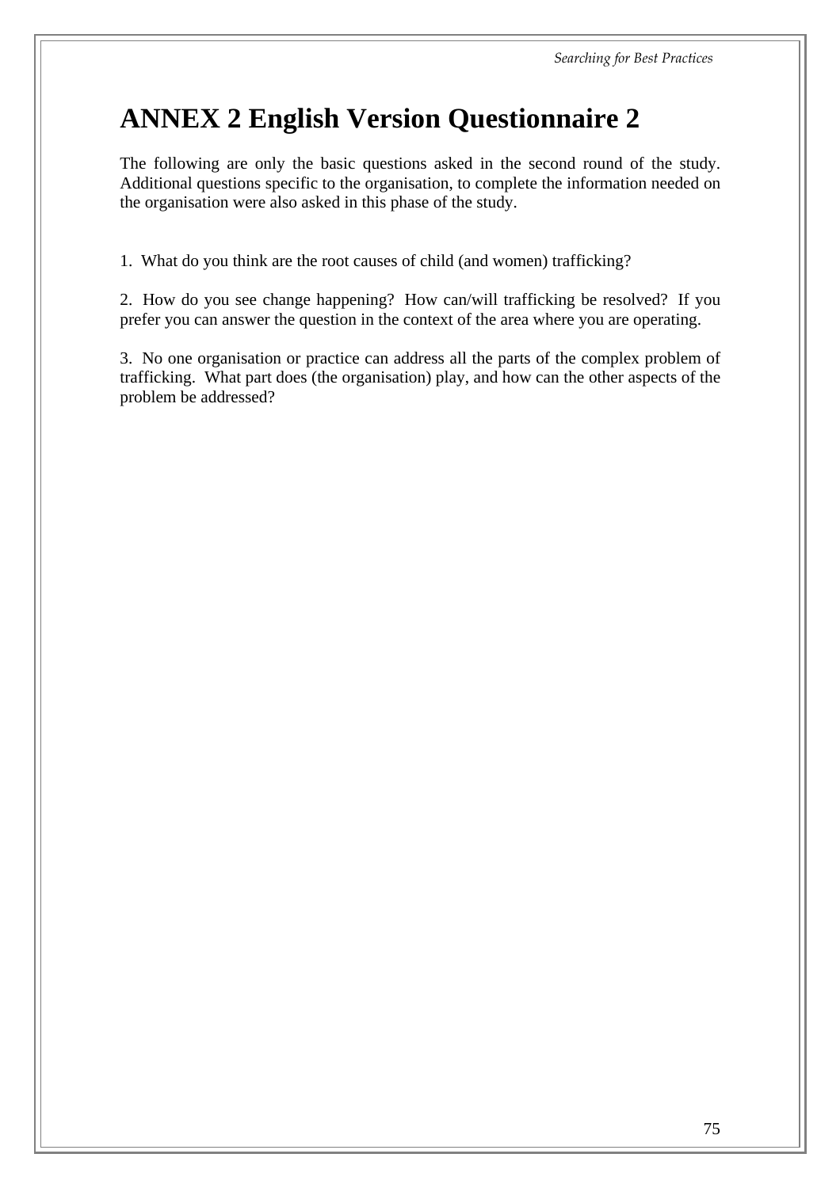# ANNEX 2 English Version Questionnaire 2

The following are only the basic questions asked in the second round of the study. Additional questions specific to the organisation, to complete the information needed on the organisation were also asked in this phase of the study.

1. What do you think are the root causes of child (and women) trafficking?

2. How do you see change happening? How can/will trafficking be resolved? If you prefer you can answer the question in the context of the area where you are operating.

3. No one organisation or practice can address all the parts of the complex problem of trafficking. What part does (the organisation) play, and how can the other aspects of the problem be addressed?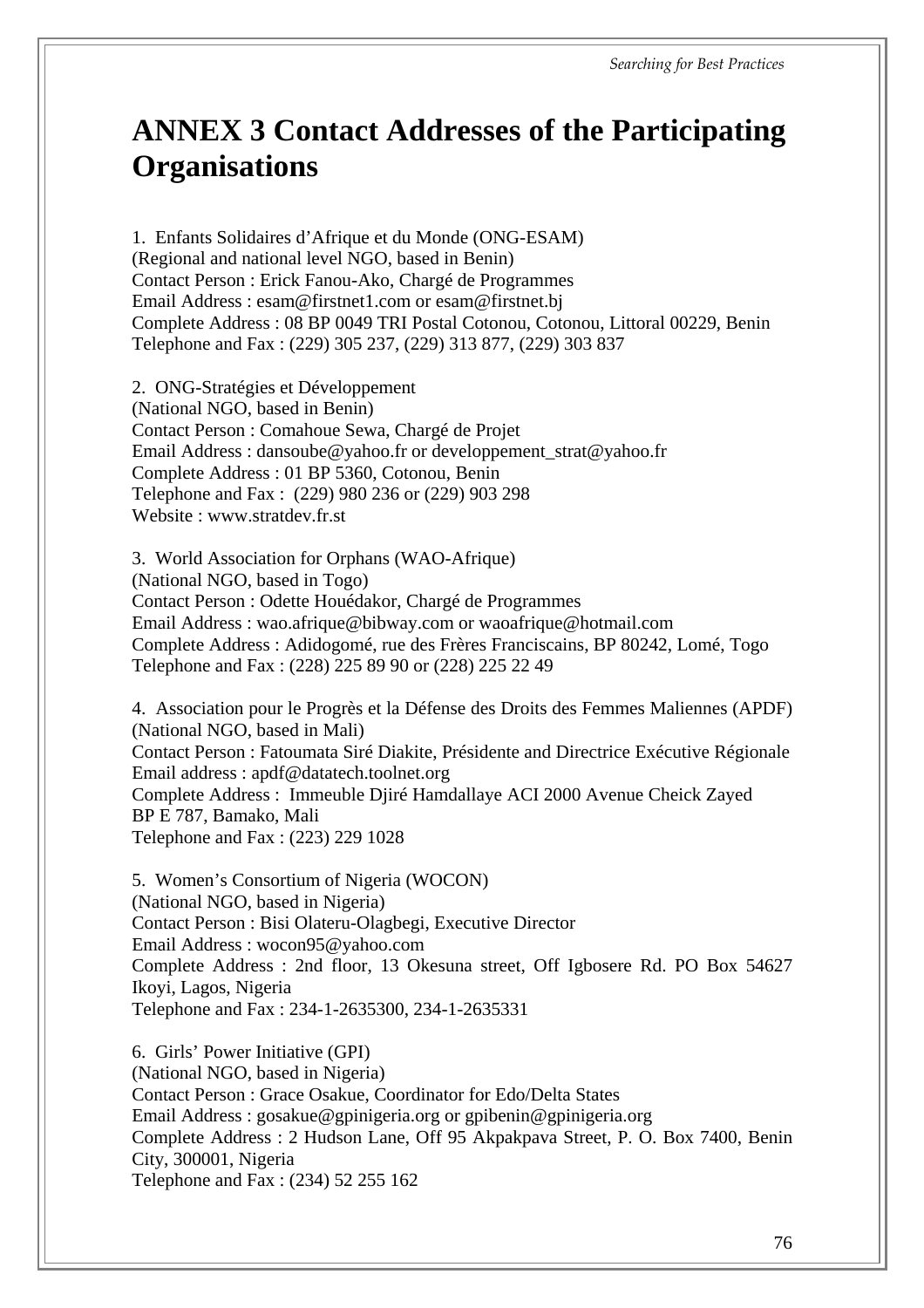# ANNEX 3 Contact Addresses of the Participating Organisations

1. Enfants Solidaires d'Afrique et du Monde (ONG-ESAM)
(Regional and national level NGO, based in Benin)
Contact Person : Erick Fanou-Ako, Chargé de Programmes
Email Address : esam@firstnet1.com or esam@firstnet.bj
Complete Address : 08 BP 0049 TRI Postal Cotonou, Cotonou, Littoral 00229, Benin
Telephone and Fax : (229) 305 237, (229) 313 877, (229) 303 837

2. ONG-Stratégies et Développement
(National NGO, based in Benin)
Contact Person : Comahoue Sewa, Chargé de Projet
Email Address : dansoube@yahoo.fr or developpement_strat@yahoo.fr
Complete Address : 01 BP 5360, Cotonou, Benin
Telephone and Fax : (229) 980 236 or (229) 903 298
Website : www.stratdev.fr.st

3. World Association for Orphans (WAO-Afrique)
(National NGO, based in Togo)
Contact Person : Odette Houédakor, Chargé de Programmes
Email Address : wao.afrique@bibway.com or waoafrique@hotmail.com
Complete Address : Adidogomé, rue des Frères Franciscains, BP 80242, Lomé, Togo
Telephone and Fax : (228) 225 89 90 or (228) 225 22 49

4. Association pour le Progrès et la Défense des Droits des Femmes Maliennes (APDF)
(National NGO, based in Mali)
Contact Person : Fatoumata Siré Diakite, Présidente and Directrice Exécutive Régionale
Email address : apdf@datatech.toolnet.org
Complete Address : Immeuble Djiré Hamdallaye ACI 2000 Avenue Cheick Zayed
BP E 787, Bamako, Mali
Telephone and Fax : (223) 229 1028

5. Women's Consortium of Nigeria (WOCON)
(National NGO, based in Nigeria)
Contact Person : Bisi Olateru-Olagbegi, Executive Director
Email Address : wocon95@yahoo.com
Complete Address : 2nd floor, 13 Okesuna street, Off Igbosere Rd. PO Box 54627 Ikoyi, Lagos, Nigeria
Telephone and Fax : 234-1-2635300, 234-1-2635331

6. Girls' Power Initiative (GPI)
(National NGO, based in Nigeria)
Contact Person : Grace Osakue, Coordinator for Edo/Delta States
Email Address : gosakue@gpinigeria.org or gpibenin@gpinigeria.org
Complete Address : 2 Hudson Lane, Off 95 Akpakpava Street, P. O. Box 7400, Benin City, 300001, Nigeria
Telephone and Fax : (234) 52 255 162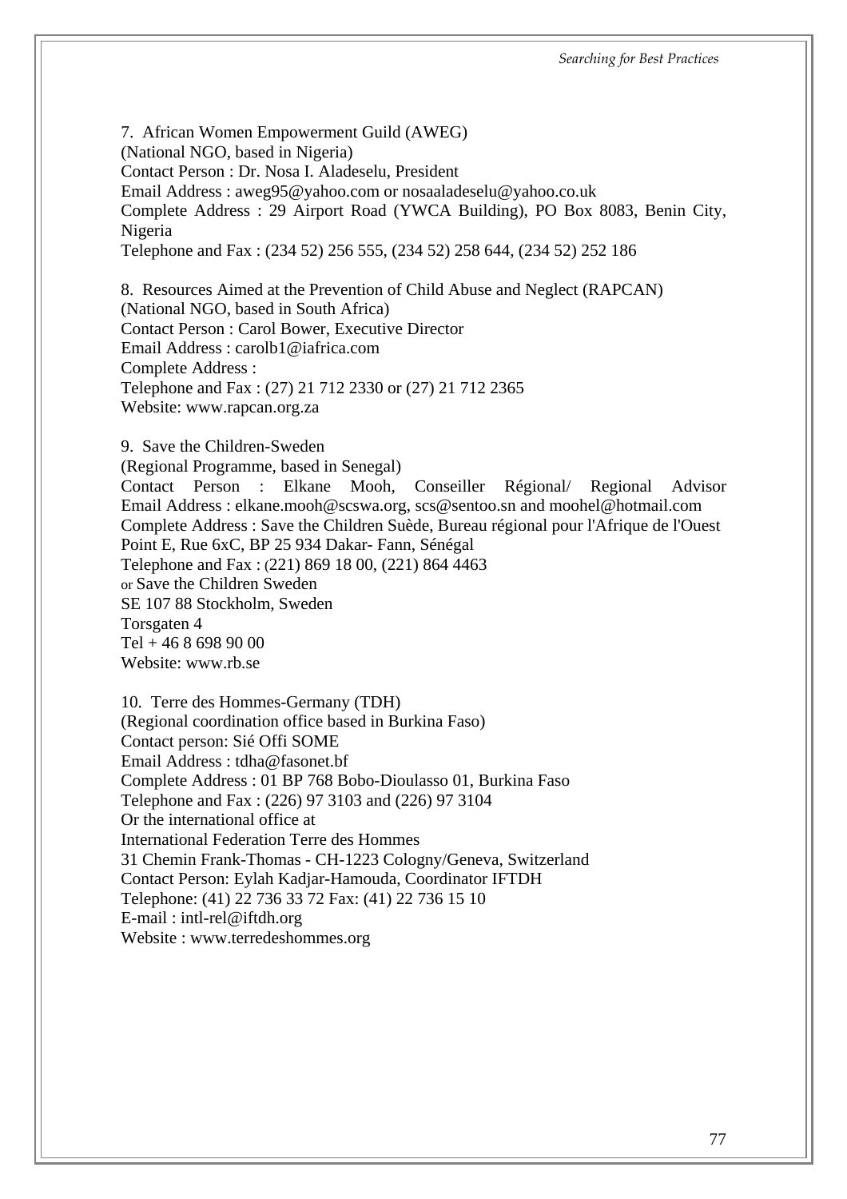7. African Women Empowerment Guild (AWEG)
(National NGO, based in Nigeria)
Contact Person : Dr. Nosa I. Aladeselu, President
Email Address : aweg95@yahoo.com or nosaaladeselu@yahoo.co.uk
Complete Address : 29 Airport Road (YWCA Building), PO Box 8083, Benin City, Nigeria
Telephone and Fax : (234 52) 256 555, (234 52) 258 644, (234 52) 252 186

8. Resources Aimed at the Prevention of Child Abuse and Neglect (RAPCAN)
(National NGO, based in South Africa)
Contact Person : Carol Bower, Executive Director
Email Address : carolb1@iafrica.com
Complete Address :
Telephone and Fax : (27) 21 712 2330 or (27) 21 712 2365
Website: www.rapcan.org.za

9. Save the Children-Sweden
(Regional Programme, based in Senegal)
Contact Person : Elkane Mooh, Conseiller Régional/ Regional Advisor
Email Address : elkane.mooh@scswa.org, scs@sentoo.sn and moohel@hotmail.com
Complete Address : Save the Children Suède, Bureau régional pour l'Afrique de l'Ouest Point E, Rue 6xC, BP 25 934 Dakar- Fann, Sénégal
Telephone and Fax : (221) 869 18 00, (221) 864 4463
or Save the Children Sweden
SE 107 88 Stockholm, Sweden
Torsgaten 4
Tel + 46 8 698 90 00
Website: www.rb.se

10. Terre des Hommes-Germany (TDH)
(Regional coordination office based in Burkina Faso)
Contact person: Sié Offi SOME
Email Address : tdha@fasonet.bf
Complete Address : 01 BP 768 Bobo-Dioulasso 01, Burkina Faso
Telephone and Fax : (226) 97 3103 and (226) 97 3104
Or the international office at
International Federation Terre des Hommes
31 Chemin Frank-Thomas - CH-1223 Cologny/Geneva, Switzerland
Contact Person: Eylah Kadjar-Hamouda, Coordinator IFTDH
Telephone: (41) 22 736 33 72 Fax: (41) 22 736 15 10
E-mail : intl-rel@iftdh.org
Website : www.terredeshommes.org